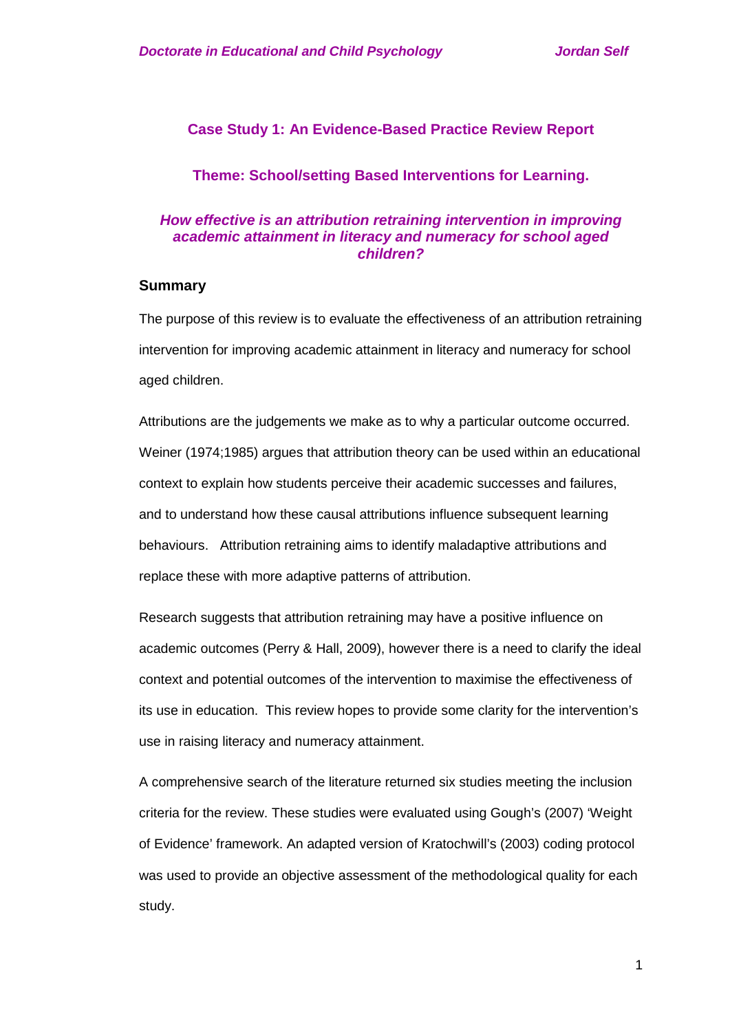## Case Study 1: An Evidence-Based Practice Review Report

### Theme: School/setting Based Interventions for Learning.

### *How effective is an attribution retraining intervention in improving academic attainment in literacy and numeracy for school aged children?*

### Summary

The purpose of this review is to evaluate the effectiveness of an attribution retraining intervention for improving academic attainment in literacy and numeracy for school aged children.

Attributions are the judgements we make as to why a particular outcome occurred. Weiner (1974;1985) argues that attribution theory can be used within an educational context to explain how students perceive their academic successes and failures, and to understand how these causal attributions influence subsequent learning behaviours. Attribution retraining aims to identify maladaptive attributions and replace these with more adaptive patterns of attribution.

Research suggests that attribution retraining may have a positive influence on academic outcomes (Perry & Hall, 2009), however there is a need to clarify the ideal context and potential outcomes of the intervention to maximise the effectiveness of its use in education. This review hopes to provide some clarity for the intervention's use in raising literacy and numeracy attainment.

A comprehensive search of the literature returned six studies meeting the inclusion criteria for the review. These studies were evaluated using Gough's (2007) 'Weight of Evidence' framework. An adapted version of Kratochwill's (2003) coding protocol was used to provide an objective assessment of the methodological quality for each study.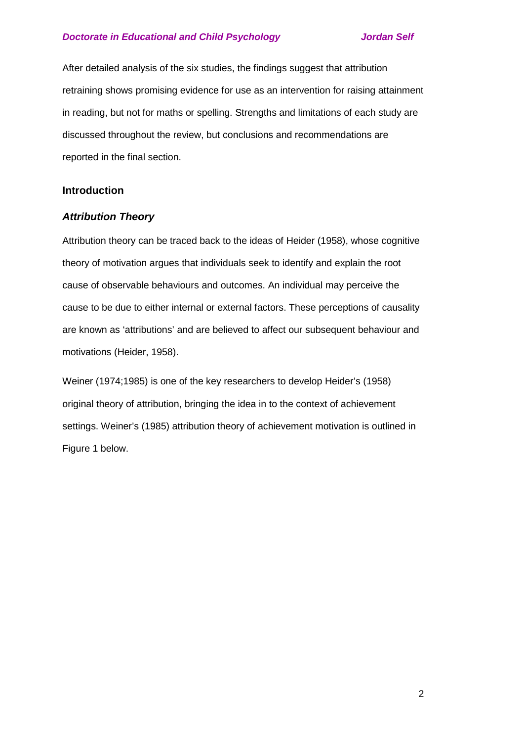After detailed analysis of the six studies, the findings suggest that attribution retraining shows promising evidence for use as an intervention for raising attainment in reading, but not for maths or spelling. Strengths and limitations of each study are discussed throughout the review, but conclusions and recommendations are reported in the final section.

## Introduction

### *Attribution Theory*

Attribution theory can be traced back to the ideas of Heider (1958), whose cognitive theory of motivation argues that individuals seek to identify and explain the root cause of observable behaviours and outcomes. An individual may perceive the cause to be due to either internal or external factors. These perceptions of causality are known as 'attributions' and are believed to affect our subsequent behaviour and motivations (Heider, 1958).

Weiner (1974;1985) is one of the key researchers to develop Heider's (1958) original theory of attribution, bringing the idea in to the context of achievement settings. Weiner's (1985) attribution theory of achievement motivation is outlined in Figure 1 below.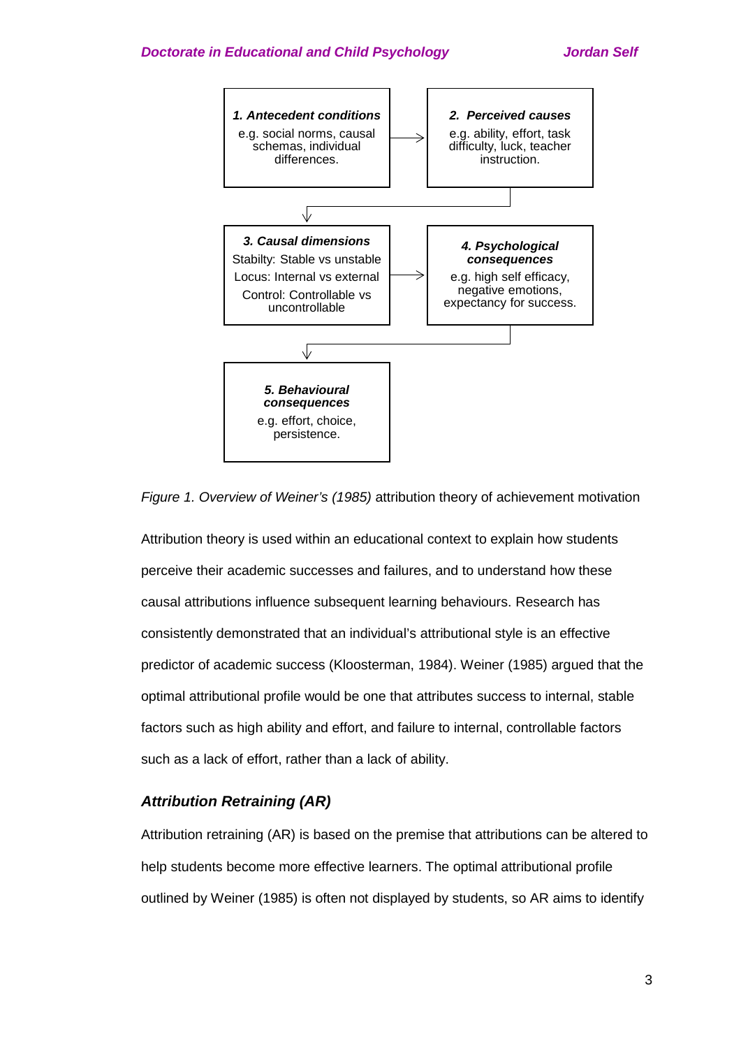**1. Antecedent conditions**

e.g. social norms, causal schemas, individual differences.

→

**2. Perceived causes**

e.g. ability, effort, task difficulty, luck, teacher instruction.

↓

**3. Causal dimensions**

Stabilty: Stable vs unstable

Locus: Internal vs external

Control: Controllable vs uncontrollable

→

**4. Psychological consequences**

e.g. high self efficacy, negative emotions, expectancy for success.

↓

**5. Behavioural consequences**

e.g. effort, choice, persistence.

*Figure 1. Overview of Weiner's (1985)* attribution theory of achievement motivation

Attribution theory is used within an educational context to explain how students perceive their academic successes and failures, and to understand how these causal attributions influence subsequent learning behaviours. Research has consistently demonstrated that an individual's attributional style is an effective predictor of academic success (Kloosterman, 1984). Weiner (1985) argued that the optimal attributional profile would be one that attributes success to internal, stable factors such as high ability and effort, and failure to internal, controllable factors such as a lack of effort, rather than a lack of ability.

### *Attribution Retraining (AR)*

Attribution retraining (AR) is based on the premise that attributions can be altered to help students become more effective learners. The optimal attributional profile outlined by Weiner (1985) is often not displayed by students, so AR aims to identify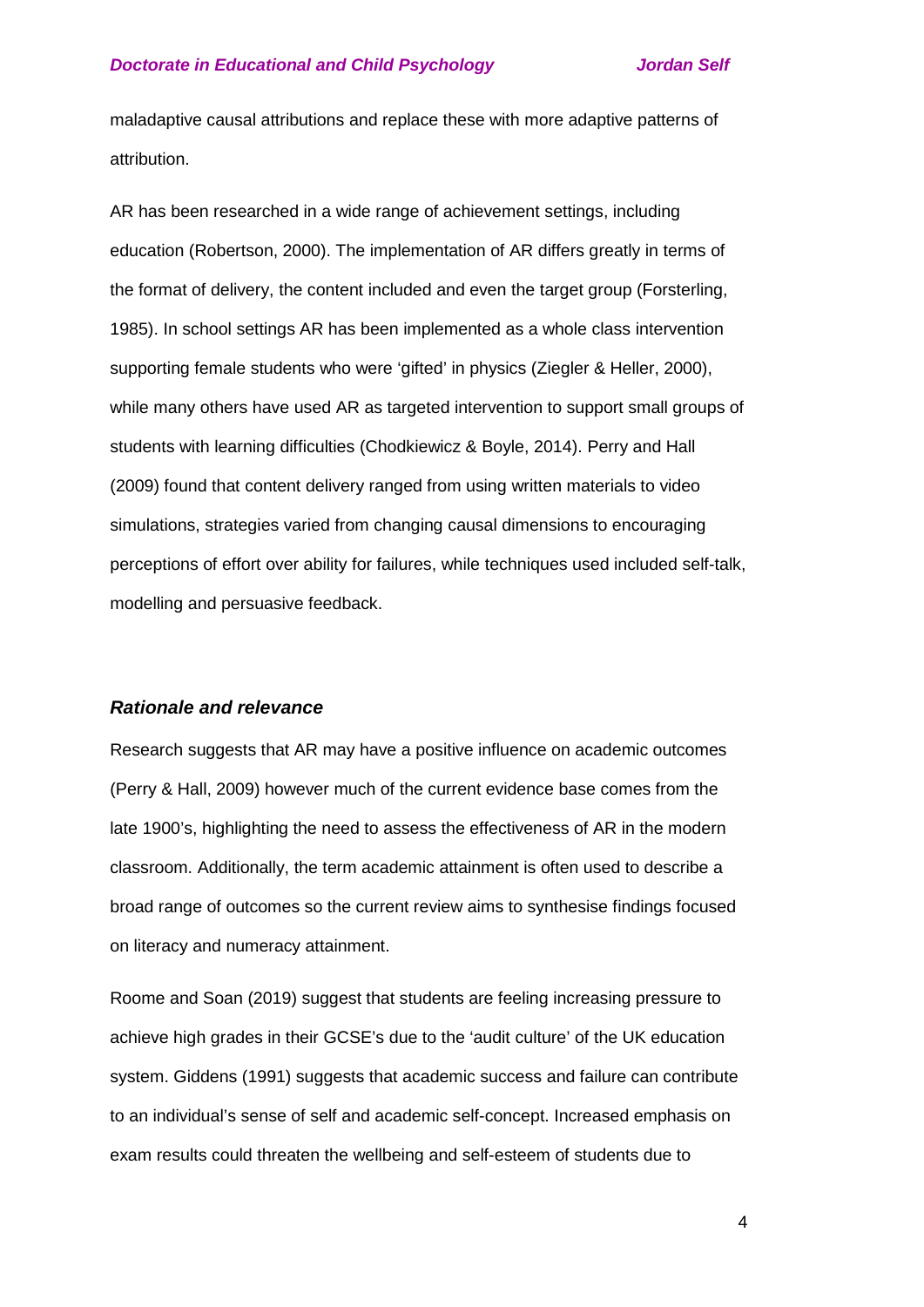maladaptive causal attributions and replace these with more adaptive patterns of attribution.

AR has been researched in a wide range of achievement settings, including education (Robertson, 2000). The implementation of AR differs greatly in terms of the format of delivery, the content included and even the target group (Forsterling, 1985). In school settings AR has been implemented as a whole class intervention supporting female students who were 'gifted' in physics (Ziegler & Heller, 2000), while many others have used AR as targeted intervention to support small groups of students with learning difficulties (Chodkiewicz & Boyle, 2014). Perry and Hall (2009) found that content delivery ranged from using written materials to video simulations, strategies varied from changing causal dimensions to encouraging perceptions of effort over ability for failures, while techniques used included self-talk, modelling and persuasive feedback.

### *Rationale and relevance*

Research suggests that AR may have a positive influence on academic outcomes (Perry & Hall, 2009) however much of the current evidence base comes from the late 1900's, highlighting the need to assess the effectiveness of AR in the modern classroom. Additionally, the term academic attainment is often used to describe a broad range of outcomes so the current review aims to synthesise findings focused on literacy and numeracy attainment.

Roome and Soan (2019) suggest that students are feeling increasing pressure to achieve high grades in their GCSE's due to the 'audit culture' of the UK education system. Giddens (1991) suggests that academic success and failure can contribute to an individual's sense of self and academic self-concept. Increased emphasis on exam results could threaten the wellbeing and self-esteem of students due to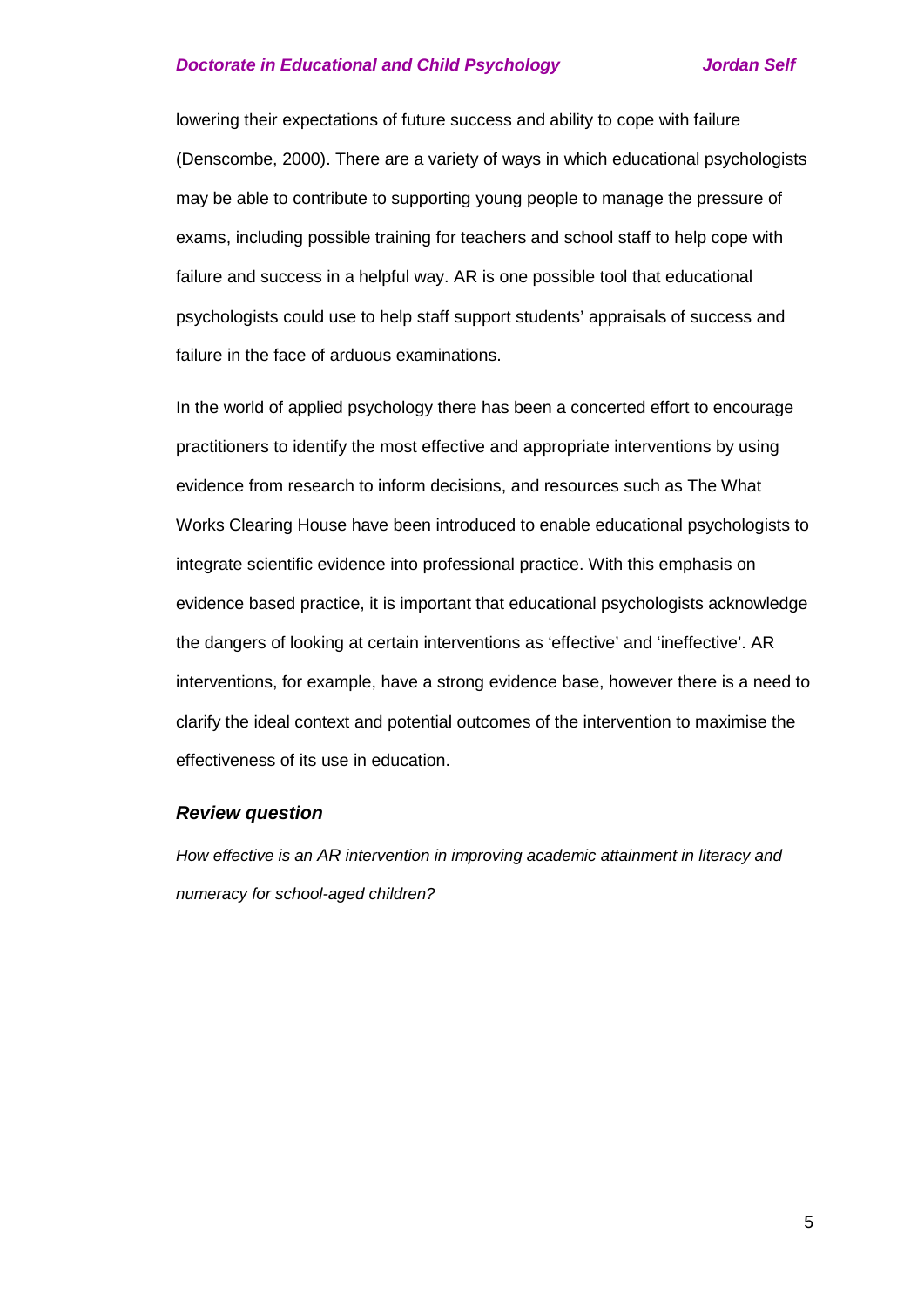lowering their expectations of future success and ability to cope with failure (Denscombe, 2000). There are a variety of ways in which educational psychologists may be able to contribute to supporting young people to manage the pressure of exams, including possible training for teachers and school staff to help cope with failure and success in a helpful way. AR is one possible tool that educational psychologists could use to help staff support students' appraisals of success and failure in the face of arduous examinations.

In the world of applied psychology there has been a concerted effort to encourage practitioners to identify the most effective and appropriate interventions by using evidence from research to inform decisions, and resources such as The What Works Clearing House have been introduced to enable educational psychologists to integrate scientific evidence into professional practice. With this emphasis on evidence based practice, it is important that educational psychologists acknowledge the dangers of looking at certain interventions as 'effective' and 'ineffective'. AR interventions, for example, have a strong evidence base, however there is a need to clarify the ideal context and potential outcomes of the intervention to maximise the effectiveness of its use in education.

### *Review question*

*How effective is an AR intervention in improving academic attainment in literacy and numeracy for school-aged children?*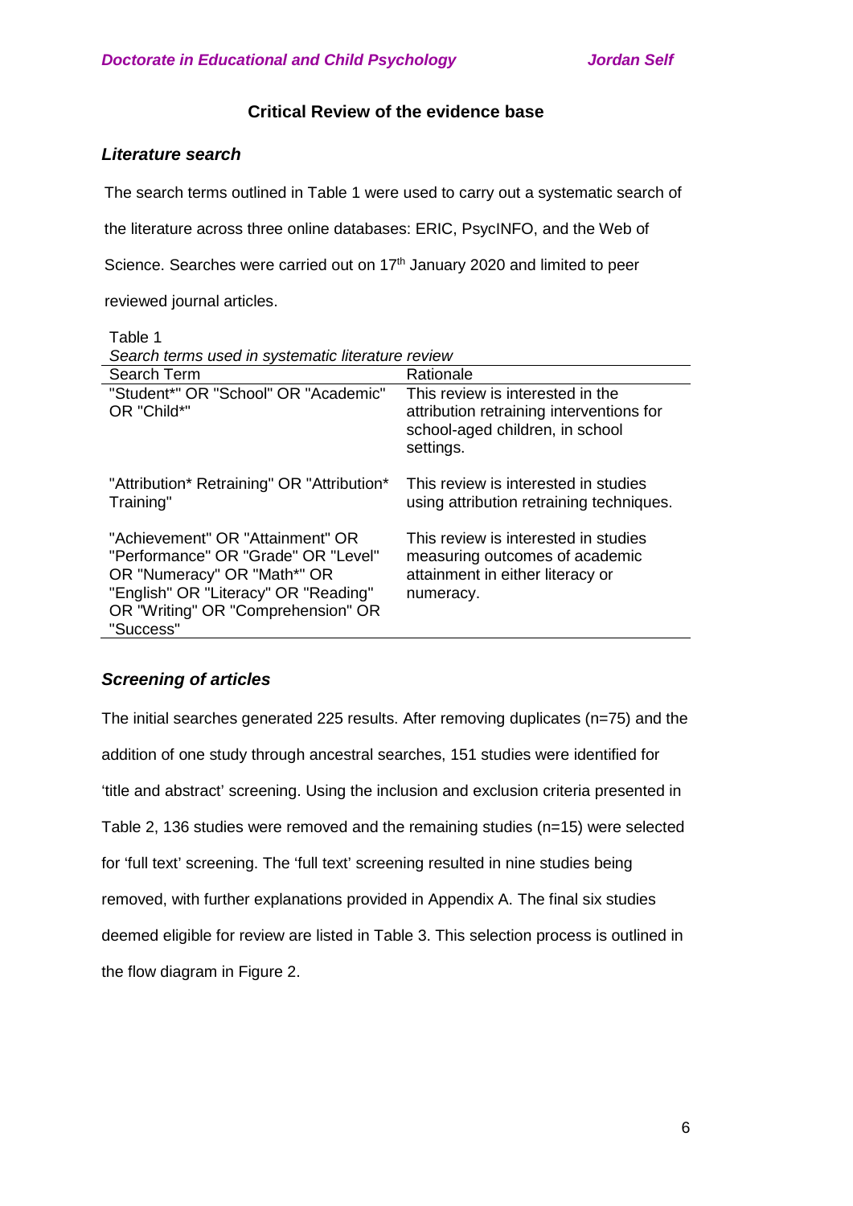## Critical Review of the evidence base

### *Literature search*

The search terms outlined in Table 1 were used to carry out a systematic search of the literature across three online databases: ERIC, PsycINFO, and the Web of Science. Searches were carried out on 17th January 2020 and limited to peer reviewed journal articles.

Table 1
*Search terms used in systematic literature review*

| Search Term | Rationale |
|---|---|
| "Student*" OR "School" OR "Academic" OR "Child*" | This review is interested in the attribution retraining interventions for school-aged children, in school settings. |
| "Attribution* Retraining" OR "Attribution* Training" | This review is interested in studies using attribution retraining techniques. |
| "Achievement" OR "Attainment" OR "Performance" OR "Grade" OR "Level" OR "Numeracy" OR "Math*" OR "English" OR "Literacy" OR "Reading" OR "Writing" OR "Comprehension" OR "Success" | This review is interested in studies measuring outcomes of academic attainment in either literacy or numeracy. |

### *Screening of articles*

The initial searches generated 225 results. After removing duplicates (n=75) and the addition of one study through ancestral searches, 151 studies were identified for 'title and abstract' screening. Using the inclusion and exclusion criteria presented in Table 2, 136 studies were removed and the remaining studies (n=15) were selected for 'full text' screening. The 'full text' screening resulted in nine studies being removed, with further explanations provided in Appendix A. The final six studies deemed eligible for review are listed in Table 3. This selection process is outlined in the flow diagram in Figure 2.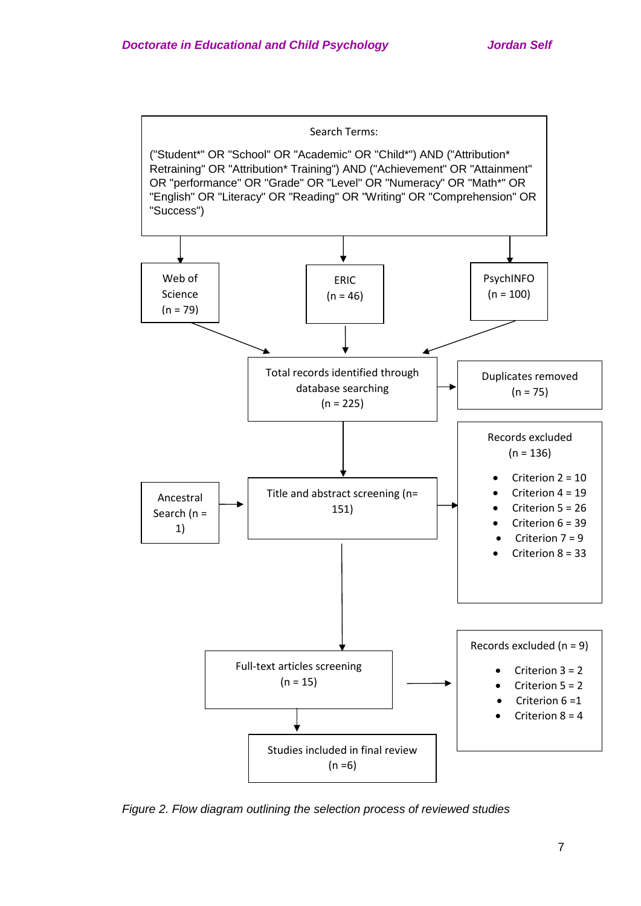Search Terms:

("Student*" OR "School" OR "Academic" OR "Child*") AND ("Attribution* Retraining" OR "Attribution* Training") AND ("Achievement" OR "Attainment" OR "performance" OR "Grade" OR "Level" OR "Numeracy" OR "Math*" OR "English" OR "Literacy" OR "Reading" OR "Writing" OR "Comprehension" OR "Success")

Web of Science (n = 79)

ERIC (n = 46)

PsychINFO (n = 100)

Total records identified through database searching (n = 225)

Duplicates removed (n = 75)

Ancestral Search (n = 1)

Title and abstract screening (n= 151)

Records excluded (n = 136)

- Criterion 2 = 10
- Criterion 4 = 19
- Criterion 5 = 26
- Criterion 6 = 39
- Criterion 7 = 9
- Criterion 8 = 33

Full-text articles screening (n = 15)

Records excluded (n = 9)

- Criterion 3 = 2
- Criterion 5 = 2
- Criterion 6 =1
- Criterion 8 = 4

Studies included in final review (n =6)

*Figure 2. Flow diagram outlining the selection process of reviewed studies*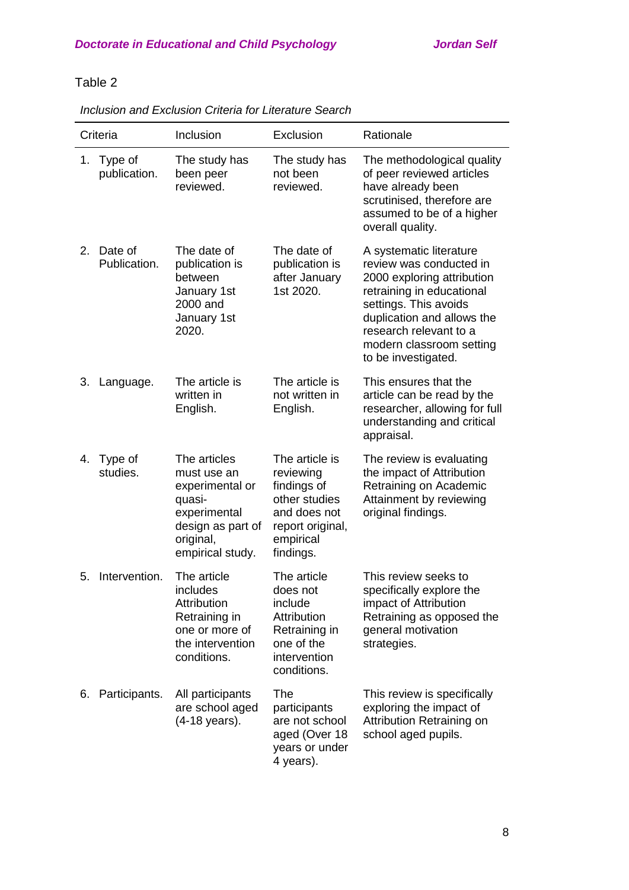Table 2

*Inclusion and Exclusion Criteria for Literature Search*

| Criteria | Inclusion | Exclusion | Rationale |
|---|---|---|---|
| 1. Type of publication. | The study has been peer reviewed. | The study has not been reviewed. | The methodological quality of peer reviewed articles have already been scrutinised, therefore are assumed to be of a higher overall quality. |
| 2. Date of Publication. | The date of publication is between January 1st 2000 and January 1st 2020. | The date of publication is after January 1st 2020. | A systematic literature review was conducted in 2000 exploring attribution retraining in educational settings. This avoids duplication and allows the research relevant to a modern classroom setting to be investigated. |
| 3. Language. | The article is written in English. | The article is not written in English. | This ensures that the article can be read by the researcher, allowing for full understanding and critical appraisal. |
| 4. Type of studies. | The articles must use an experimental or quasi-experimental design as part of original, empirical study. | The article is reviewing findings of other studies and does not report original, empirical findings. | The review is evaluating the impact of Attribution Retraining on Academic Attainment by reviewing original findings. |
| 5. Intervention. | The article includes Attribution Retraining in one or more of the intervention conditions. | The article does not include Attribution Retraining in one of the intervention conditions. | This review seeks to specifically explore the impact of Attribution Retraining as opposed the general motivation strategies. |
| 6. Participants. | All participants are school aged (4-18 years). | The participants are not school aged (Over 18 years or under 4 years). | This review is specifically exploring the impact of Attribution Retraining on school aged pupils. |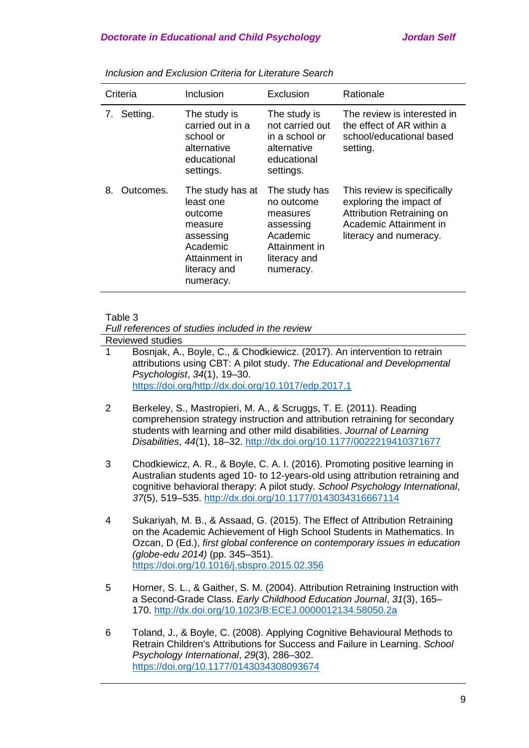*Inclusion and Exclusion Criteria for Literature Search*

| Criteria | Inclusion | Exclusion | Rationale |
|---|---|---|---|
| 7. Setting. | The study is carried out in a school or alternative educational settings. | The study is not carried out in a school or alternative educational settings. | The review is interested in the effect of AR within a school/educational based setting. |
| 8. Outcomes. | The study has at least one outcome measure assessing Academic Attainment in literacy and numeracy. | The study has no outcome measures assessing Academic Attainment in literacy and numeracy. | This review is specifically exploring the impact of Attribution Retraining on Academic Attainment in literacy and numeracy. |

Table 3

*Full references of studies included in the review*

| Reviewed studies | |
|---|---|
| 1 | Bosnjak, A., Boyle, C., & Chodkiewicz. (2017). An intervention to retrain attributions using CBT: A pilot study. *The Educational and Developmental Psychologist*, *34*(1), 19–30. https://doi.org/http://dx.doi.org/10.1017/edp.2017.1 |
| 2 | Berkeley, S., Mastropieri, M. A., & Scruggs, T. E. (2011). Reading comprehension strategy instruction and attribution retraining for secondary students with learning and other mild disabilities. *Journal of Learning Disabilities*, *44*(1), 18–32. http://dx.doi.org/10.1177/0022219410371677 |
| 3 | Chodkiewicz, A. R., & Boyle, C. A. I. (2016). Promoting positive learning in Australian students aged 10- to 12-years-old using attribution retraining and cognitive behavioral therapy: A pilot study. *School Psychology International*, *37*(5), 519–535. http://dx.doi.org/10.1177/0143034316667114 |
| 4 | Sukariyah, M. B., & Assaad, G. (2015). The Effect of Attribution Retraining on the Academic Achievement of High School Students in Mathematics. In Ozcan, D (Ed.), *first global conference on contemporary issues in education (globe-edu 2014)* (pp. 345–351). https://doi.org/10.1016/j.sbspro.2015.02.356 |
| 5 | Horner, S. L., & Gaither, S. M. (2004). Attribution Retraining Instruction with a Second-Grade Class. *Early Childhood Education Journal*, *31*(3), 165–170. http://dx.doi.org/10.1023/B:ECEJ.0000012134.58050.2a |
| 6 | Toland, J., & Boyle, C. (2008). Applying Cognitive Behavioural Methods to Retrain Children's Attributions for Success and Failure in Learning. *School Psychology International*, *29*(3), 286–302. https://doi.org/10.1177/0143034308093674 |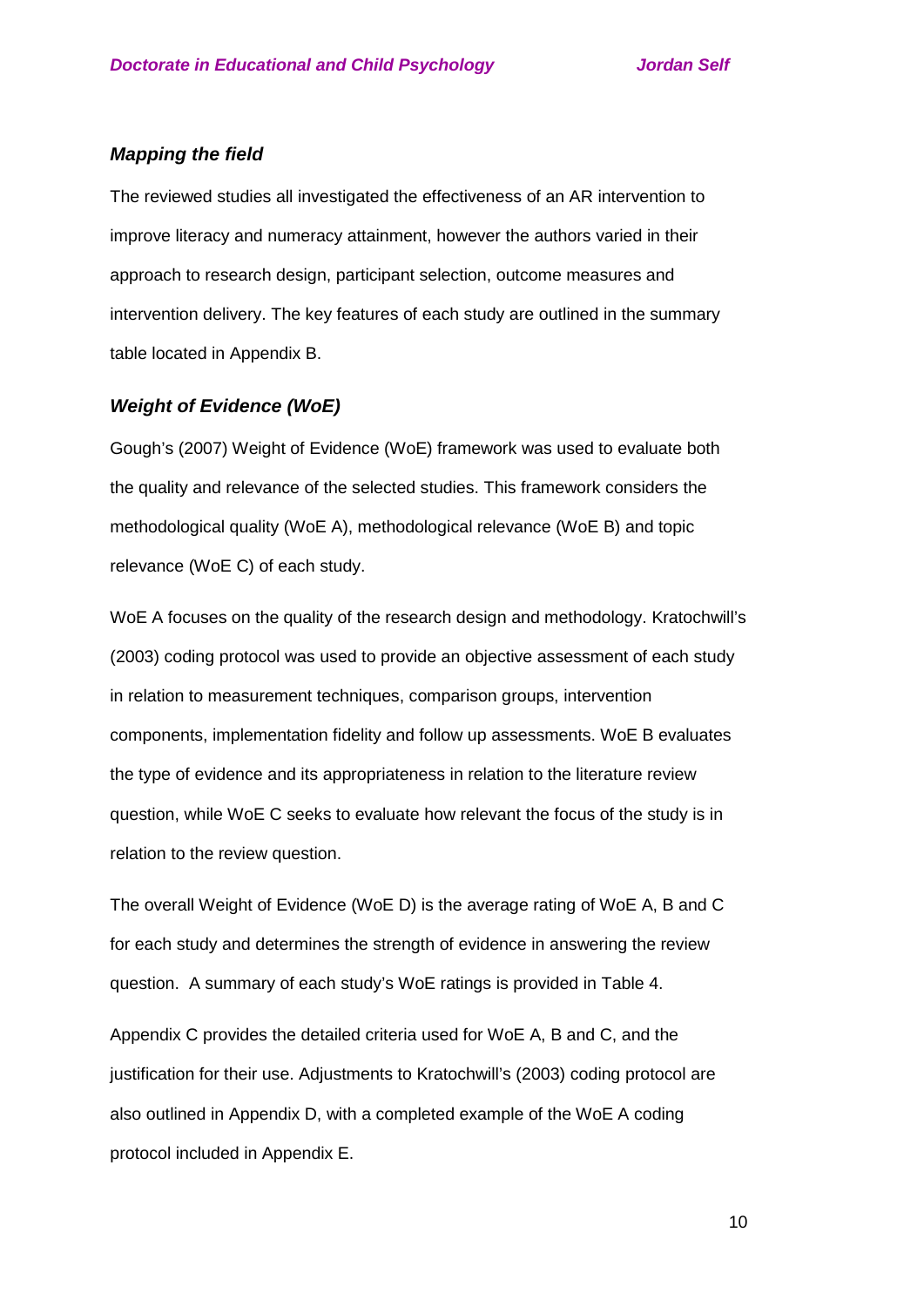### *Mapping the field*

The reviewed studies all investigated the effectiveness of an AR intervention to improve literacy and numeracy attainment, however the authors varied in their approach to research design, participant selection, outcome measures and intervention delivery. The key features of each study are outlined in the summary table located in Appendix B.

### *Weight of Evidence (WoE)*

Gough's (2007) Weight of Evidence (WoE) framework was used to evaluate both the quality and relevance of the selected studies. This framework considers the methodological quality (WoE A), methodological relevance (WoE B) and topic relevance (WoE C) of each study.

WoE A focuses on the quality of the research design and methodology. Kratochwill's (2003) coding protocol was used to provide an objective assessment of each study in relation to measurement techniques, comparison groups, intervention components, implementation fidelity and follow up assessments. WoE B evaluates the type of evidence and its appropriateness in relation to the literature review question, while WoE C seeks to evaluate how relevant the focus of the study is in relation to the review question.

The overall Weight of Evidence (WoE D) is the average rating of WoE A, B and C for each study and determines the strength of evidence in answering the review question. A summary of each study's WoE ratings is provided in Table 4.

Appendix C provides the detailed criteria used for WoE A, B and C, and the justification for their use. Adjustments to Kratochwill's (2003) coding protocol are also outlined in Appendix D, with a completed example of the WoE A coding protocol included in Appendix E.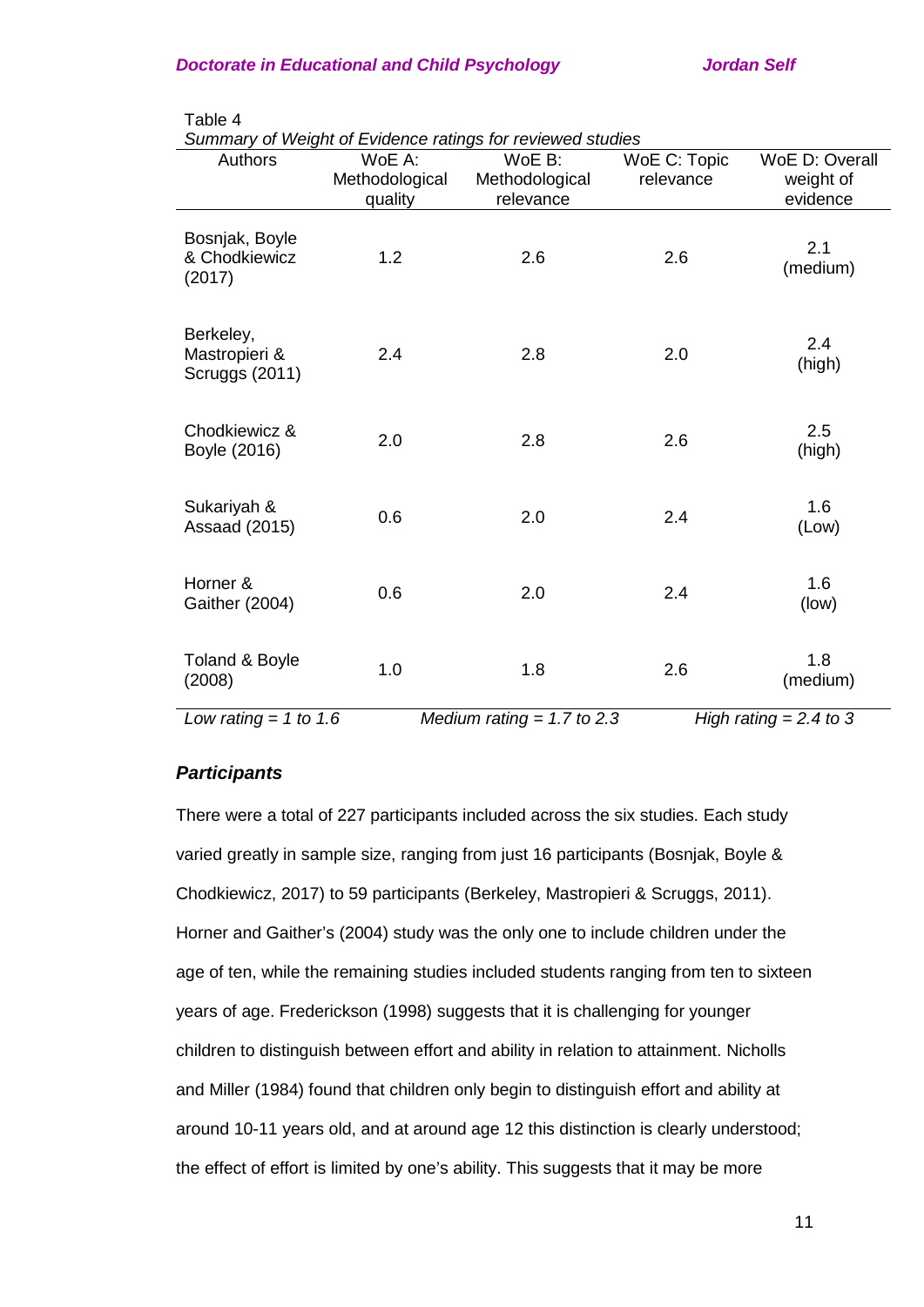Table 4
*Summary of Weight of Evidence ratings for reviewed studies*

| Authors | WoE A: Methodological quality | WoE B: Methodological relevance | WoE C: Topic relevance | WoE D: Overall weight of evidence |
|---|---|---|---|---|
| Bosnjak, Boyle & Chodkiewicz (2017) | 1.2 | 2.6 | 2.6 | 2.1 (medium) |
| Berkeley, Mastropieri & Scruggs (2011) | 2.4 | 2.8 | 2.0 | 2.4 (high) |
| Chodkiewicz & Boyle (2016) | 2.0 | 2.8 | 2.6 | 2.5 (high) |
| Sukariyah & Assaad (2015) | 0.6 | 2.0 | 2.4 | 1.6 (Low) |
| Horner & Gaither (2004) | 0.6 | 2.0 | 2.4 | 1.6 (low) |
| Toland & Boyle (2008) | 1.0 | 1.8 | 2.6 | 1.8 (medium) |

*Low rating = 1 to 1.6* *Medium rating = 1.7 to 2.3* *High rating = 2.4 to 3*

### *Participants*

There were a total of 227 participants included across the six studies. Each study varied greatly in sample size, ranging from just 16 participants (Bosnjak, Boyle & Chodkiewicz, 2017) to 59 participants (Berkeley, Mastropieri & Scruggs, 2011). Horner and Gaither's (2004) study was the only one to include children under the age of ten, while the remaining studies included students ranging from ten to sixteen years of age. Frederickson (1998) suggests that it is challenging for younger children to distinguish between effort and ability in relation to attainment. Nicholls and Miller (1984) found that children only begin to distinguish effort and ability at around 10-11 years old, and at around age 12 this distinction is clearly understood; the effect of effort is limited by one's ability. This suggests that it may be more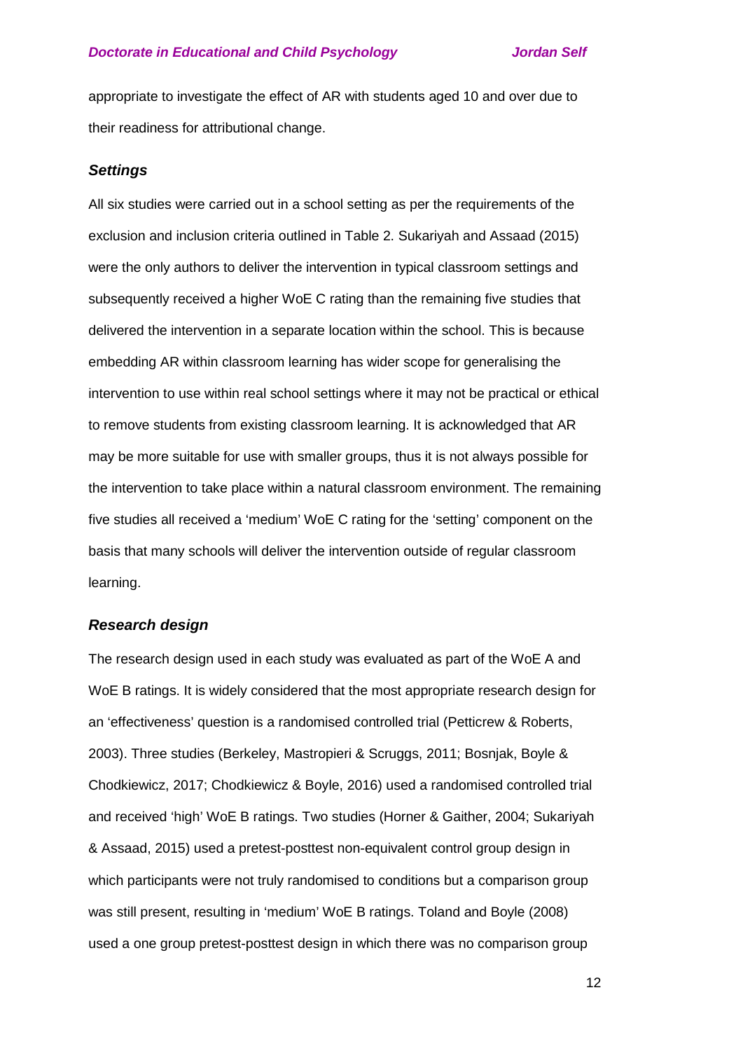appropriate to investigate the effect of AR with students aged 10 and over due to their readiness for attributional change.

### *Settings*

All six studies were carried out in a school setting as per the requirements of the exclusion and inclusion criteria outlined in Table 2. Sukariyah and Assaad (2015) were the only authors to deliver the intervention in typical classroom settings and subsequently received a higher WoE C rating than the remaining five studies that delivered the intervention in a separate location within the school. This is because embedding AR within classroom learning has wider scope for generalising the intervention to use within real school settings where it may not be practical or ethical to remove students from existing classroom learning. It is acknowledged that AR may be more suitable for use with smaller groups, thus it is not always possible for the intervention to take place within a natural classroom environment. The remaining five studies all received a 'medium' WoE C rating for the 'setting' component on the basis that many schools will deliver the intervention outside of regular classroom learning.

### *Research design*

The research design used in each study was evaluated as part of the WoE A and WoE B ratings. It is widely considered that the most appropriate research design for an 'effectiveness' question is a randomised controlled trial (Petticrew & Roberts, 2003). Three studies (Berkeley, Mastropieri & Scruggs, 2011; Bosnjak, Boyle & Chodkiewicz, 2017; Chodkiewicz & Boyle, 2016) used a randomised controlled trial and received 'high' WoE B ratings. Two studies (Horner & Gaither, 2004; Sukariyah & Assaad, 2015) used a pretest-posttest non-equivalent control group design in which participants were not truly randomised to conditions but a comparison group was still present, resulting in 'medium' WoE B ratings. Toland and Boyle (2008) used a one group pretest-posttest design in which there was no comparison group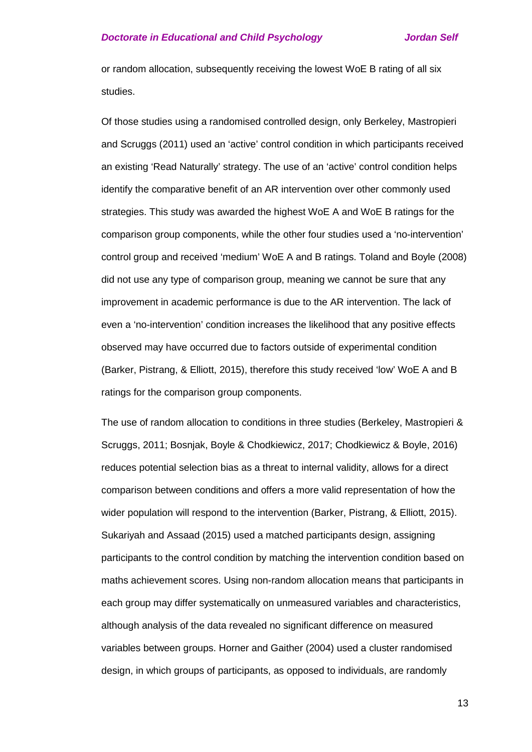or random allocation, subsequently receiving the lowest WoE B rating of all six studies.

Of those studies using a randomised controlled design, only Berkeley, Mastropieri and Scruggs (2011) used an 'active' control condition in which participants received an existing 'Read Naturally' strategy. The use of an 'active' control condition helps identify the comparative benefit of an AR intervention over other commonly used strategies. This study was awarded the highest WoE A and WoE B ratings for the comparison group components, while the other four studies used a 'no-intervention' control group and received 'medium' WoE A and B ratings. Toland and Boyle (2008) did not use any type of comparison group, meaning we cannot be sure that any improvement in academic performance is due to the AR intervention. The lack of even a 'no-intervention' condition increases the likelihood that any positive effects observed may have occurred due to factors outside of experimental condition (Barker, Pistrang, & Elliott, 2015), therefore this study received 'low' WoE A and B ratings for the comparison group components.

The use of random allocation to conditions in three studies (Berkeley, Mastropieri & Scruggs, 2011; Bosnjak, Boyle & Chodkiewicz, 2017; Chodkiewicz & Boyle, 2016) reduces potential selection bias as a threat to internal validity, allows for a direct comparison between conditions and offers a more valid representation of how the wider population will respond to the intervention (Barker, Pistrang, & Elliott, 2015). Sukariyah and Assaad (2015) used a matched participants design, assigning participants to the control condition by matching the intervention condition based on maths achievement scores. Using non-random allocation means that participants in each group may differ systematically on unmeasured variables and characteristics, although analysis of the data revealed no significant difference on measured variables between groups. Horner and Gaither (2004) used a cluster randomised design, in which groups of participants, as opposed to individuals, are randomly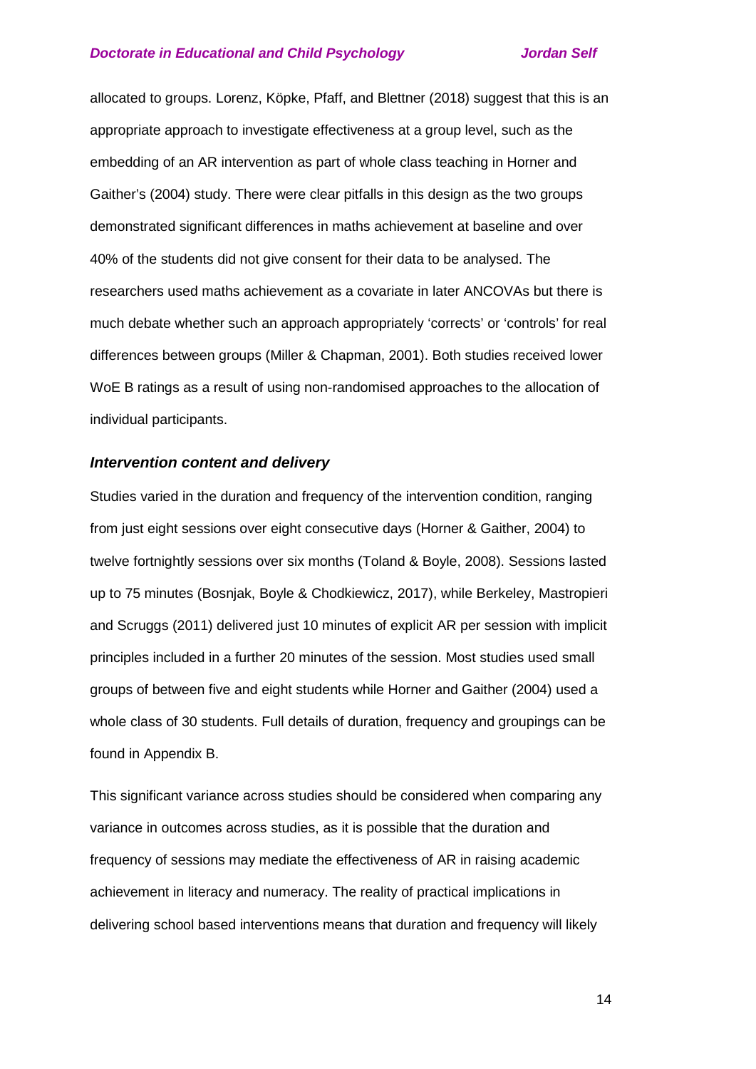allocated to groups. Lorenz, Köpke, Pfaff, and Blettner (2018) suggest that this is an appropriate approach to investigate effectiveness at a group level, such as the embedding of an AR intervention as part of whole class teaching in Horner and Gaither's (2004) study. There were clear pitfalls in this design as the two groups demonstrated significant differences in maths achievement at baseline and over 40% of the students did not give consent for their data to be analysed. The researchers used maths achievement as a covariate in later ANCOVAs but there is much debate whether such an approach appropriately 'corrects' or 'controls' for real differences between groups (Miller & Chapman, 2001). Both studies received lower WoE B ratings as a result of using non-randomised approaches to the allocation of individual participants.

### *Intervention content and delivery*

Studies varied in the duration and frequency of the intervention condition, ranging from just eight sessions over eight consecutive days (Horner & Gaither, 2004) to twelve fortnightly sessions over six months (Toland & Boyle, 2008). Sessions lasted up to 75 minutes (Bosnjak, Boyle & Chodkiewicz, 2017), while Berkeley, Mastropieri and Scruggs (2011) delivered just 10 minutes of explicit AR per session with implicit principles included in a further 20 minutes of the session. Most studies used small groups of between five and eight students while Horner and Gaither (2004) used a whole class of 30 students. Full details of duration, frequency and groupings can be found in Appendix B.

This significant variance across studies should be considered when comparing any variance in outcomes across studies, as it is possible that the duration and frequency of sessions may mediate the effectiveness of AR in raising academic achievement in literacy and numeracy. The reality of practical implications in delivering school based interventions means that duration and frequency will likely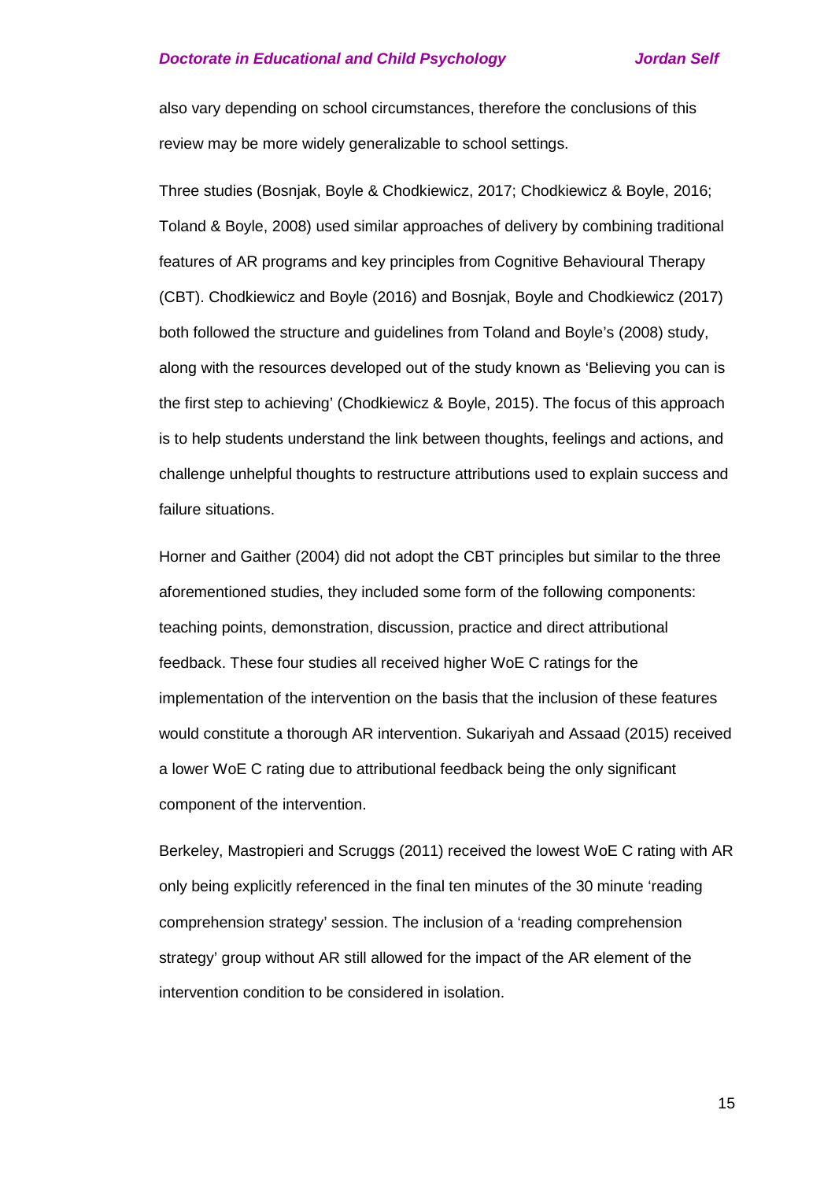also vary depending on school circumstances, therefore the conclusions of this review may be more widely generalizable to school settings.

Three studies (Bosnjak, Boyle & Chodkiewicz, 2017; Chodkiewicz & Boyle, 2016; Toland & Boyle, 2008) used similar approaches of delivery by combining traditional features of AR programs and key principles from Cognitive Behavioural Therapy (CBT). Chodkiewicz and Boyle (2016) and Bosnjak, Boyle and Chodkiewicz (2017) both followed the structure and guidelines from Toland and Boyle's (2008) study, along with the resources developed out of the study known as 'Believing you can is the first step to achieving' (Chodkiewicz & Boyle, 2015). The focus of this approach is to help students understand the link between thoughts, feelings and actions, and challenge unhelpful thoughts to restructure attributions used to explain success and failure situations.

Horner and Gaither (2004) did not adopt the CBT principles but similar to the three aforementioned studies, they included some form of the following components: teaching points, demonstration, discussion, practice and direct attributional feedback. These four studies all received higher WoE C ratings for the implementation of the intervention on the basis that the inclusion of these features would constitute a thorough AR intervention. Sukariyah and Assaad (2015) received a lower WoE C rating due to attributional feedback being the only significant component of the intervention.

Berkeley, Mastropieri and Scruggs (2011) received the lowest WoE C rating with AR only being explicitly referenced in the final ten minutes of the 30 minute 'reading comprehension strategy' session. The inclusion of a 'reading comprehension strategy' group without AR still allowed for the impact of the AR element of the intervention condition to be considered in isolation.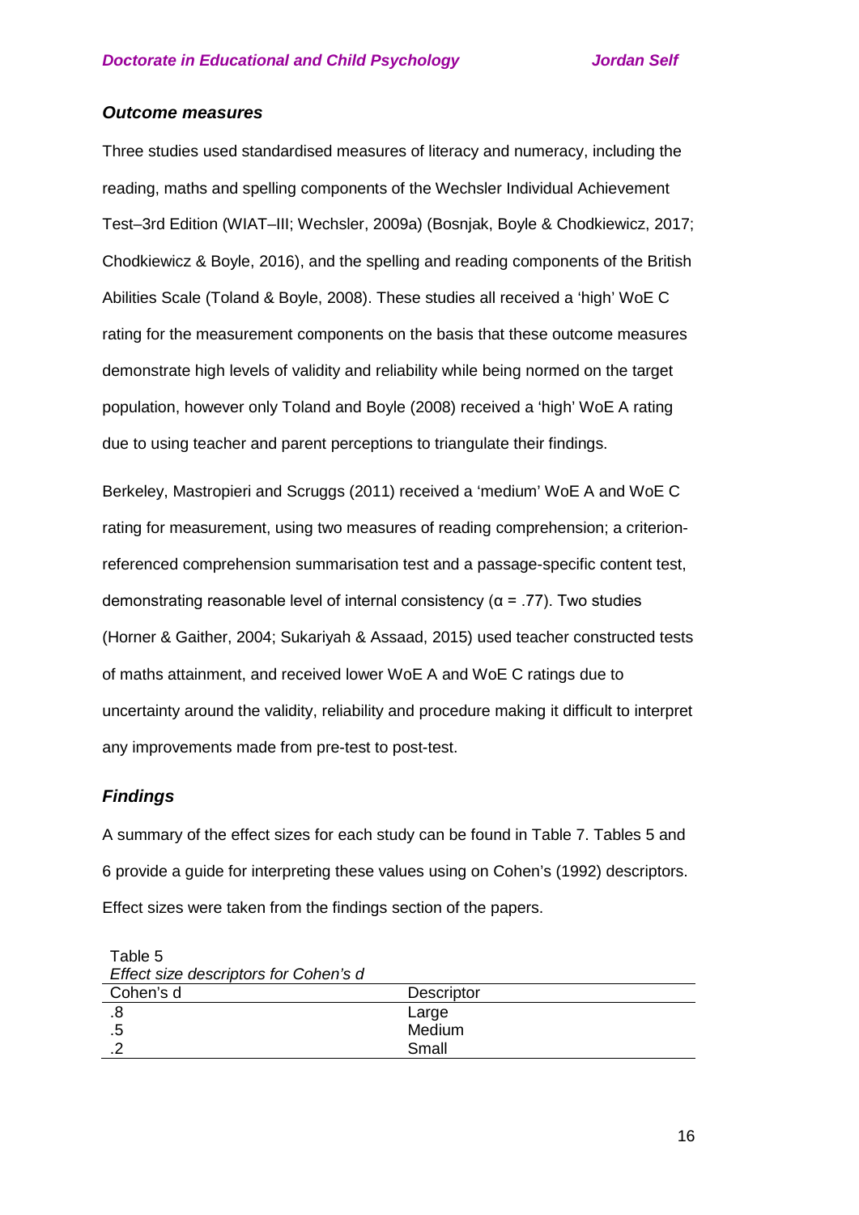### *Outcome measures*

Three studies used standardised measures of literacy and numeracy, including the reading, maths and spelling components of the Wechsler Individual Achievement Test–3rd Edition (WIAT–III; Wechsler, 2009a) (Bosnjak, Boyle & Chodkiewicz, 2017; Chodkiewicz & Boyle, 2016), and the spelling and reading components of the British Abilities Scale (Toland & Boyle, 2008). These studies all received a 'high' WoE C rating for the measurement components on the basis that these outcome measures demonstrate high levels of validity and reliability while being normed on the target population, however only Toland and Boyle (2008) received a 'high' WoE A rating due to using teacher and parent perceptions to triangulate their findings.

Berkeley, Mastropieri and Scruggs (2011) received a 'medium' WoE A and WoE C rating for measurement, using two measures of reading comprehension; a criterion-referenced comprehension summarisation test and a passage-specific content test, demonstrating reasonable level of internal consistency ($\alpha = .77$). Two studies (Horner & Gaither, 2004; Sukariyah & Assaad, 2015) used teacher constructed tests of maths attainment, and received lower WoE A and WoE C ratings due to uncertainty around the validity, reliability and procedure making it difficult to interpret any improvements made from pre-test to post-test.

### *Findings*

A summary of the effect sizes for each study can be found in Table 7. Tables 5 and 6 provide a guide for interpreting these values using on Cohen's (1992) descriptors. Effect sizes were taken from the findings section of the papers.

Table 5
*Effect size descriptors for Cohen's d*

| Cohen's d | Descriptor |
|---|---|
| .8 | Large |
| .5 | Medium |
| .2 | Small |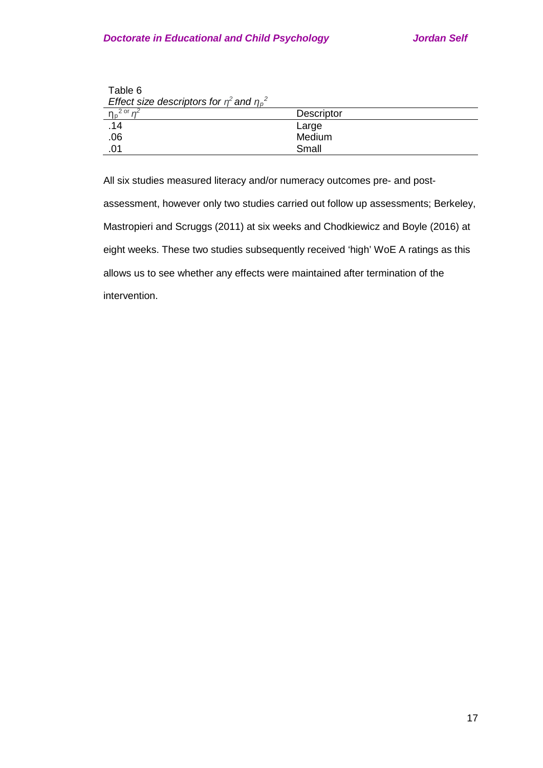Table 6

*Effect size descriptors for $\eta^2$ and $\eta_p^2$*

| $\eta_p^2$ or $\eta^2$ | Descriptor |
|---|---|
| .14 | Large |
| .06 | Medium |
| .01 | Small |

All six studies measured literacy and/or numeracy outcomes pre- and post-assessment, however only two studies carried out follow up assessments; Berkeley, Mastropieri and Scruggs (2011) at six weeks and Chodkiewicz and Boyle (2016) at eight weeks. These two studies subsequently received 'high' WoE A ratings as this allows us to see whether any effects were maintained after termination of the intervention.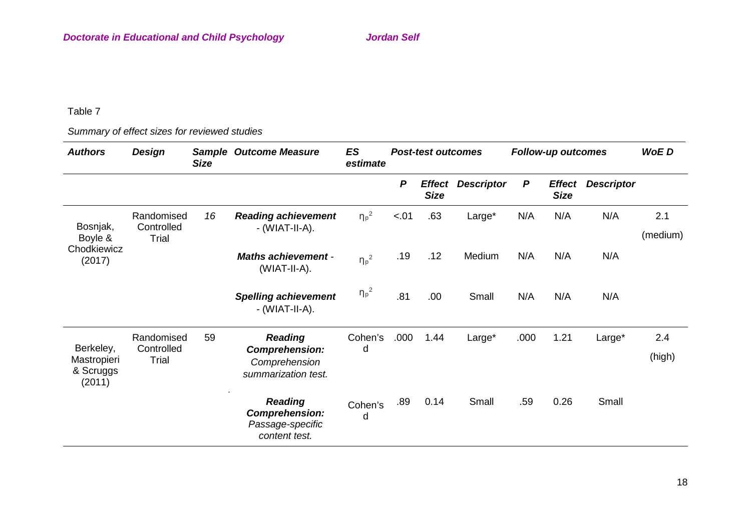Table 7

*Summary of effect sizes for reviewed studies*

| ***Authors*** | ***Design*** | ***Sample Size*** | ***Outcome Measure*** | ***ES estimate*** | ***Post-test outcomes*** | | | ***Follow-up outcomes*** | | | ***WoE D*** |
|---|---|---|---|---|---|---|---|---|---|---|---|
| | | | | | ***P*** | ***Effect Size*** | ***Descriptor*** | ***P*** | ***Effect Size*** | ***Descriptor*** | |
| Bosnjak, Boyle & Chodkiewicz (2017) | Randomised Controlled Trial | *16* | ***Reading achievement*** - (WIAT-II-A). | $\eta_p^2$ | <.01 | .63 | Large* | N/A | N/A | N/A | 2.1 (medium) |
| | | | ***Maths achievement*** - (WIAT-II-A). | $\eta_p^2$ | .19 | .12 | Medium | N/A | N/A | N/A | |
| | | | ***Spelling achievement*** - (WIAT-II-A). | $\eta_p^2$ | .81 | .00 | Small | N/A | N/A | N/A | |
| Berkeley, Mastropieri & Scruggs (2011) | Randomised Controlled Trial | 59 | ***Reading Comprehension:*** *Comprehension summarization test.* | Cohen's d | .000 | 1.44 | Large* | .000 | 1.21 | Large* | 2.4 (high) |
| | | | ***Reading Comprehension:*** *Passage-specific content test.* | Cohen's d | .89 | 0.14 | Small | .59 | 0.26 | Small | |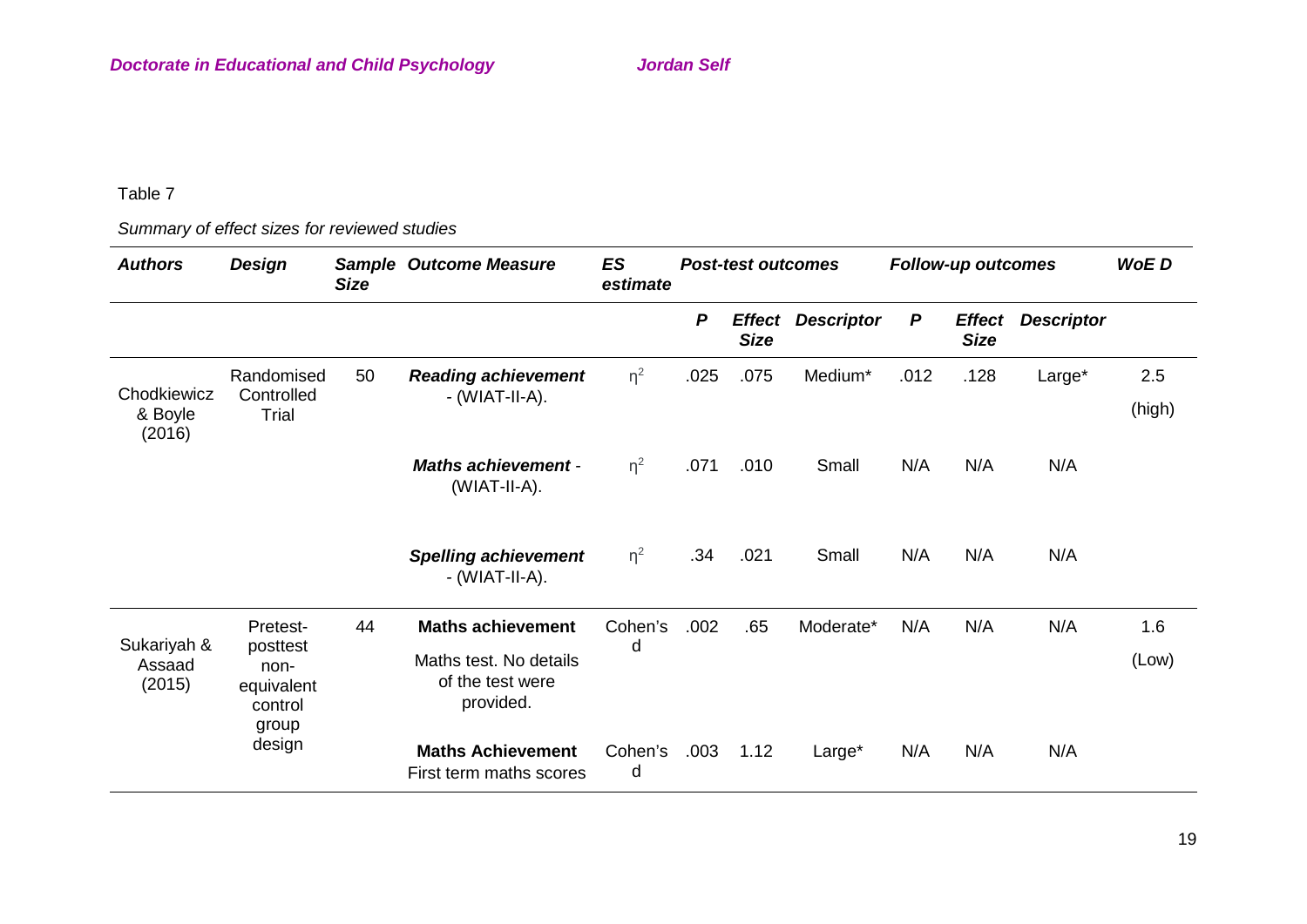Table 7

*Summary of effect sizes for reviewed studies*

| ***Authors*** | ***Design*** | ***Sample Size*** | ***Outcome Measure*** | ***ES estimate*** | ***Post-test outcomes*** | | | ***Follow-up outcomes*** | | | ***WoE D*** |
|---|---|---|---|---|---|---|---|---|---|---|---|
| | | | | | ***P*** | ***Effect Size*** | ***Descriptor*** | ***P*** | ***Effect Size*** | ***Descriptor*** | |
| Chodkiewicz & Boyle (2016) | Randomised Controlled Trial | 50 | ***Reading achievement*** - (WIAT-II-A). | $\eta^2$ | .025 | .075 | Medium* | .012 | .128 | Large* | 2.5 (high) |
| | | | ***Maths achievement*** - (WIAT-II-A). | $\eta^2$ | .071 | .010 | Small | N/A | N/A | N/A | |
| | | | ***Spelling achievement*** - (WIAT-II-A). | $\eta^2$ | .34 | .021 | Small | N/A | N/A | N/A | |
| Sukariyah & Assaad (2015) | Pretest-posttest non-equivalent control group design | 44 | **Maths achievement** Maths test. No details of the test were provided. | Cohen's d | .002 | .65 | Moderate* | N/A | N/A | N/A | 1.6 (Low) |
| | | | **Maths Achievement** First term maths scores | Cohen's d | .003 | 1.12 | Large* | N/A | N/A | N/A | |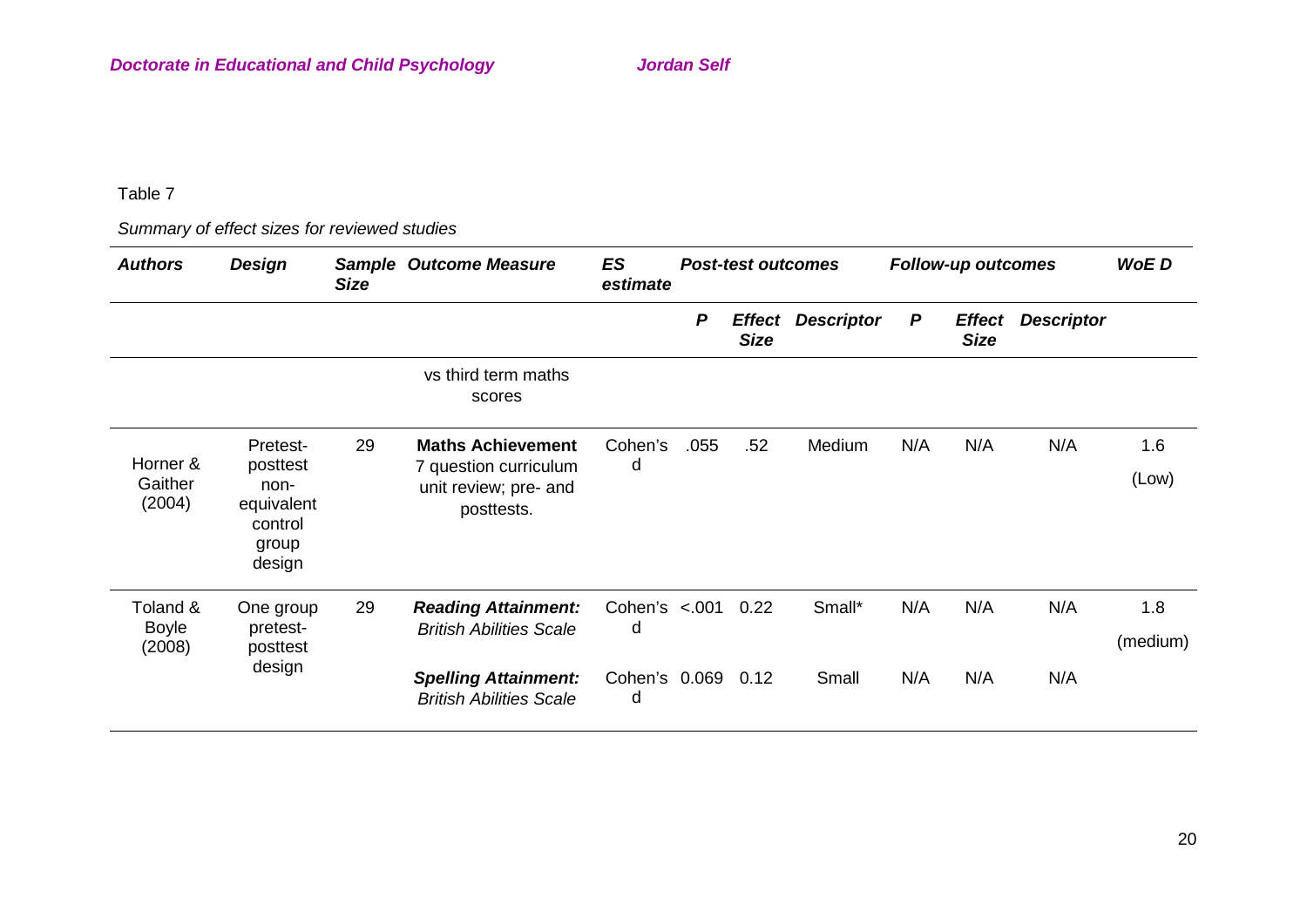Table 7

*Summary of effect sizes for reviewed studies*

| ***Authors*** | ***Design*** | ***Sample Size*** | ***Outcome Measure*** | ***ES estimate*** | ***Post-test outcomes*** | | | ***Follow-up outcomes*** | | | ***WoE D*** |
|---|---|---|---|---|---|---|---|---|---|---|---|
| | | | | | ***P*** | ***Effect Size*** | ***Descriptor*** | ***P*** | ***Effect Size*** | ***Descriptor*** | |
| | | | vs third term maths scores | | | | | | | | |
| Horner & Gaither (2004) | Pretest-posttest non-equivalent control group design | 29 | **Maths Achievement** 7 question curriculum unit review; pre- and posttests. | Cohen's d | .055 | .52 | Medium | N/A | N/A | N/A | 1.6 (Low) |
| Toland & Boyle (2008) | One group pretest-posttest design | 29 | ***Reading Attainment:*** *British Abilities Scale* | Cohen's d | <.001 | 0.22 | Small* | N/A | N/A | N/A | 1.8 (medium) |
| | | | ***Spelling Attainment:*** *British Abilities Scale* | Cohen's d | 0.069 | 0.12 | Small | N/A | N/A | N/A | |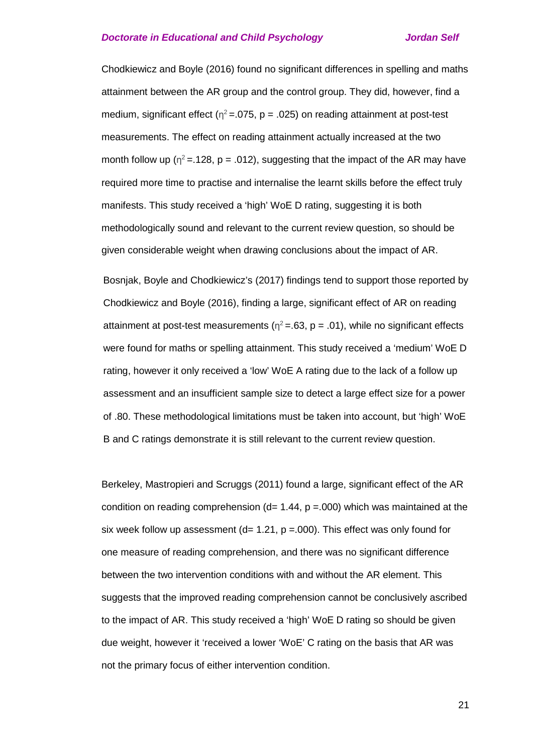Chodkiewicz and Boyle (2016) found no significant differences in spelling and maths attainment between the AR group and the control group. They did, however, find a medium, significant effect ($\eta^2$ =.075, p = .025) on reading attainment at post-test measurements. The effect on reading attainment actually increased at the two month follow up ($\eta^2$ =.128, p = .012), suggesting that the impact of the AR may have required more time to practise and internalise the learnt skills before the effect truly manifests. This study received a 'high' WoE D rating, suggesting it is both methodologically sound and relevant to the current review question, so should be given considerable weight when drawing conclusions about the impact of AR.

Bosnjak, Boyle and Chodkiewicz's (2017) findings tend to support those reported by Chodkiewicz and Boyle (2016), finding a large, significant effect of AR on reading attainment at post-test measurements ($\eta^2$ =.63, p = .01), while no significant effects were found for maths or spelling attainment. This study received a 'medium' WoE D rating, however it only received a 'low' WoE A rating due to the lack of a follow up assessment and an insufficient sample size to detect a large effect size for a power of .80. These methodological limitations must be taken into account, but 'high' WoE B and C ratings demonstrate it is still relevant to the current review question.

Berkeley, Mastropieri and Scruggs (2011) found a large, significant effect of the AR condition on reading comprehension (d= 1.44, p =.000) which was maintained at the six week follow up assessment (d= 1.21, p =.000). This effect was only found for one measure of reading comprehension, and there was no significant difference between the two intervention conditions with and without the AR element. This suggests that the improved reading comprehension cannot be conclusively ascribed to the impact of AR. This study received a 'high' WoE D rating so should be given due weight, however it 'received a lower 'WoE' C rating on the basis that AR was not the primary focus of either intervention condition.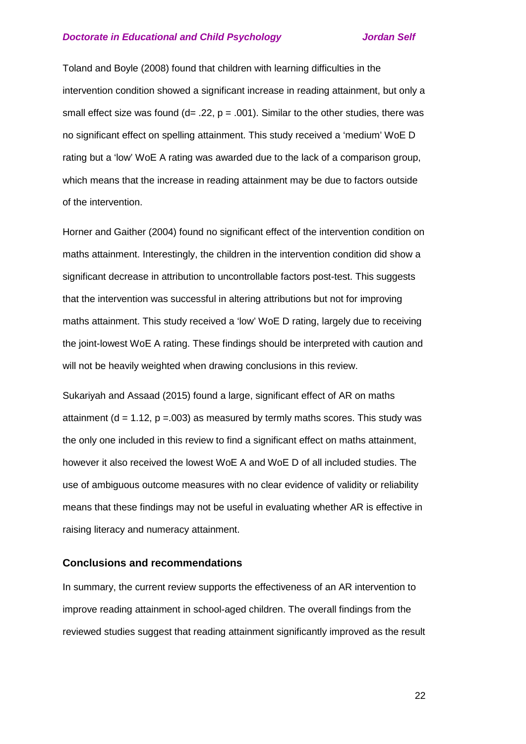Toland and Boyle (2008) found that children with learning difficulties in the intervention condition showed a significant increase in reading attainment, but only a small effect size was found ($d = .22$, $p = .001$). Similar to the other studies, there was no significant effect on spelling attainment. This study received a 'medium' WoE D rating but a 'low' WoE A rating was awarded due to the lack of a comparison group, which means that the increase in reading attainment may be due to factors outside of the intervention.

Horner and Gaither (2004) found no significant effect of the intervention condition on maths attainment. Interestingly, the children in the intervention condition did show a significant decrease in attribution to uncontrollable factors post-test. This suggests that the intervention was successful in altering attributions but not for improving maths attainment. This study received a 'low' WoE D rating, largely due to receiving the joint-lowest WoE A rating. These findings should be interpreted with caution and will not be heavily weighted when drawing conclusions in this review.

Sukariyah and Assaad (2015) found a large, significant effect of AR on maths attainment ($d = 1.12$, $p = .003$) as measured by termly maths scores. This study was the only one included in this review to find a significant effect on maths attainment, however it also received the lowest WoE A and WoE D of all included studies. The use of ambiguous outcome measures with no clear evidence of validity or reliability means that these findings may not be useful in evaluating whether AR is effective in raising literacy and numeracy attainment.

## Conclusions and recommendations

In summary, the current review supports the effectiveness of an AR intervention to improve reading attainment in school-aged children. The overall findings from the reviewed studies suggest that reading attainment significantly improved as the result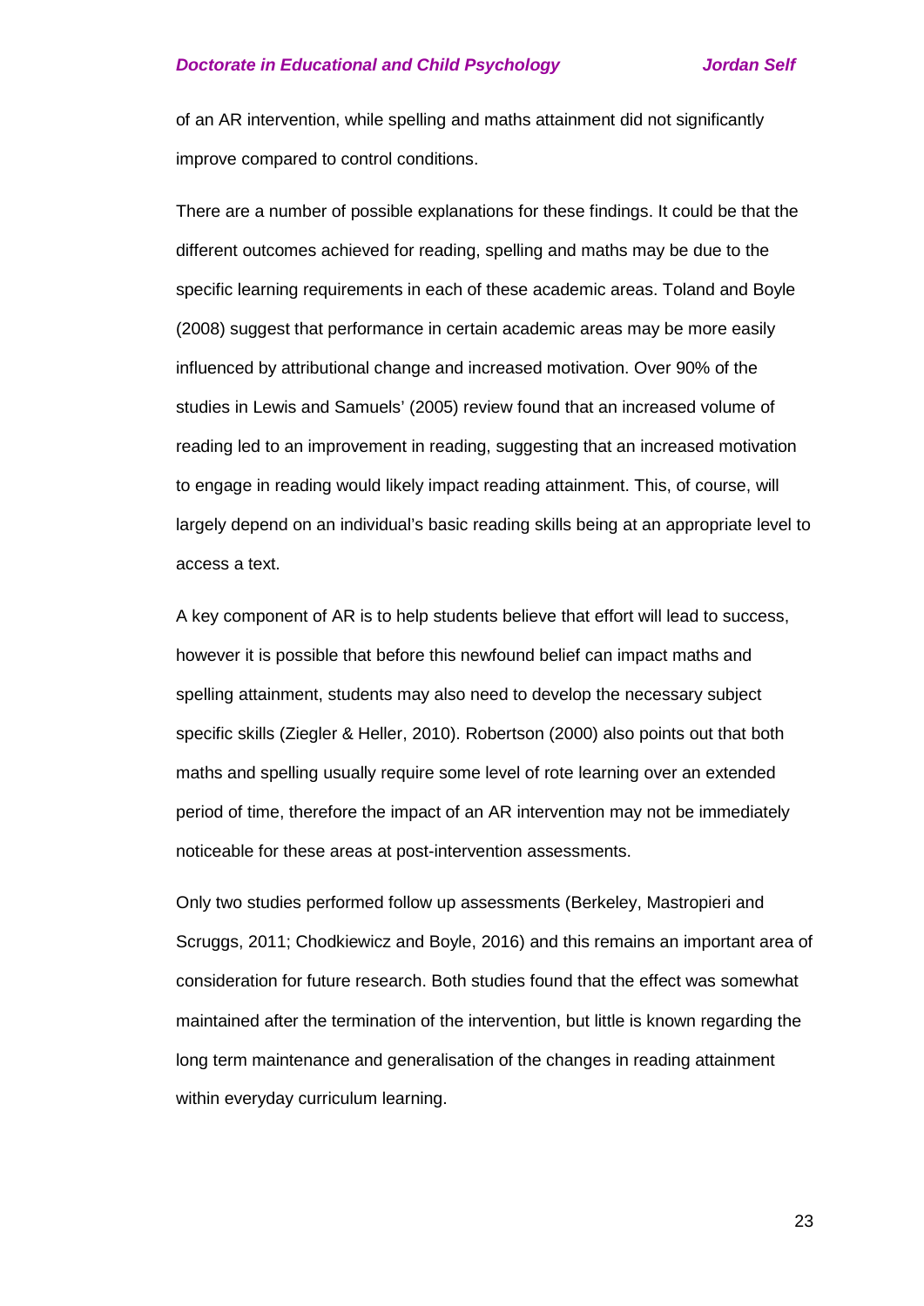of an AR intervention, while spelling and maths attainment did not significantly improve compared to control conditions.

There are a number of possible explanations for these findings. It could be that the different outcomes achieved for reading, spelling and maths may be due to the specific learning requirements in each of these academic areas. Toland and Boyle (2008) suggest that performance in certain academic areas may be more easily influenced by attributional change and increased motivation. Over 90% of the studies in Lewis and Samuels' (2005) review found that an increased volume of reading led to an improvement in reading, suggesting that an increased motivation to engage in reading would likely impact reading attainment. This, of course, will largely depend on an individual's basic reading skills being at an appropriate level to access a text.

A key component of AR is to help students believe that effort will lead to success, however it is possible that before this newfound belief can impact maths and spelling attainment, students may also need to develop the necessary subject specific skills (Ziegler & Heller, 2010). Robertson (2000) also points out that both maths and spelling usually require some level of rote learning over an extended period of time, therefore the impact of an AR intervention may not be immediately noticeable for these areas at post-intervention assessments.

Only two studies performed follow up assessments (Berkeley, Mastropieri and Scruggs, 2011; Chodkiewicz and Boyle, 2016) and this remains an important area of consideration for future research. Both studies found that the effect was somewhat maintained after the termination of the intervention, but little is known regarding the long term maintenance and generalisation of the changes in reading attainment within everyday curriculum learning.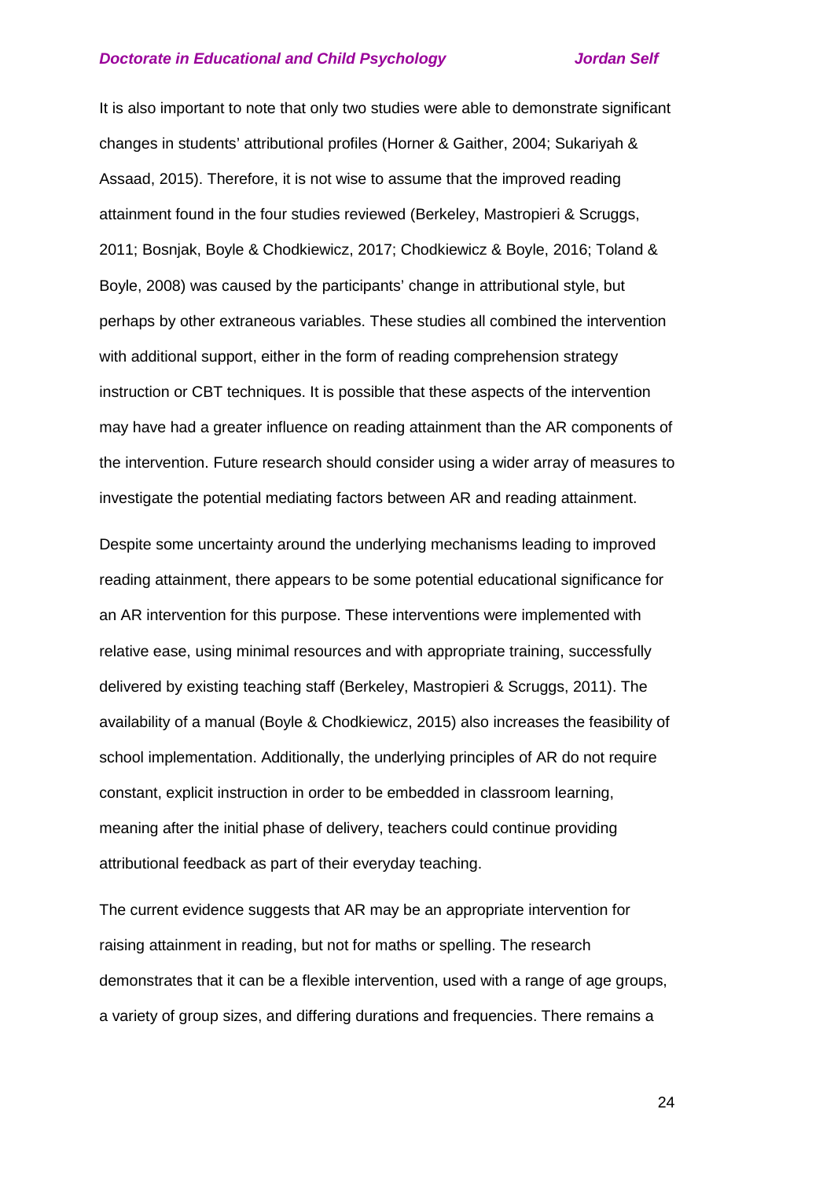It is also important to note that only two studies were able to demonstrate significant changes in students' attributional profiles (Horner & Gaither, 2004; Sukariyah & Assaad, 2015). Therefore, it is not wise to assume that the improved reading attainment found in the four studies reviewed (Berkeley, Mastropieri & Scruggs, 2011; Bosnjak, Boyle & Chodkiewicz, 2017; Chodkiewicz & Boyle, 2016; Toland & Boyle, 2008) was caused by the participants' change in attributional style, but perhaps by other extraneous variables. These studies all combined the intervention with additional support, either in the form of reading comprehension strategy instruction or CBT techniques. It is possible that these aspects of the intervention may have had a greater influence on reading attainment than the AR components of the intervention. Future research should consider using a wider array of measures to investigate the potential mediating factors between AR and reading attainment.

Despite some uncertainty around the underlying mechanisms leading to improved reading attainment, there appears to be some potential educational significance for an AR intervention for this purpose. These interventions were implemented with relative ease, using minimal resources and with appropriate training, successfully delivered by existing teaching staff (Berkeley, Mastropieri & Scruggs, 2011). The availability of a manual (Boyle & Chodkiewicz, 2015) also increases the feasibility of school implementation. Additionally, the underlying principles of AR do not require constant, explicit instruction in order to be embedded in classroom learning, meaning after the initial phase of delivery, teachers could continue providing attributional feedback as part of their everyday teaching.

The current evidence suggests that AR may be an appropriate intervention for raising attainment in reading, but not for maths or spelling. The research demonstrates that it can be a flexible intervention, used with a range of age groups, a variety of group sizes, and differing durations and frequencies. There remains a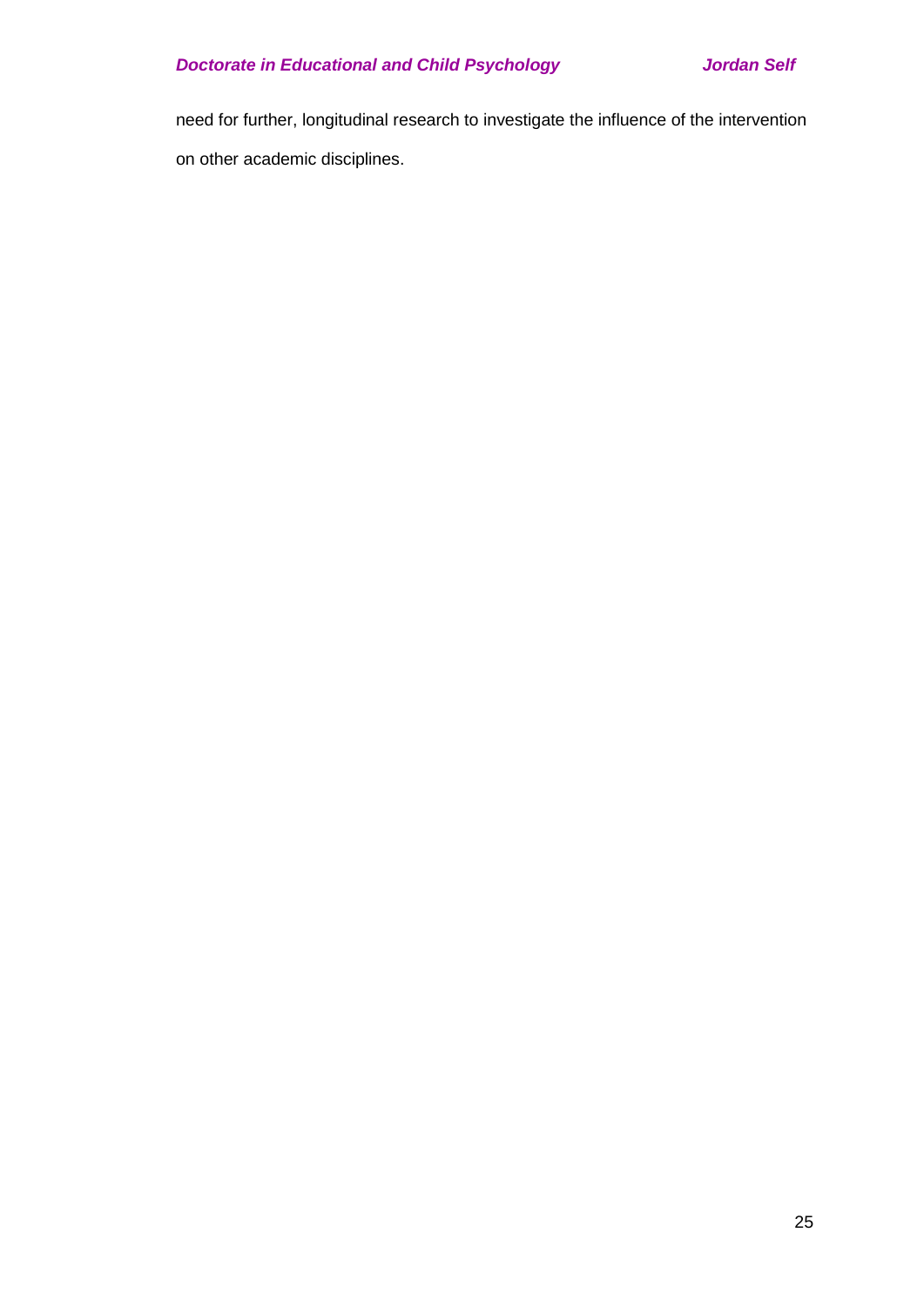need for further, longitudinal research to investigate the influence of the intervention on other academic disciplines.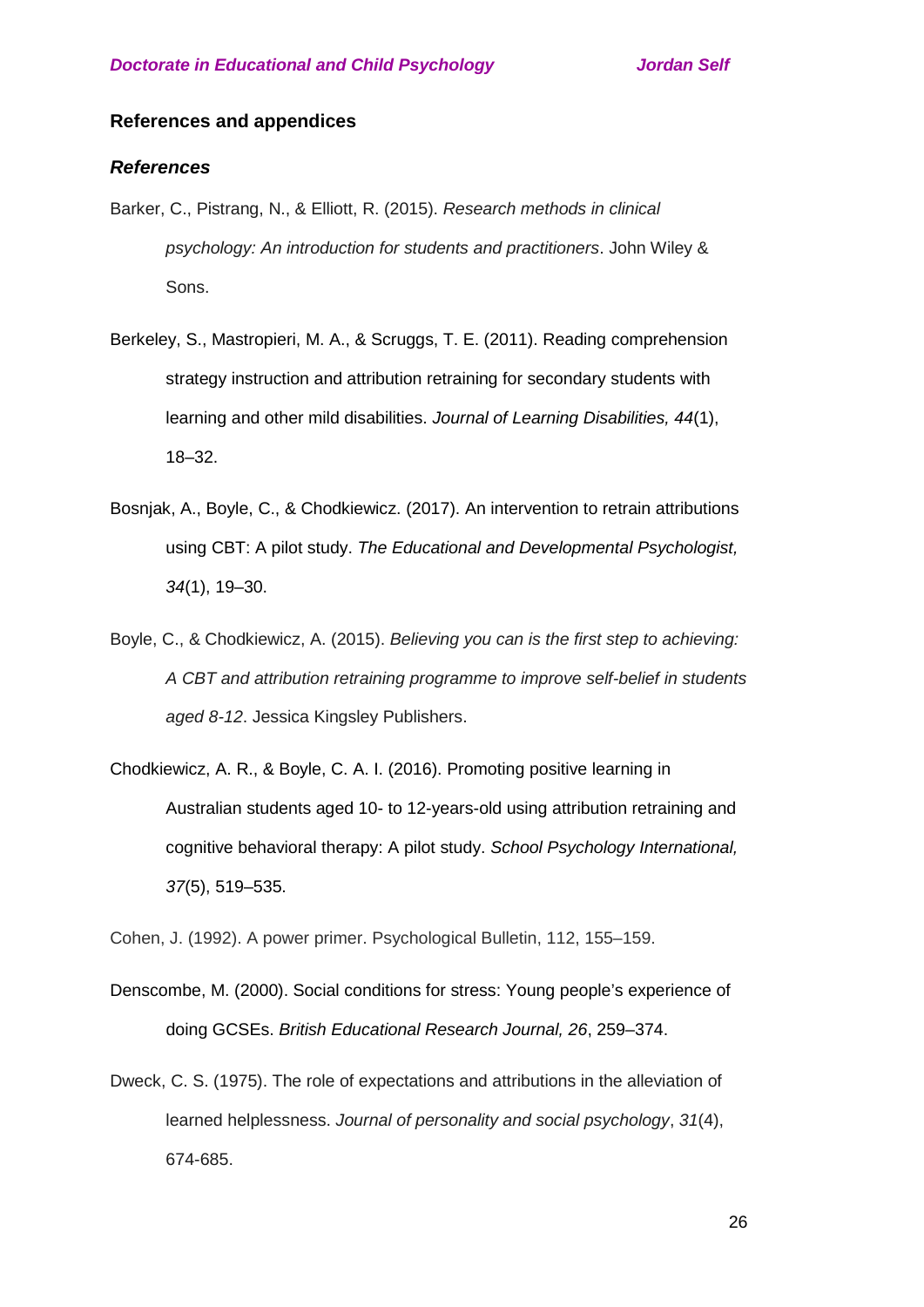## References and appendices

### *References*

Barker, C., Pistrang, N., & Elliott, R. (2015). *Research methods in clinical psychology: An introduction for students and practitioners*. John Wiley & Sons.

Berkeley, S., Mastropieri, M. A., & Scruggs, T. E. (2011). Reading comprehension strategy instruction and attribution retraining for secondary students with learning and other mild disabilities. *Journal of Learning Disabilities, 44*(1), 18–32.

Bosnjak, A., Boyle, C., & Chodkiewicz. (2017). An intervention to retrain attributions using CBT: A pilot study. *The Educational and Developmental Psychologist, 34*(1), 19–30.

Boyle, C., & Chodkiewicz, A. (2015). *Believing you can is the first step to achieving: A CBT and attribution retraining programme to improve self-belief in students aged 8-12*. Jessica Kingsley Publishers.

Chodkiewicz, A. R., & Boyle, C. A. I. (2016). Promoting positive learning in Australian students aged 10- to 12-years-old using attribution retraining and cognitive behavioral therapy: A pilot study. *School Psychology International, 37*(5), 519–535.

Cohen, J. (1992). A power primer. Psychological Bulletin, 112, 155–159.

Denscombe, M. (2000). Social conditions for stress: Young people's experience of doing GCSEs. *British Educational Research Journal, 26*, 259–374.

Dweck, C. S. (1975). The role of expectations and attributions in the alleviation of learned helplessness. *Journal of personality and social psychology*, *31*(4), 674-685.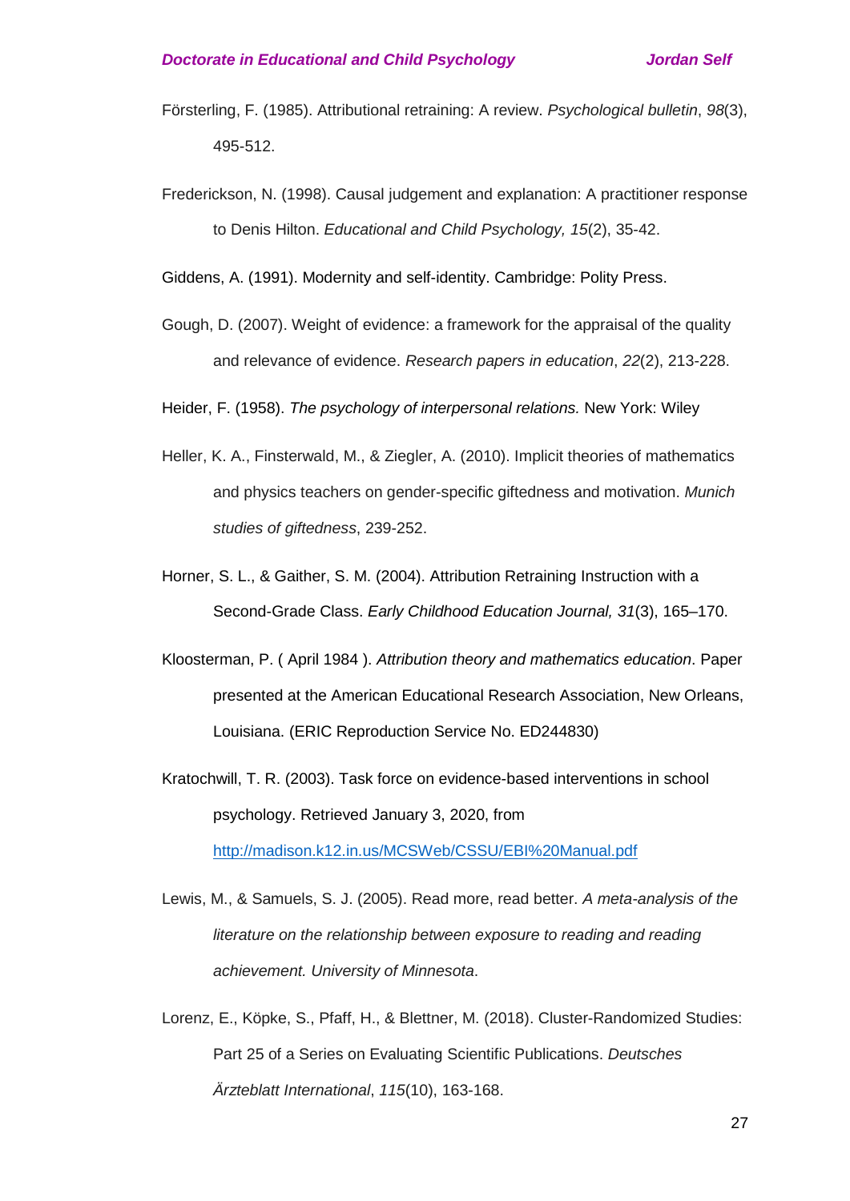Försterling, F. (1985). Attributional retraining: A review. *Psychological bulletin*, *98*(3), 495-512.

Frederickson, N. (1998). Causal judgement and explanation: A practitioner response to Denis Hilton. *Educational and Child Psychology, 15*(2), 35-42.

Giddens, A. (1991). Modernity and self-identity. Cambridge: Polity Press.

Gough, D. (2007). Weight of evidence: a framework for the appraisal of the quality and relevance of evidence. *Research papers in education*, *22*(2), 213-228.

Heider, F. (1958). *The psychology of interpersonal relations.* New York: Wiley

Heller, K. A., Finsterwald, M., & Ziegler, A. (2010). Implicit theories of mathematics and physics teachers on gender-specific giftedness and motivation. *Munich studies of giftedness*, 239-252.

Horner, S. L., & Gaither, S. M. (2004). Attribution Retraining Instruction with a Second-Grade Class. *Early Childhood Education Journal, 31*(3), 165–170.

Kloosterman, P. ( April 1984 ). *Attribution theory and mathematics education*. Paper presented at the American Educational Research Association, New Orleans, Louisiana. (ERIC Reproduction Service No. ED244830)

Kratochwill, T. R. (2003). Task force on evidence-based interventions in school psychology. Retrieved January 3, 2020, from http://madison.k12.in.us/MCSWeb/CSSU/EBI%20Manual.pdf

Lewis, M., & Samuels, S. J. (2005). Read more, read better. *A meta-analysis of the literature on the relationship between exposure to reading and reading achievement. University of Minnesota*.

Lorenz, E., Köpke, S., Pfaff, H., & Blettner, M. (2018). Cluster-Randomized Studies: Part 25 of a Series on Evaluating Scientific Publications. *Deutsches Ärzteblatt International*, *115*(10), 163-168.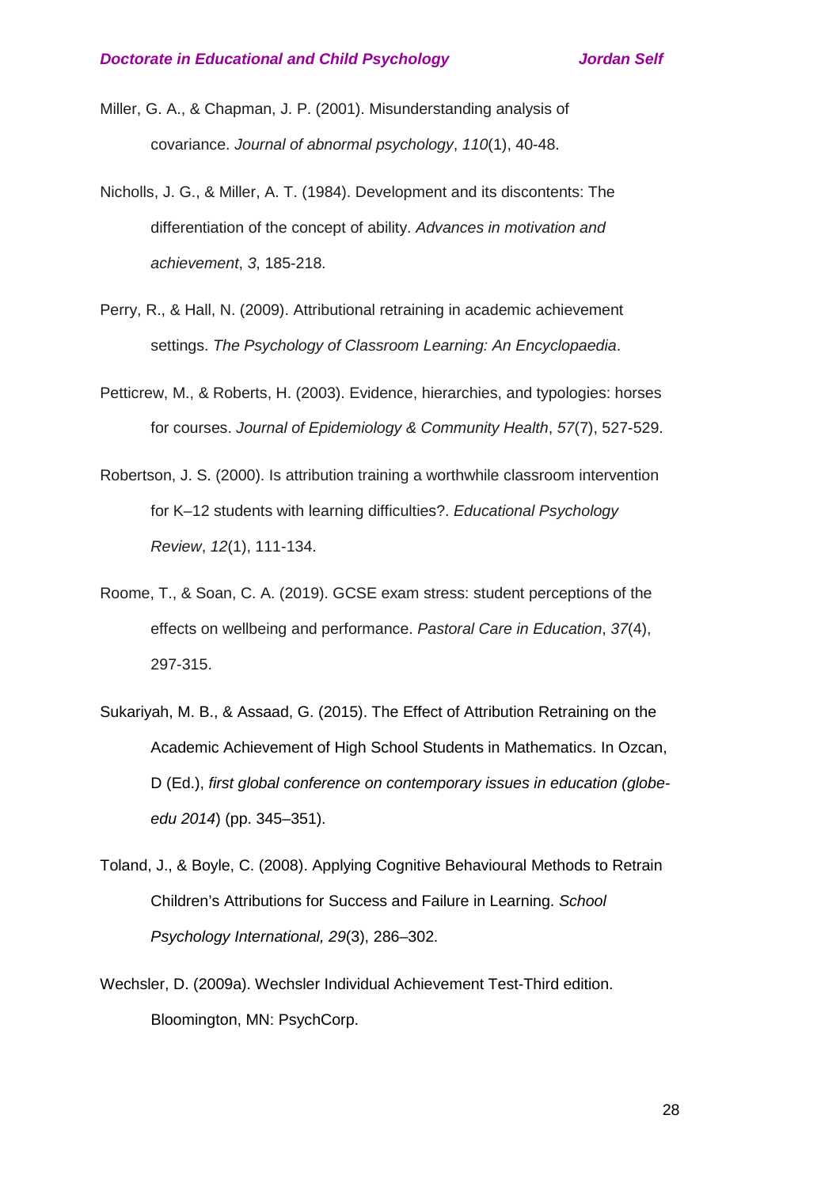Miller, G. A., & Chapman, J. P. (2001). Misunderstanding analysis of covariance. *Journal of abnormal psychology*, *110*(1), 40-48.

Nicholls, J. G., & Miller, A. T. (1984). Development and its discontents: The differentiation of the concept of ability. *Advances in motivation and achievement*, *3*, 185-218.

Perry, R., & Hall, N. (2009). Attributional retraining in academic achievement settings. *The Psychology of Classroom Learning: An Encyclopaedia*.

Petticrew, M., & Roberts, H. (2003). Evidence, hierarchies, and typologies: horses for courses. *Journal of Epidemiology & Community Health*, *57*(7), 527-529.

Robertson, J. S. (2000). Is attribution training a worthwhile classroom intervention for K–12 students with learning difficulties?. *Educational Psychology Review*, *12*(1), 111-134.

Roome, T., & Soan, C. A. (2019). GCSE exam stress: student perceptions of the effects on wellbeing and performance. *Pastoral Care in Education*, *37*(4), 297-315.

Sukariyah, M. B., & Assaad, G. (2015). The Effect of Attribution Retraining on the Academic Achievement of High School Students in Mathematics. In Ozcan, D (Ed.), *first global conference on contemporary issues in education (globe-edu 2014*) (pp. 345–351).

Toland, J., & Boyle, C. (2008). Applying Cognitive Behavioural Methods to Retrain Children's Attributions for Success and Failure in Learning. *School Psychology International, 29*(3), 286–302.

Wechsler, D. (2009a). Wechsler Individual Achievement Test-Third edition. Bloomington, MN: PsychCorp.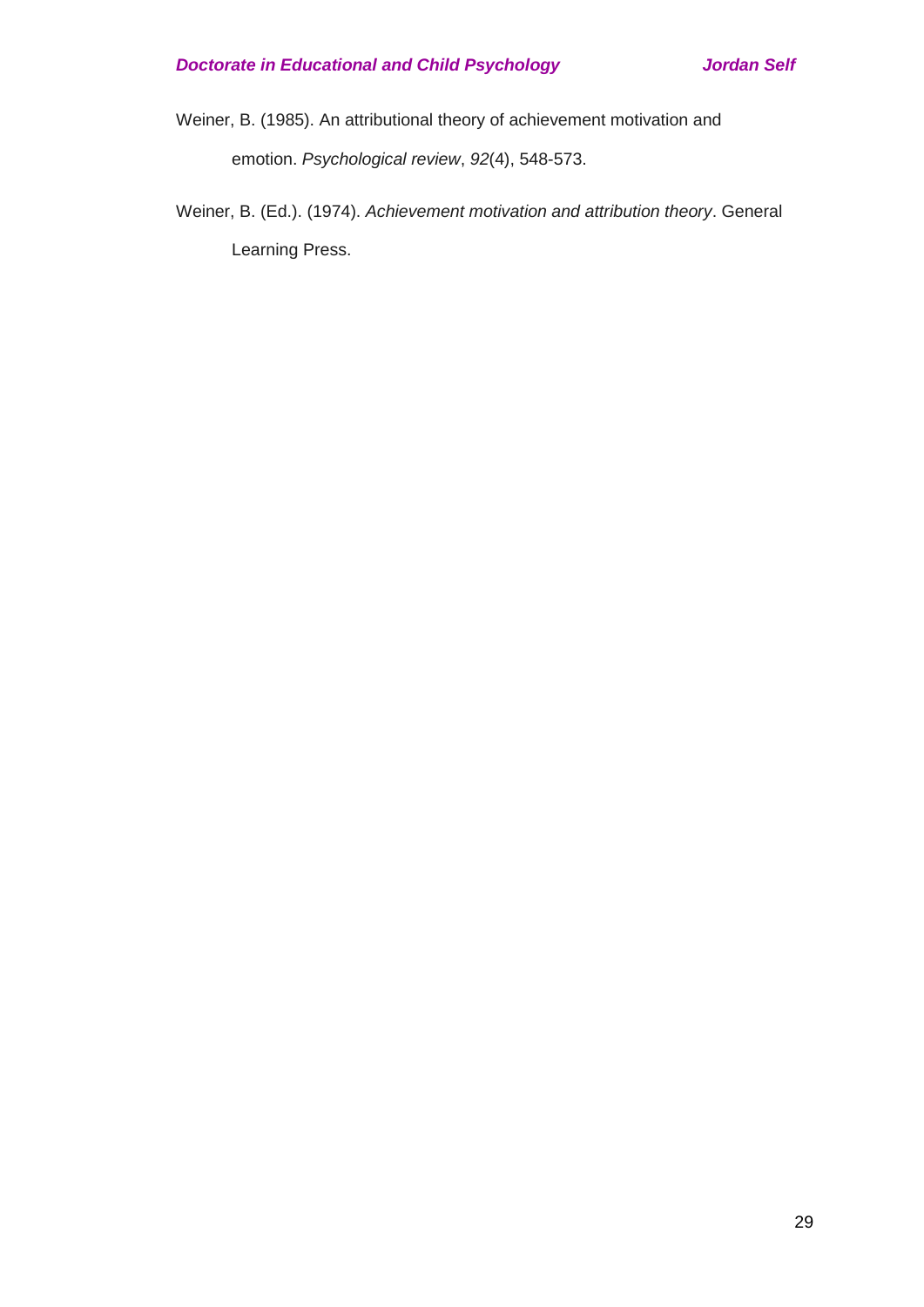Weiner, B. (1985). An attributional theory of achievement motivation and emotion. *Psychological review*, *92*(4), 548-573.

Weiner, B. (Ed.). (1974). *Achievement motivation and attribution theory*. General Learning Press.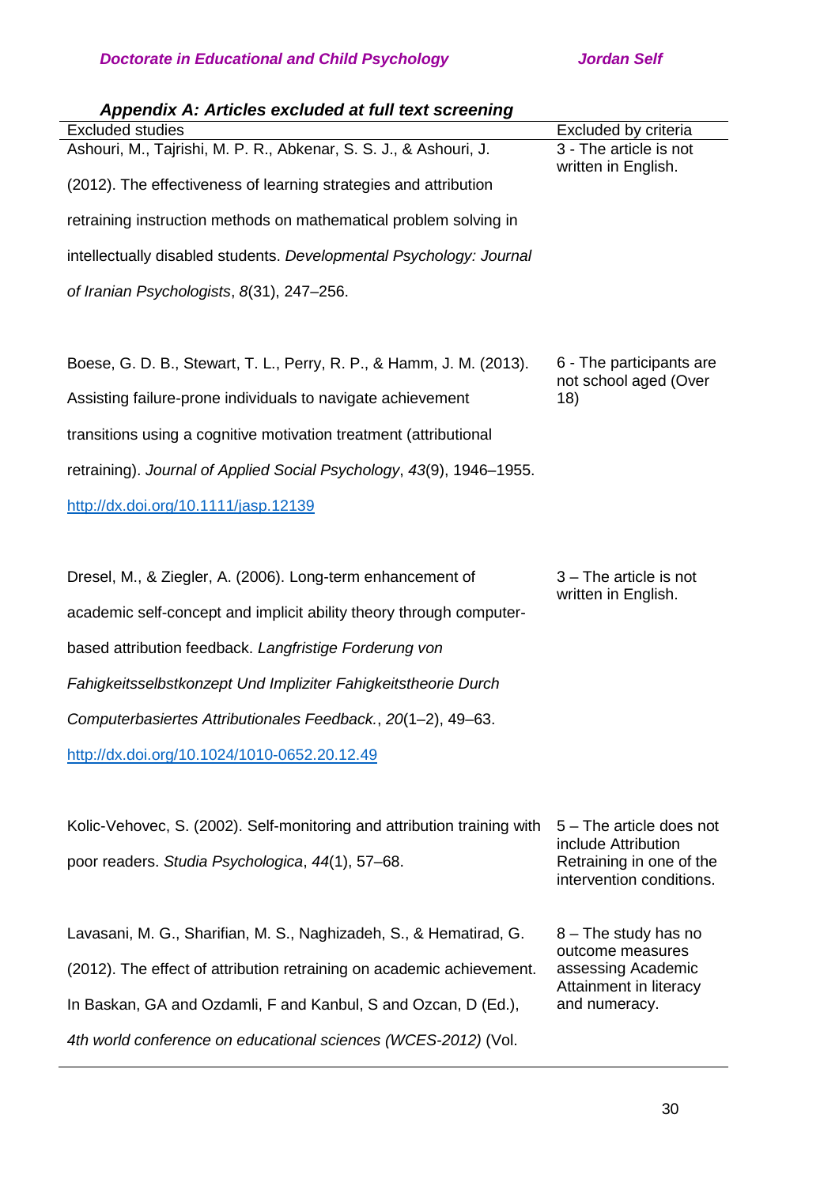### *Appendix A: Articles excluded at full text screening*

| Excluded studies | Excluded by criteria |
|---|---|
| Ashouri, M., Tajrishi, M. P. R., Abkenar, S. S. J., & Ashouri, J. (2012). The effectiveness of learning strategies and attribution retraining instruction methods on mathematical problem solving in intellectually disabled students. *Developmental Psychology: Journal of Iranian Psychologists*, *8*(31), 247–256. | 3 - The article is not written in English. |
| Boese, G. D. B., Stewart, T. L., Perry, R. P., & Hamm, J. M. (2013). Assisting failure-prone individuals to navigate achievement transitions using a cognitive motivation treatment (attributional retraining). *Journal of Applied Social Psychology*, *43*(9), 1946–1955. http://dx.doi.org/10.1111/jasp.12139 | 6 - The participants are not school aged (Over 18) |
| Dresel, M., & Ziegler, A. (2006). Long-term enhancement of academic self-concept and implicit ability theory through computer-based attribution feedback. *Langfristige Forderung von Fahigkeitsselbstkonzept Und Impliziter Fahigkeitstheorie Durch Computerbasiertes Attributionales Feedback.*, *20*(1–2), 49–63. http://dx.doi.org/10.1024/1010-0652.20.12.49 | 3 – The article is not written in English. |
| Kolic-Vehovec, S. (2002). Self-monitoring and attribution training with poor readers. *Studia Psychologica*, *44*(1), 57–68. | 5 – The article does not include Attribution Retraining in one of the intervention conditions. |
| Lavasani, M. G., Sharifian, M. S., Naghizadeh, S., & Hematirad, G. (2012). The effect of attribution retraining on academic achievement. In Baskan, GA and Ozdamli, F and Kanbul, S and Ozcan, D (Ed.), *4th world conference on educational sciences (WCES-2012)* (Vol. | 8 – The study has no outcome measures assessing Academic Attainment in literacy and numeracy. |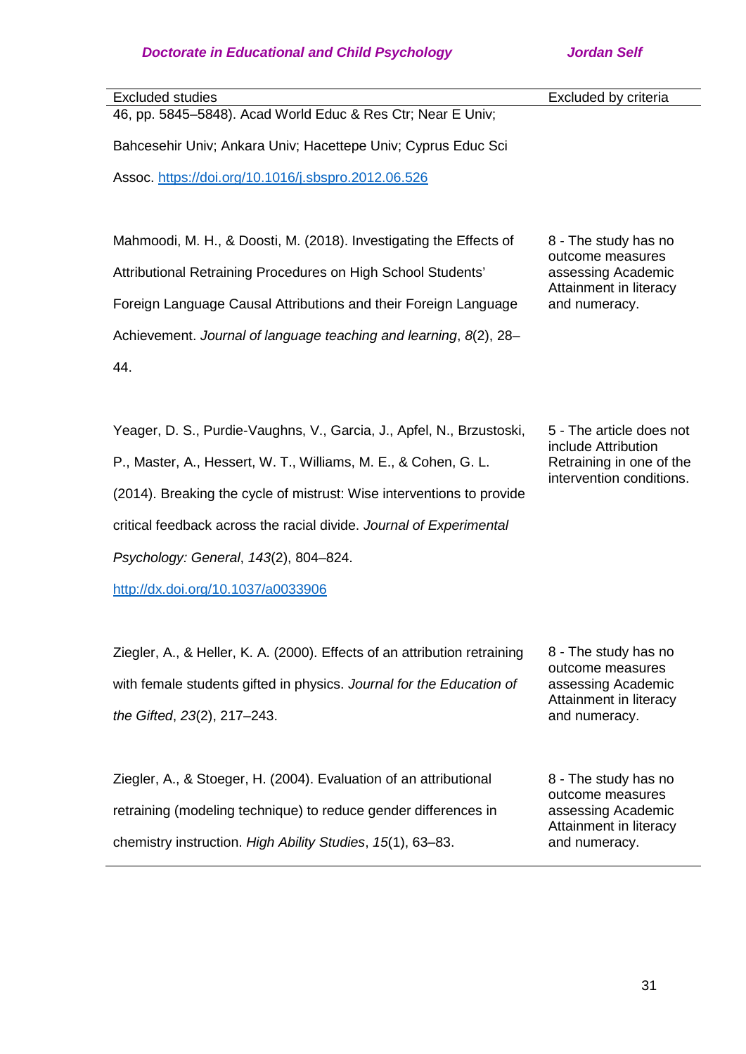| Excluded studies | Excluded by criteria |
|---|---|
| 46, pp. 5845–5848). Acad World Educ & Res Ctr; Near E Univ; Bahcesehir Univ; Ankara Univ; Hacettepe Univ; Cyprus Educ Sci Assoc. https://doi.org/10.1016/j.sbspro.2012.06.526 | |
| Mahmoodi, M. H., & Doosti, M. (2018). Investigating the Effects of Attributional Retraining Procedures on High School Students' Foreign Language Causal Attributions and their Foreign Language Achievement. *Journal of language teaching and learning*, *8*(2), 28–44. | 8 - The study has no outcome measures assessing Academic Attainment in literacy and numeracy. |
| Yeager, D. S., Purdie-Vaughns, V., Garcia, J., Apfel, N., Brzustoski, P., Master, A., Hessert, W. T., Williams, M. E., & Cohen, G. L. (2014). Breaking the cycle of mistrust: Wise interventions to provide critical feedback across the racial divide. *Journal of Experimental Psychology: General*, *143*(2), 804–824. http://dx.doi.org/10.1037/a0033906 | 5 - The article does not include Attribution Retraining in one of the intervention conditions. |
| Ziegler, A., & Heller, K. A. (2000). Effects of an attribution retraining with female students gifted in physics. *Journal for the Education of the Gifted*, *23*(2), 217–243. | 8 - The study has no outcome measures assessing Academic Attainment in literacy and numeracy. |
| Ziegler, A., & Stoeger, H. (2004). Evaluation of an attributional retraining (modeling technique) to reduce gender differences in chemistry instruction. *High Ability Studies*, *15*(1), 63–83. | 8 - The study has no outcome measures assessing Academic Attainment in literacy and numeracy. |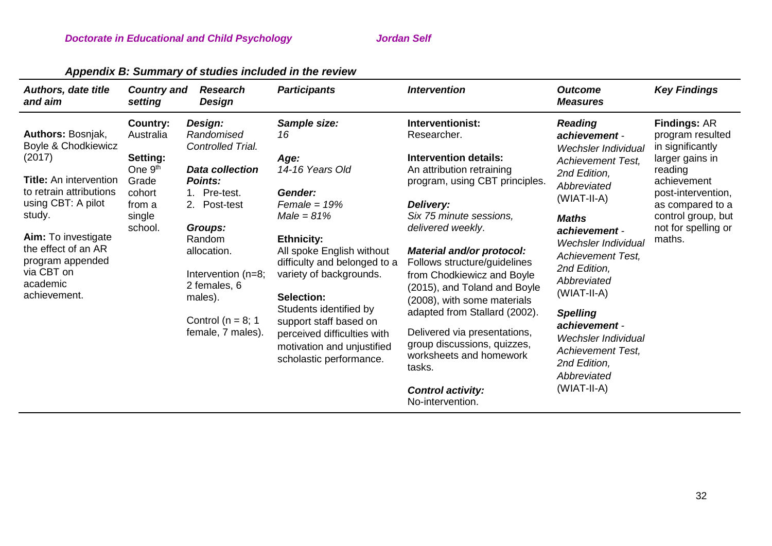### *Appendix B: Summary of studies included in the review*

| *Authors, date title and aim* | *Country and setting* | *Research Design* | *Participants* | *Intervention* | *Outcome Measures* | *Key Findings* |
|---|---|---|---|---|---|---|
| **Authors:** Bosnjak, Boyle & Chodkiewicz (2017)<br><br>**Title:** An intervention to retrain attributions using CBT: A pilot study.<br><br>**Aim:** To investigate the effect of an AR program appended via CBT on academic achievement. | **Country:** Australia<br><br>**Setting:** One 9th Grade cohort from a single school. | ***Design:*** *Randomised Controlled Trial.*<br><br>***Data collection Points:***<br>1. Pre-test.<br>2. Post-test<br><br>***Groups:*** Random allocation.<br><br>Intervention (n=8; 2 females, 6 males).<br><br>Control (n = 8; 1 female, 7 males). | ***Sample size:*** *16*<br><br>***Age:*** *14-16 Years Old*<br><br>***Gender:*** *Female = 19%* *Male = 81%*<br><br>**Ethnicity:** All spoke English without difficulty and belonged to a variety of backgrounds.<br><br>**Selection:** Students identified by support staff based on perceived difficulties with motivation and unjustified scholastic performance. | **Interventionist:** Researcher.<br><br>**Intervention details:** An attribution retraining program, using CBT principles.<br><br>***Delivery:*** *Six 75 minute sessions, delivered weekly*.<br><br>***Material and/or protocol:*** Follows structure/guidelines from Chodkiewicz and Boyle (2015), and Toland and Boyle (2008), with some materials adapted from Stallard (2002).<br><br>Delivered via presentations, group discussions, quizzes, worksheets and homework tasks.<br><br>***Control activity:*** No-intervention. | ***Reading achievement*** - *Wechsler Individual Achievement Test, 2nd Edition, Abbreviated* (WIAT-II-A)<br><br>***Maths achievement*** - *Wechsler Individual Achievement Test, 2nd Edition, Abbreviated* (WIAT-II-A)<br><br>***Spelling achievement*** - *Wechsler Individual Achievement Test, 2nd Edition, Abbreviated* (WIAT-II-A) | **Findings:** AR program resulted in significantly larger gains in reading achievement post-intervention, as compared to a control group, but not for spelling or maths. |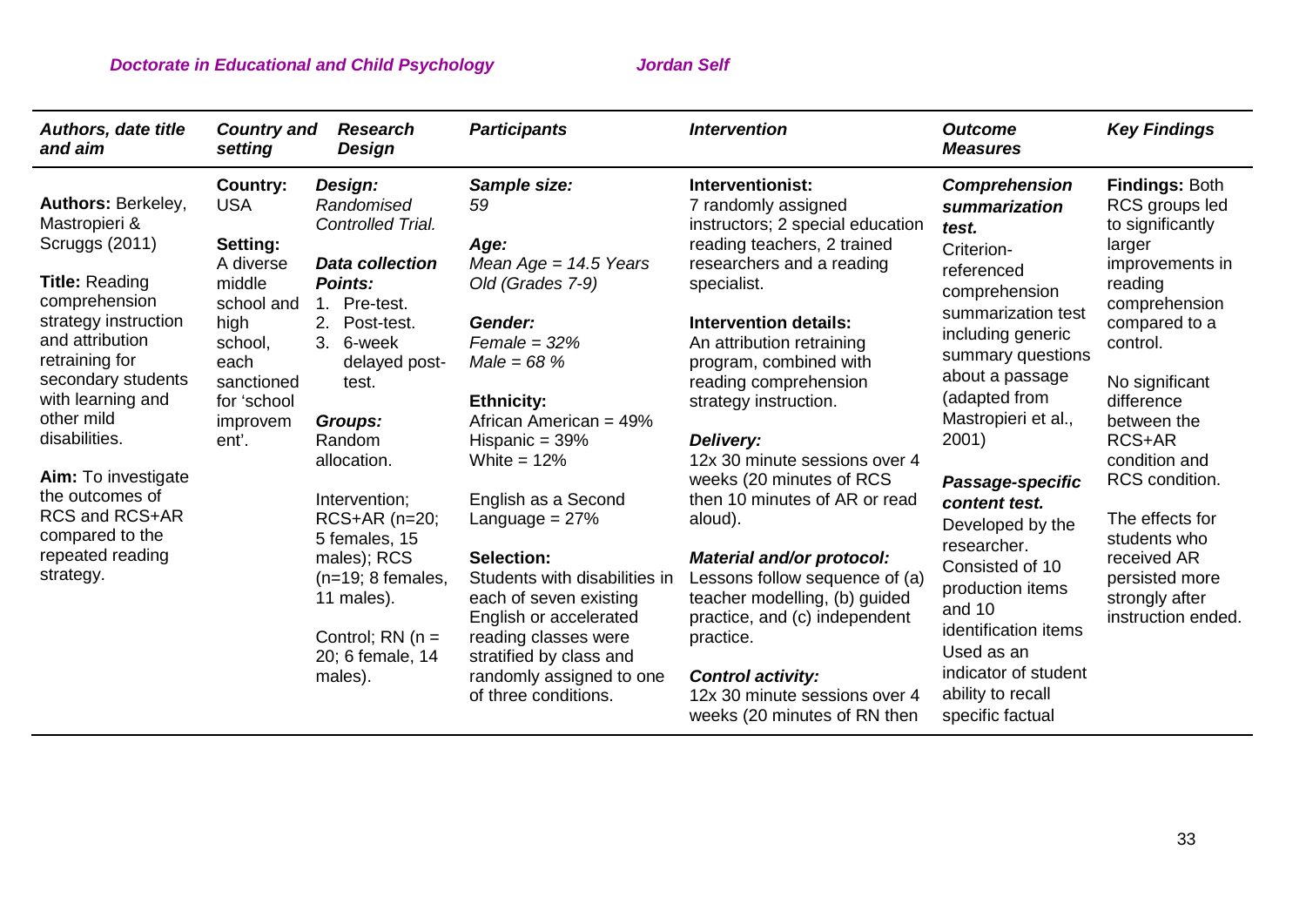| Authors, date title and aim | Country and setting | Research Design | Participants | Intervention | Outcome Measures | Key Findings |
|---|---|---|---|---|---|---|
| **Authors:** Berkeley, Mastropieri & Scruggs (2011)<br><br>**Title:** Reading comprehension strategy instruction and attribution retraining for secondary students with learning and other mild disabilities.<br><br>**Aim:** To investigate the outcomes of RCS and RCS+AR compared to the repeated reading strategy. | **Country:** USA<br><br>**Setting:** A diverse middle school and high school, each sanctioned for 'school improvement'. | ***Design:*** *Randomised Controlled Trial.*<br><br>***Data collection Points:***<br>1. Pre-test.<br>2. Post-test.<br>3. 6-week delayed post-test.<br><br>***Groups:*** Random allocation.<br><br>Intervention; RCS+AR (n=20; 5 females, 15 males); RCS (n=19; 8 females, 11 males).<br><br>Control; RN (n = 20; 6 female, 14 males). | ***Sample size:*** *59*<br><br>***Age:*** *Mean Age = 14.5 Years Old (Grades 7-9)*<br><br>***Gender:*** *Female = 32%* *Male = 68 %*<br><br>**Ethnicity:** African American = 49% Hispanic = 39% White = 12%<br><br>English as a Second Language = 27%<br><br>**Selection:** Students with disabilities in each of seven existing English or accelerated reading classes were stratified by class and randomly assigned to one of three conditions. | **Interventionist:** 7 randomly assigned instructors; 2 special education reading teachers, 2 trained researchers and a reading specialist.<br><br>**Intervention details:** An attribution retraining program, combined with reading comprehension strategy instruction.<br><br>***Delivery:*** 12x 30 minute sessions over 4 weeks (20 minutes of RCS then 10 minutes of AR or read aloud).<br><br>***Material and/or protocol:*** Lessons follow sequence of (a) teacher modelling, (b) guided practice, and (c) independent practice.<br><br>***Control activity:*** 12x 30 minute sessions over 4 weeks (20 minutes of RN then | ***Comprehension summarization test.*** Criterion-referenced comprehension summarization test including generic summary questions about a passage (adapted from Mastropieri et al., 2001)<br><br>***Passage-specific content test.*** Developed by the researcher. Consisted of 10 production items and 10 identification items Used as an indicator of student ability to recall specific factual | **Findings:** Both RCS groups led to significantly larger improvements in reading comprehension compared to a control.<br><br>No significant difference between the RCS+AR condition and RCS condition.<br><br>The effects for students who received AR persisted more strongly after instruction ended. |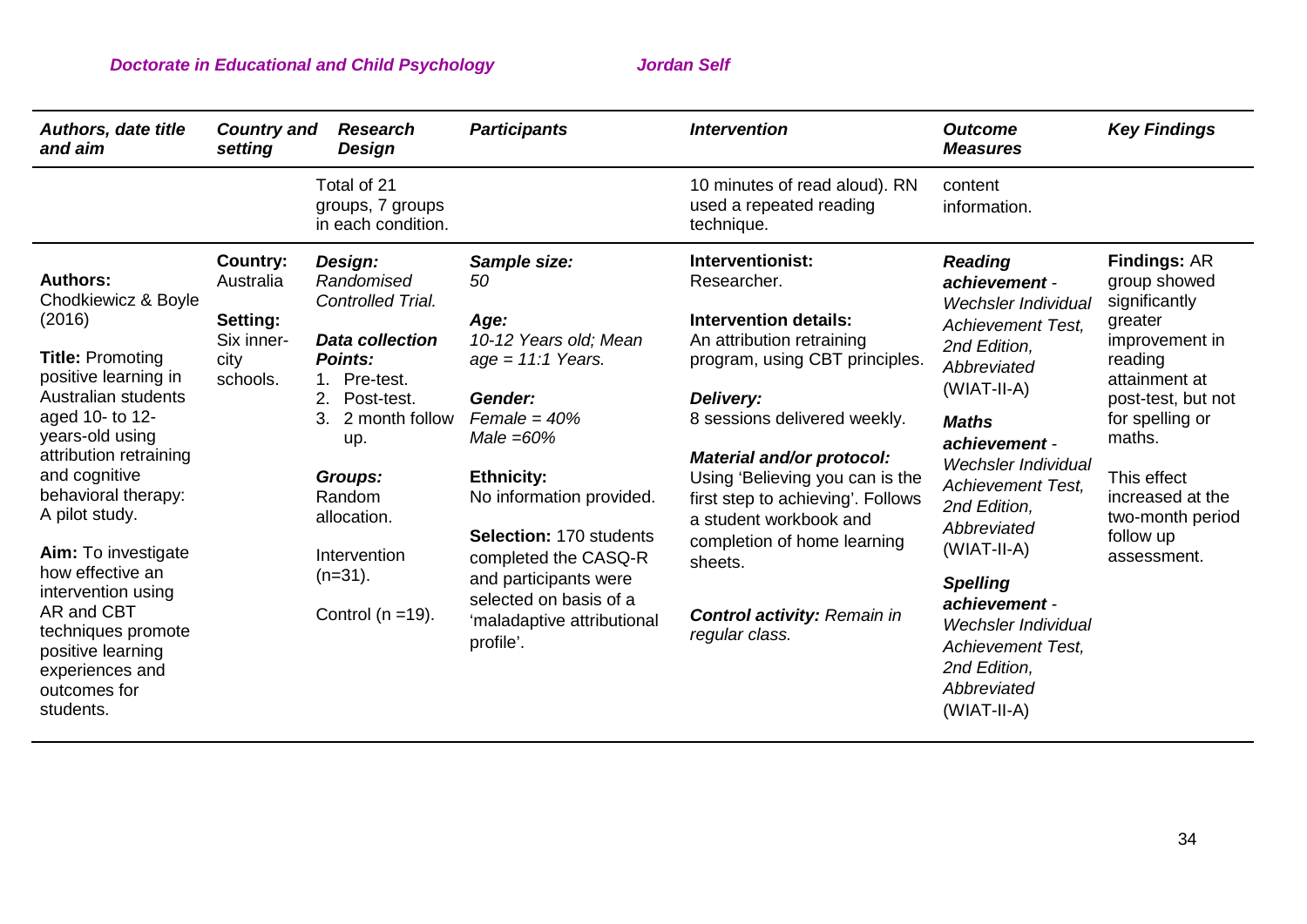| *Authors, date title and aim* | *Country and setting* | *Research Design* | *Participants* | *Intervention* | *Outcome Measures* | *Key Findings* |
|---|---|---|---|---|---|---|
| | | Total of 21 groups, 7 groups in each condition. | | 10 minutes of read aloud). RN used a repeated reading technique. | content information. | |
| **Authors:** Chodkiewicz & Boyle (2016)<br><br>**Title:** Promoting positive learning in Australian students aged 10- to 12-years-old using attribution retraining and cognitive behavioral therapy: A pilot study.<br><br>**Aim:** To investigate how effective an intervention using AR and CBT techniques promote positive learning experiences and outcomes for students. | **Country:** Australia<br><br>**Setting:** Six inner-city schools. | ***Design:*** *Randomised Controlled Trial.*<br><br>***Data collection Points:***<br>1. Pre-test.<br>2. Post-test.<br>3. 2 month follow up.<br><br>***Groups:*** Random allocation.<br><br>Intervention (n=31).<br><br>Control (n =19). | ***Sample size:*** *50*<br><br>***Age:*** *10-12 Years old; Mean age = 11:1 Years.*<br><br>***Gender:*** *Female = 40%*<br>*Male =60%*<br><br>**Ethnicity:** No information provided.<br><br>**Selection:** 170 students completed the CASQ-R and participants were selected on basis of a 'maladaptive attributional profile'. | **Interventionist:** Researcher.<br><br>**Intervention details:** An attribution retraining program, using CBT principles.<br><br>***Delivery:*** 8 sessions delivered weekly.<br><br>***Material and/or protocol:*** Using 'Believing you can is the first step to achieving'. Follows a student workbook and completion of home learning sheets.<br><br>***Control activity:*** *Remain in regular class.* | ***Reading achievement*** - *Wechsler Individual Achievement Test, 2nd Edition, Abbreviated* (WIAT-II-A)<br><br>***Maths achievement*** - *Wechsler Individual Achievement Test, 2nd Edition, Abbreviated* (WIAT-II-A)<br><br>***Spelling achievement*** - *Wechsler Individual Achievement Test, 2nd Edition, Abbreviated* (WIAT-II-A) | **Findings:** AR group showed significantly greater improvement in reading attainment at post-test, but not for spelling or maths.<br><br>This effect increased at the two-month period follow up assessment. |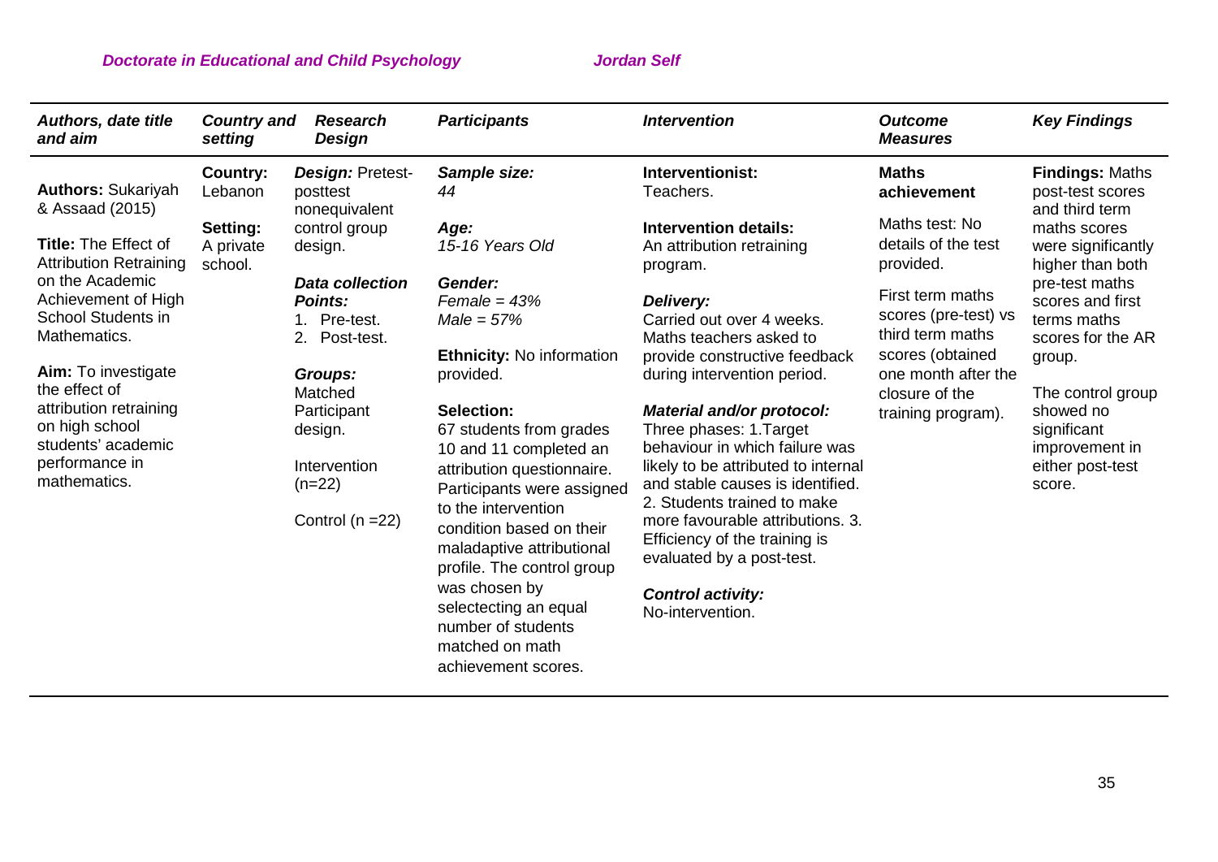| *Authors, date title and aim* | *Country and setting* | *Research Design* | *Participants* | *Intervention* | *Outcome Measures* | *Key Findings* |
|---|---|---|---|---|---|---|
| **Authors:** Sukariyah & Assaad (2015)<br><br>**Title:** The Effect of Attribution Retraining on the Academic Achievement of High School Students in Mathematics.<br><br>**Aim:** To investigate the effect of attribution retraining on high school students' academic performance in mathematics. | **Country:** Lebanon<br><br>**Setting:** A private school. | ***Design:*** Pretest-posttest nonequivalent control group design.<br><br>***Data collection Points:***<br>1. Pre-test.<br>2. Post-test.<br><br>***Groups:*** Matched Participant design.<br><br>Intervention (n=22)<br><br>Control (n =22) | ***Sample size:*** *44*<br><br>***Age:*** *15-16 Years Old*<br><br>***Gender:*** *Female = 43%* *Male = 57%*<br><br>**Ethnicity:** No information provided.<br><br>**Selection:** 67 students from grades 10 and 11 completed an attribution questionnaire. Participants were assigned to the intervention condition based on their maladaptive attributional profile. The control group was chosen by selectecting an equal number of students matched on math achievement scores. | **Interventionist:** Teachers.<br><br>**Intervention details:** An attribution retraining program.<br><br>***Delivery:*** Carried out over 4 weeks. Maths teachers asked to provide constructive feedback during intervention period.<br><br>***Material and/or protocol:*** Three phases: 1.Target behaviour in which failure was likely to be attributed to internal and stable causes is identified. 2. Students trained to make more favourable attributions. 3. Efficiency of the training is evaluated by a post-test.<br><br>***Control activity:*** No-intervention. | **Maths achievement**<br><br>Maths test: No details of the test provided.<br><br>First term maths scores (pre-test) vs third term maths scores (obtained one month after the closure of the training program). | **Findings:** Maths post-test scores and third term maths scores were significantly higher than both pre-test maths scores and first terms maths scores for the AR group.<br><br>The control group showed no significant improvement in either post-test score. |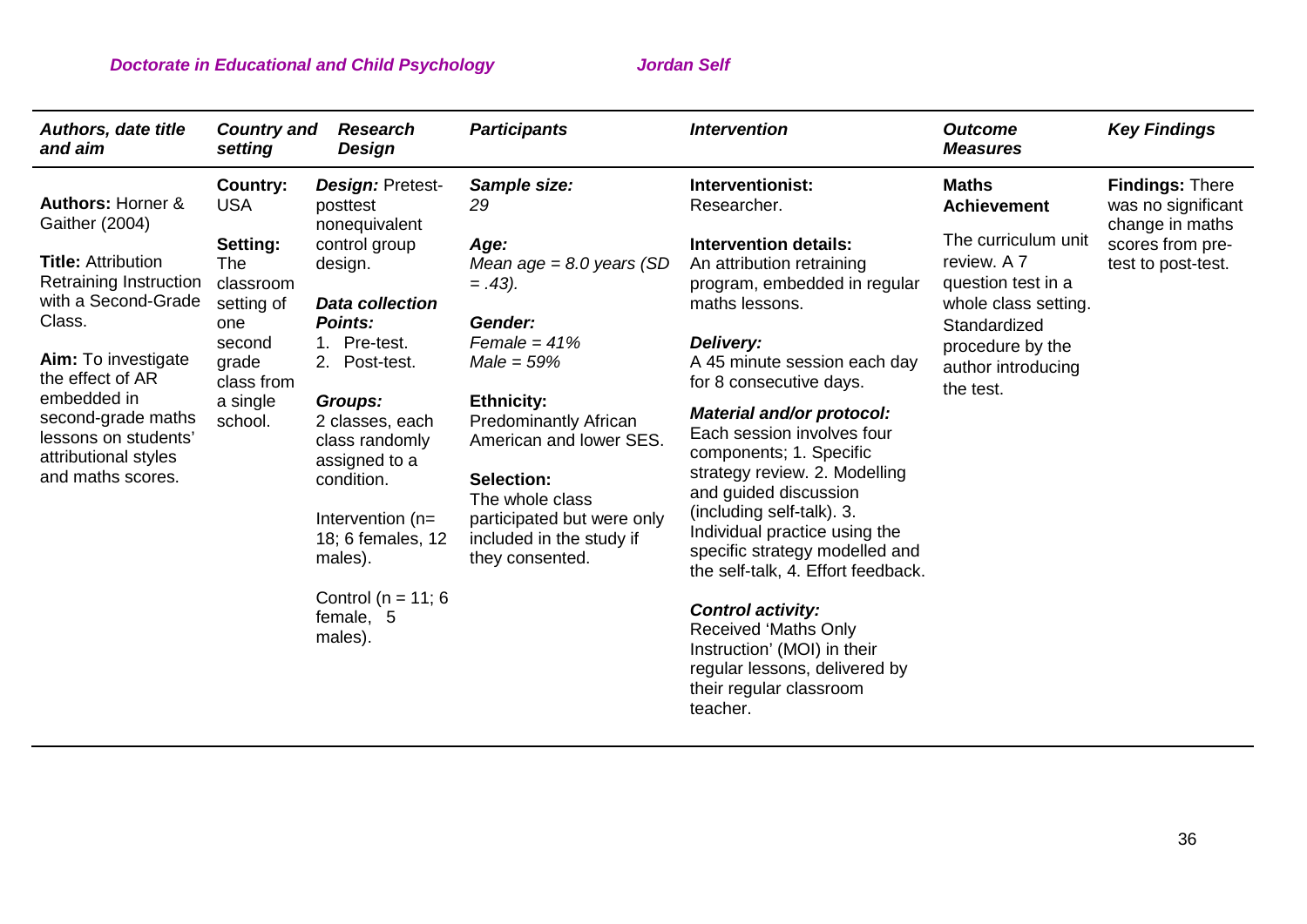| *Authors, date title and aim* | *Country and setting* | *Research Design* | *Participants* | *Intervention* | *Outcome Measures* | *Key Findings* |
|---|---|---|---|---|---|---|
| **Authors:** Horner & Gaither (2004)<br><br>**Title:** Attribution Retraining Instruction with a Second-Grade Class.<br><br>**Aim:** To investigate the effect of AR embedded in second-grade maths lessons on students' attributional styles and maths scores. | **Country:** USA<br><br>**Setting:** The classroom setting of one second grade class from a single school. | ***Design:*** Pretest-posttest nonequivalent control group design.<br><br>***Data collection Points:***<br>1. Pre-test.<br>2. Post-test.<br><br>***Groups:***<br>2 classes, each class randomly assigned to a condition.<br><br>Intervention (n= 18; 6 females, 12 males).<br><br>Control (n = 11; 6 female, 5 males). | ***Sample size:***<br>*29*<br><br>***Age:***<br>*Mean age = 8.0 years (SD = .43).*<br><br>***Gender:***<br>*Female = 41%*<br>*Male = 59%*<br><br>**Ethnicity:**<br>Predominantly African American and lower SES.<br><br>**Selection:**<br>The whole class participated but were only included in the study if they consented. | **Interventionist:**<br>Researcher.<br><br>**Intervention details:**<br>An attribution retraining program, embedded in regular maths lessons.<br><br>***Delivery:***<br>A 45 minute session each day for 8 consecutive days.<br><br>***Material and/or protocol:***<br>Each session involves four components; 1. Specific strategy review. 2. Modelling and guided discussion (including self-talk). 3. Individual practice using the specific strategy modelled and the self-talk, 4. Effort feedback.<br><br>***Control activity:***<br>Received 'Maths Only Instruction' (MOI) in their regular lessons, delivered by their regular classroom teacher. | **Maths Achievement**<br><br>The curriculum unit review. A 7 question test in a whole class setting. Standardized procedure by the author introducing the test. | **Findings:** There was no significant change in maths scores from pre-test to post-test. |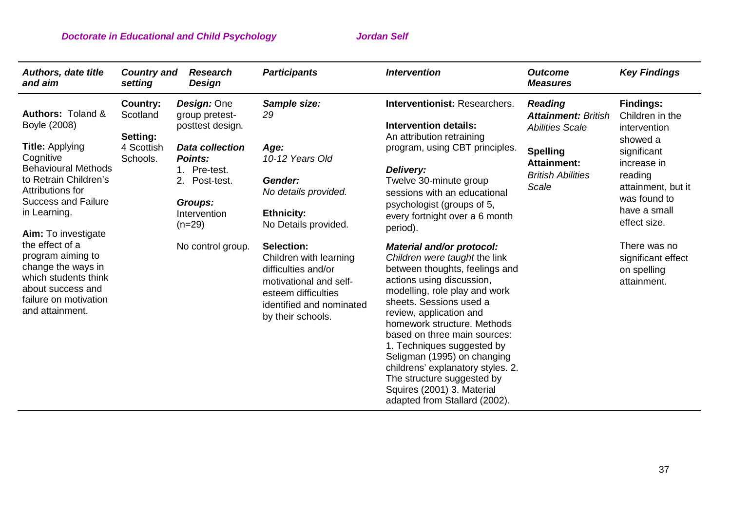| *Authors, date title and aim* | *Country and setting* | *Research Design* | *Participants* | *Intervention* | *Outcome Measures* | *Key Findings* |
|---|---|---|---|---|---|---|
| **Authors:** Toland & Boyle (2008)<br><br>**Title:** Applying Cognitive Behavioural Methods to Retrain Children's Attributions for Success and Failure in Learning.<br><br>**Aim:** To investigate the effect of a program aiming to change the ways in which students think about success and failure on motivation and attainment. | **Country:** Scotland<br><br>**Setting:** 4 Scottish Schools. | ***Design:*** One group pretest-posttest design.<br><br>***Data collection Points:***<br>1. Pre-test.<br>2. Post-test.<br><br>***Groups:*** Intervention (n=29)<br><br>No control group. | ***Sample size:*** *29*<br><br>***Age:*** *10-12 Years Old*<br><br>***Gender:*** *No details provided.*<br><br>**Ethnicity:** No Details provided.<br><br>**Selection:** Children with learning difficulties and/or motivational and self-esteem difficulties identified and nominated by their schools. | **Interventionist:** Researchers.<br><br>**Intervention details:** An attribution retraining program, using CBT principles.<br><br>***Delivery:*** Twelve 30-minute group sessions with an educational psychologist (groups of 5, every fortnight over a 6 month period).<br><br>***Material and/or protocol:*** *Children were taught* the link between thoughts, feelings and actions using discussion, modelling, role play and work sheets. Sessions used a review, application and homework structure. Methods based on three main sources: 1. Techniques suggested by Seligman (1995) on changing childrens' explanatory styles. 2. The structure suggested by Squires (2001) 3. Material adapted from Stallard (2002). | ***Reading Attainment:*** *British Abilities Scale*<br><br>**Spelling Attainment:** *British Abilities Scale* | **Findings:** Children in the intervention showed a significant increase in reading attainment, but it was found to have a small effect size.<br><br>There was no significant effect on spelling attainment. |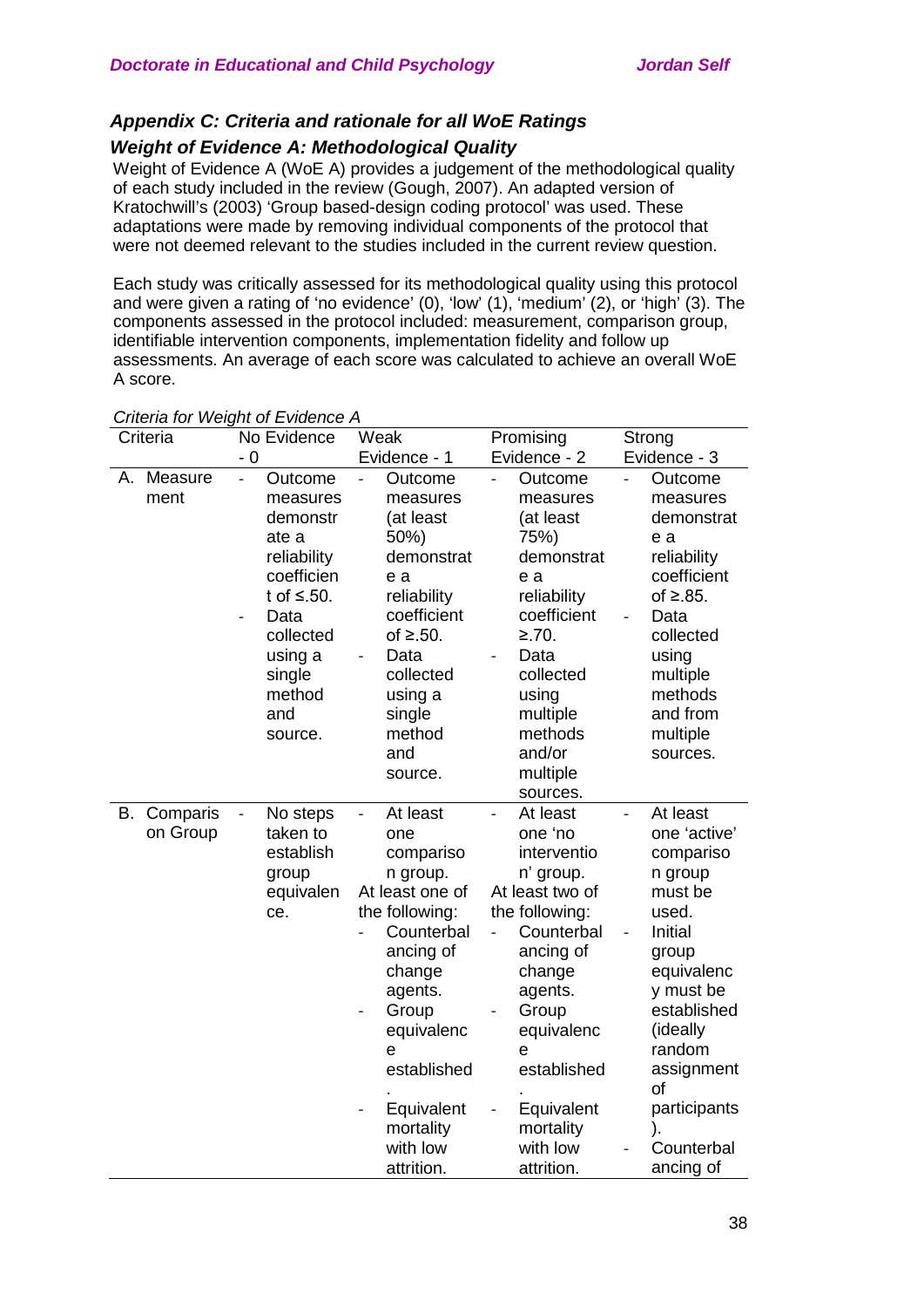### *Appendix C: Criteria and rationale for all WoE Ratings*

### *Weight of Evidence A: Methodological Quality*

Weight of Evidence A (WoE A) provides a judgement of the methodological quality of each study included in the review (Gough, 2007). An adapted version of Kratochwill's (2003) 'Group based-design coding protocol' was used. These adaptations were made by removing individual components of the protocol that were not deemed relevant to the studies included in the current review question.

Each study was critically assessed for its methodological quality using this protocol and were given a rating of 'no evidence' (0), 'low' (1), 'medium' (2), or 'high' (3). The components assessed in the protocol included: measurement, comparison group, identifiable intervention components, implementation fidelity and follow up assessments. An average of each score was calculated to achieve an overall WoE A score.

*Criteria for Weight of Evidence A*

| Criteria | No Evidence - 0 | Weak Evidence - 1 | Promising Evidence - 2 | Strong Evidence - 3 |
|---|---|---|---|---|
| A. Measurement | - Outcome measures demonstrate a reliability coefficient of ≤.50.<br>- Data collected using a single method and source. | - Outcome measures (at least 50%) demonstrate a reliability coefficient of ≥.50.<br>- Data collected using a single method and source. | - Outcome measures (at least 75%) demonstrate a reliability coefficient ≥.70.<br>- Data collected using multiple methods and/or multiple sources. | - Outcome measures demonstrate a reliability coefficient of ≥.85.<br>- Data collected using multiple methods and from multiple sources. |
| B. Comparison Group | - No steps taken to establish group equivalence. | - At least one comparison group.<br>At least one of the following:<br>- Counterbalancing of change agents.<br>- Group equivalence established.<br>- Equivalent mortality with low attrition. | - At least one 'no intervention' group.<br>At least two of the following:<br>- Counterbalancing of change agents.<br>- Group equivalence established.<br>- Equivalent mortality with low attrition. | - At least one 'active' comparison group must be used.<br>- Initial group equivalency must be established (ideally random assignment of participants).<br>- Counterbalancing of |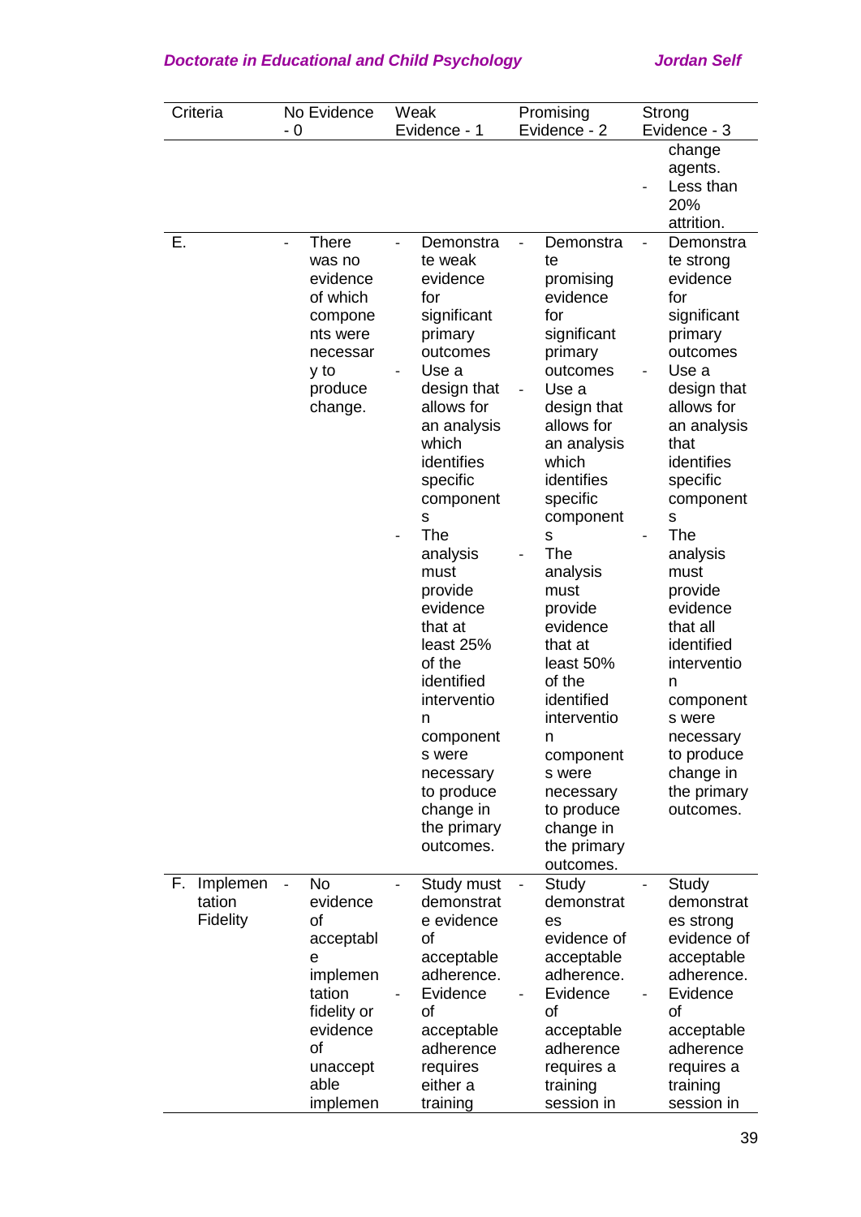| Criteria | No Evidence - 0 | Weak Evidence - 1 | Promising Evidence - 2 | Strong Evidence - 3 |
|---|---|---|---|---|
| | | | | change agents.<br>- Less than 20% attrition. |
| E. | - There was no evidence of which components were necessary to produce change. | - Demonstrate weak evidence for significant primary outcomes<br>- Use a design that allows for an analysis which identifies specific components<br>- The analysis must provide evidence that at least 25% of the identified intervention components were necessary to produce change in the primary outcomes. | - Demonstrate promising evidence for significant primary outcomes<br>- Use a design that allows for an analysis which identifies specific components<br>- The analysis must provide evidence that at least 50% of the identified intervention components were necessary to produce change in the primary outcomes. | - Demonstrate strong evidence for significant primary outcomes<br>- Use a design that allows for an analysis that identifies specific components<br>- The analysis must provide evidence that all identified intervention components were necessary to produce change in the primary outcomes. |
| F. Implementation Fidelity | - No evidence of acceptable implementation fidelity or evidence of unacceptable implemen | - Study must demonstrate evidence of acceptable adherence.<br>- Evidence of acceptable adherence requires either a training | - Study demonstrates evidence of acceptable adherence.<br>- Evidence of acceptable adherence requires a training session in | - Study demonstrates strong evidence of acceptable adherence.<br>- Evidence of acceptable adherence requires a training session in |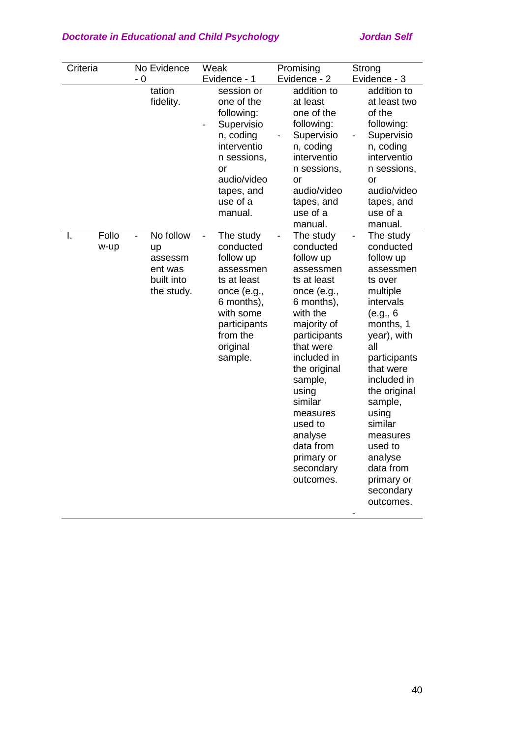| Criteria | No Evidence - 0 | Weak Evidence - 1 | Promising Evidence - 2 | Strong Evidence - 3 |
|---|---|---|---|---|
| | tation fidelity. | session or one of the following: - Supervision, coding intervention sessions, or audio/video tapes, and use of a manual. | addition to at least one of the following: - Supervision, coding intervention sessions, or audio/video tapes, and use of a manual. | addition to at least two of the following: - Supervision, coding intervention sessions, or audio/video tapes, and use of a manual. |
| I. Follow-up | - No follow up assessment was built into the study. | - The study conducted follow up assessments at least once (e.g., 6 months), with some participants from the original sample. | - The study conducted follow up assessments at least once (e.g., 6 months), with the majority of participants that were included in the original sample, using similar measures used to analyse data from primary or secondary outcomes. | - The study conducted follow up assessments over multiple intervals (e.g., 6 months, 1 year), with all participants that were included in the original sample, using similar measures used to analyse data from primary or secondary outcomes. - |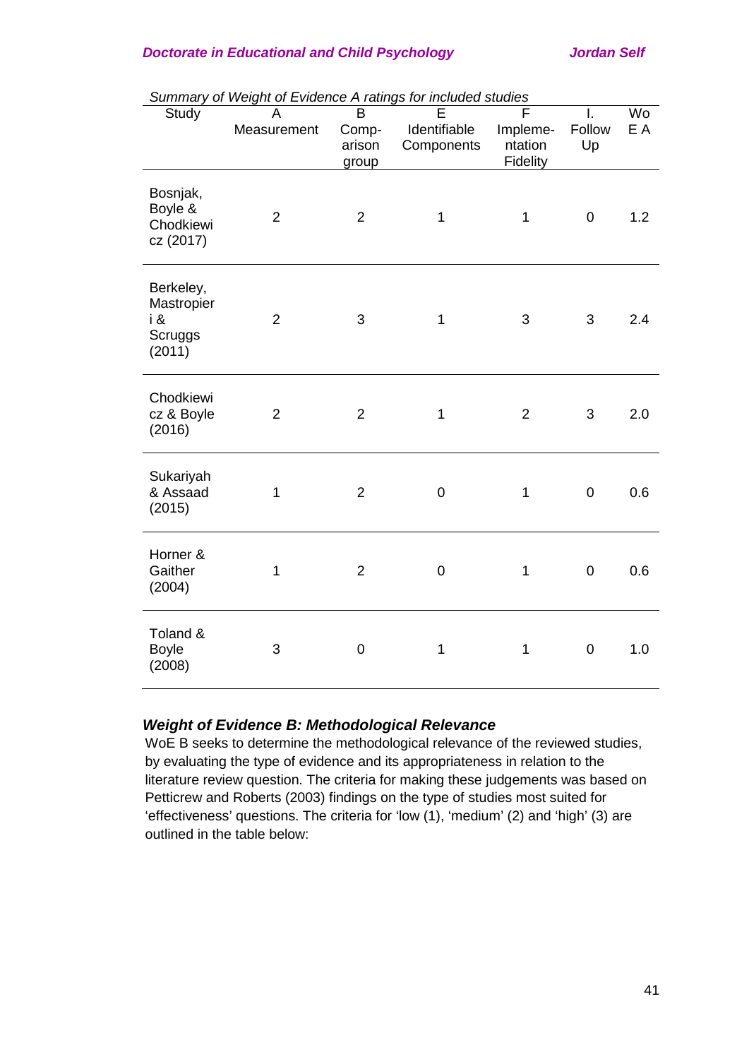*Summary of Weight of Evidence A ratings for included studies*

| Study | A Measurement | B Comparison group | E Identifiable Components | F Implementation Fidelity | I. Follow Up | WoE A |
|---|---|---|---|---|---|---|
| Bosnjak, Boyle & Chodkiewicz (2017) | 2 | 2 | 1 | 1 | 0 | 1.2 |
| Berkeley, Mastropieri & Scruggs (2011) | 2 | 3 | 1 | 3 | 3 | 2.4 |
| Chodkiewicz & Boyle (2016) | 2 | 2 | 1 | 2 | 3 | 2.0 |
| Sukariyah & Assaad (2015) | 1 | 2 | 0 | 1 | 0 | 0.6 |
| Horner & Gaither (2004) | 1 | 2 | 0 | 1 | 0 | 0.6 |
| Toland & Boyle (2008) | 3 | 0 | 1 | 1 | 0 | 1.0 |

### *Weight of Evidence B: Methodological Relevance*

WoE B seeks to determine the methodological relevance of the reviewed studies, by evaluating the type of evidence and its appropriateness in relation to the literature review question. The criteria for making these judgements was based on Petticrew and Roberts (2003) findings on the type of studies most suited for 'effectiveness' questions. The criteria for 'low (1), 'medium' (2) and 'high' (3) are outlined in the table below: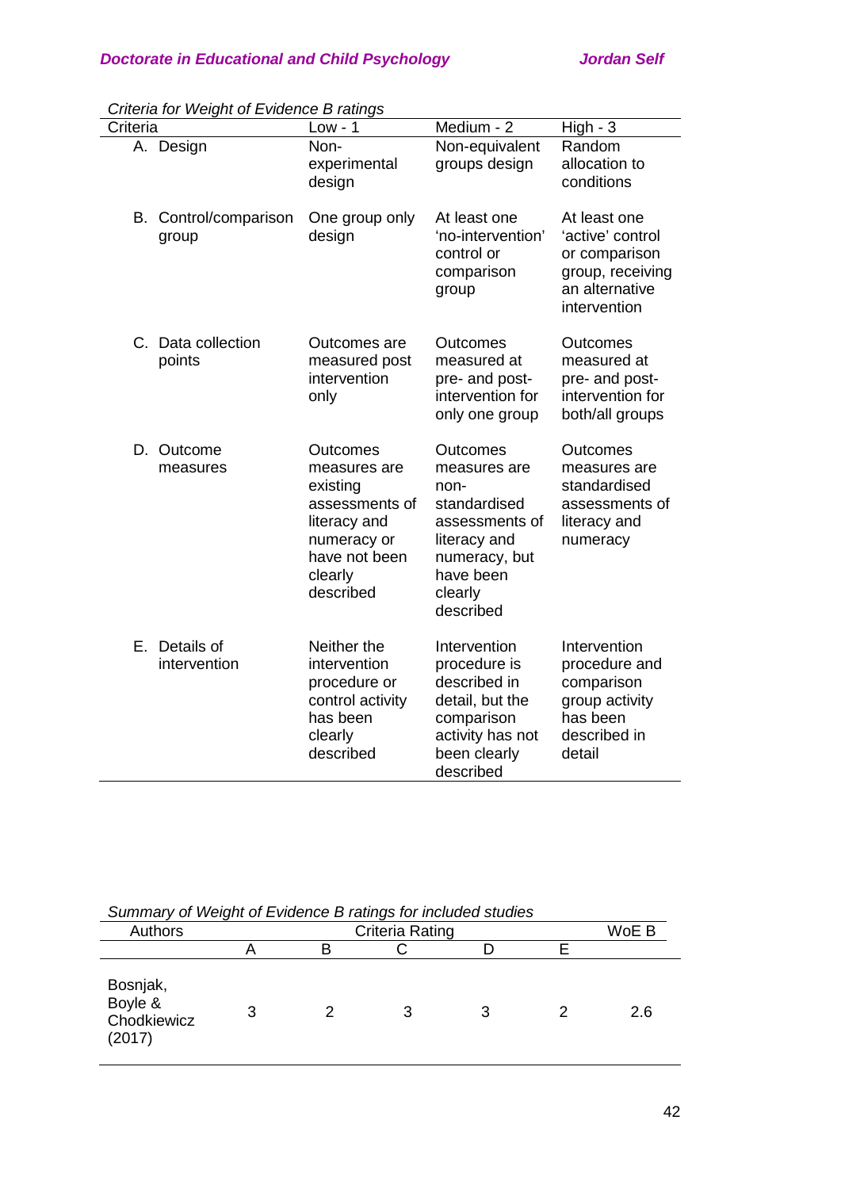*Criteria for Weight of Evidence B ratings*

| Criteria | Low - 1 | Medium - 2 | High - 3 |
|---|---|---|---|
| A. Design | Non-experimental design | Non-equivalent groups design | Random allocation to conditions |
| B. Control/comparison group | One group only design | At least one 'no-intervention' control or comparison group | At least one 'active' control or comparison group, receiving an alternative intervention |
| C. Data collection points | Outcomes are measured post intervention only | Outcomes measured at pre- and post-intervention for only one group | Outcomes measured at pre- and post-intervention for both/all groups |
| D. Outcome measures | Outcomes measures are existing assessments of literacy and numeracy or have not been clearly described | Outcomes measures are non-standardised assessments of literacy and numeracy, but have been clearly described | Outcomes measures are standardised assessments of literacy and numeracy |
| E. Details of intervention | Neither the intervention procedure or control activity has been clearly described | Intervention procedure is described in detail, but the comparison activity has not been clearly described | Intervention procedure and comparison group activity has been described in detail |

*Summary of Weight of Evidence B ratings for included studies*

| Authors | Criteria Rating | | | | | WoE B |
|---|---|---|---|---|---|---|
| | A | B | C | D | E | |
| Bosnjak, Boyle & Chodkiewicz (2017) | 3 | 2 | 3 | 3 | 2 | 2.6 |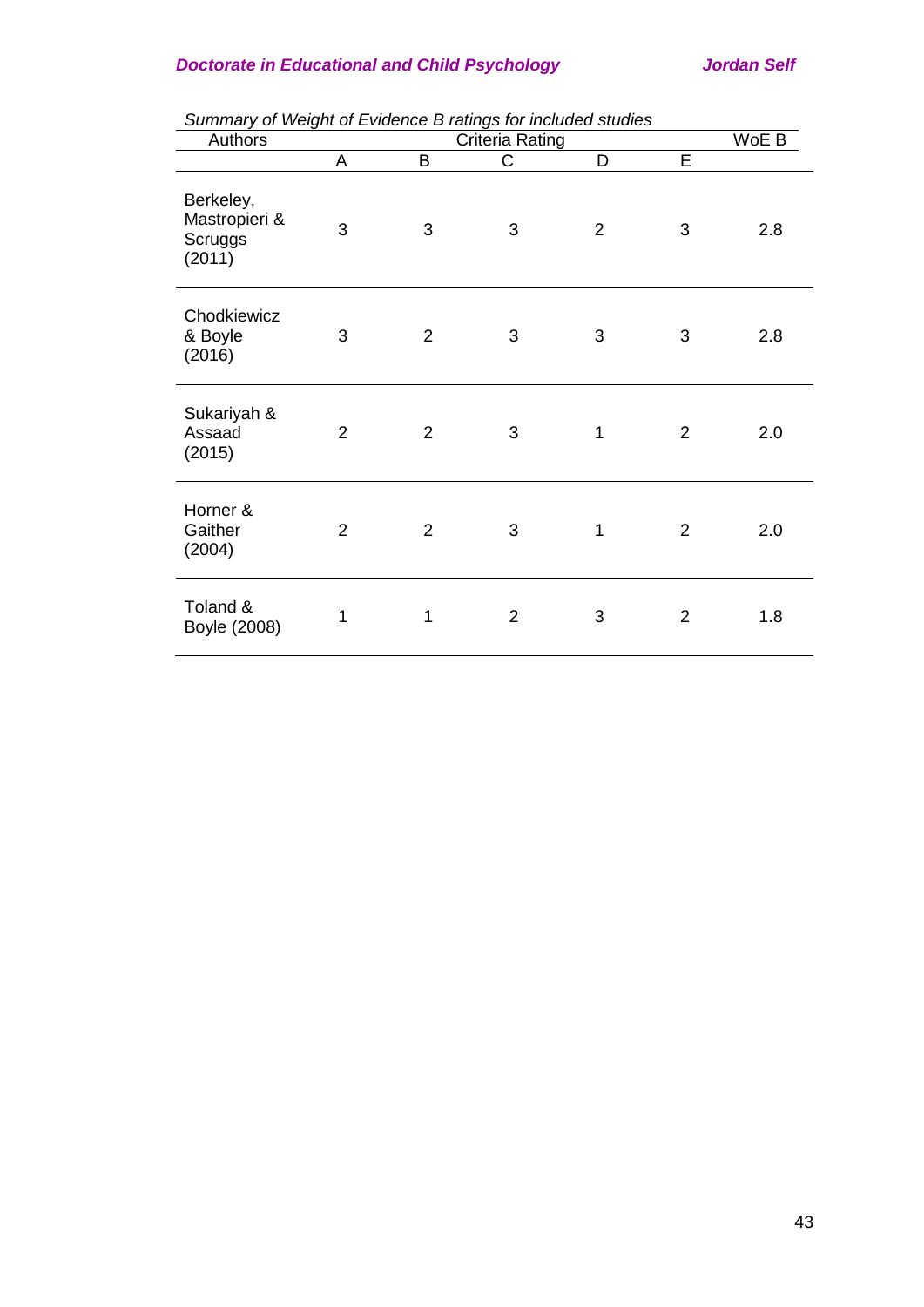*Summary of Weight of Evidence B ratings for included studies*

| Authors | Criteria Rating | | | | | WoE B |
|---|---|---|---|---|---|---|
| | A | B | C | D | E | |
| Berkeley, Mastropieri & Scruggs (2011) | 3 | 3 | 3 | 2 | 3 | 2.8 |
| Chodkiewicz & Boyle (2016) | 3 | 2 | 3 | 3 | 3 | 2.8 |
| Sukariyah & Assaad (2015) | 2 | 2 | 3 | 1 | 2 | 2.0 |
| Horner & Gaither (2004) | 2 | 2 | 3 | 1 | 2 | 2.0 |
| Toland & Boyle (2008) | 1 | 1 | 2 | 3 | 2 | 1.8 |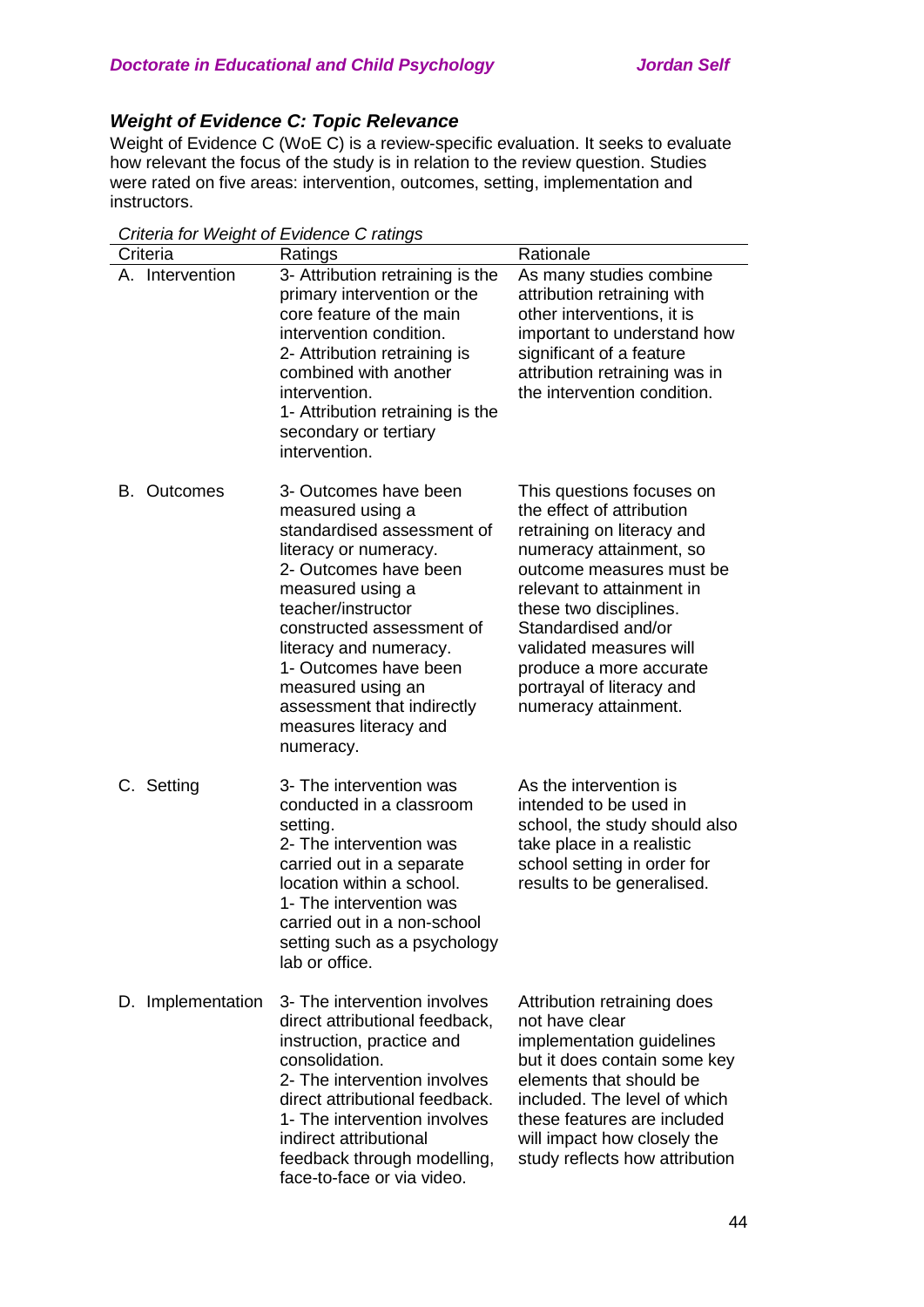### *Weight of Evidence C: Topic Relevance*

Weight of Evidence C (WoE C) is a review-specific evaluation. It seeks to evaluate how relevant the focus of the study is in relation to the review question. Studies were rated on five areas: intervention, outcomes, setting, implementation and instructors.

*Criteria for Weight of Evidence C ratings*

| Criteria | Ratings | Rationale |
|---|---|---|
| A. Intervention | 3- Attribution retraining is the primary intervention or the core feature of the main intervention condition.<br>2- Attribution retraining is combined with another intervention.<br>1- Attribution retraining is the secondary or tertiary intervention. | As many studies combine attribution retraining with other interventions, it is important to understand how significant of a feature attribution retraining was in the intervention condition. |
| B. Outcomes | 3- Outcomes have been measured using a standardised assessment of literacy or numeracy.<br>2- Outcomes have been measured using a teacher/instructor constructed assessment of literacy and numeracy.<br>1- Outcomes have been measured using an assessment that indirectly measures literacy and numeracy. | This questions focuses on the effect of attribution retraining on literacy and numeracy attainment, so outcome measures must be relevant to attainment in these two disciplines. Standardised and/or validated measures will produce a more accurate portrayal of literacy and numeracy attainment. |
| C. Setting | 3- The intervention was conducted in a classroom setting.<br>2- The intervention was carried out in a separate location within a school.<br>1- The intervention was carried out in a non-school setting such as a psychology lab or office. | As the intervention is intended to be used in school, the study should also take place in a realistic school setting in order for results to be generalised. |
| D. Implementation | 3- The intervention involves direct attributional feedback, instruction, practice and consolidation.<br>2- The intervention involves direct attributional feedback.<br>1- The intervention involves indirect attributional feedback through modelling, face-to-face or via video. | Attribution retraining does not have clear implementation guidelines but it does contain some key elements that should be included. The level of which these features are included will impact how closely the study reflects how attribution |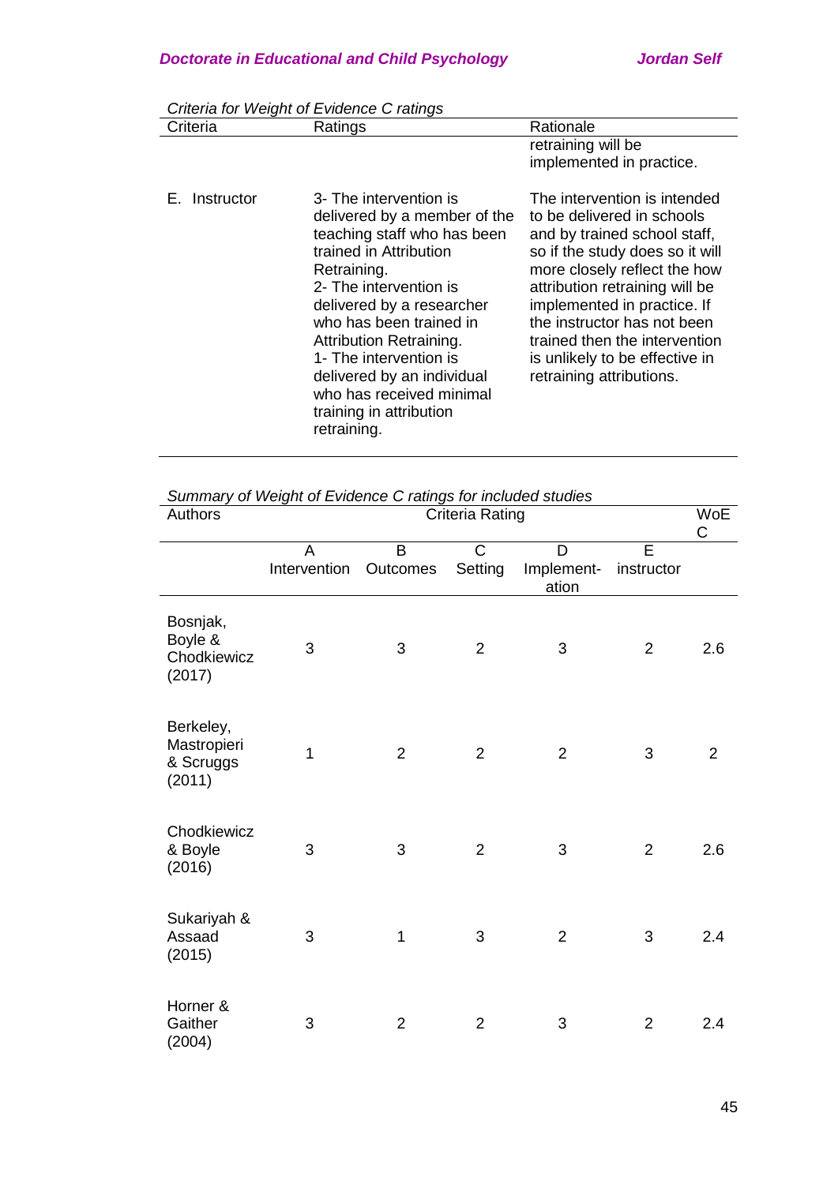*Criteria for Weight of Evidence C ratings*

| Criteria | Ratings | Rationale |
|---|---|---|
| | | retraining will be implemented in practice. |
| E. Instructor | 3- The intervention is delivered by a member of the teaching staff who has been trained in Attribution Retraining.<br>2- The intervention is delivered by a researcher who has been trained in Attribution Retraining.<br>1- The intervention is delivered by an individual who has received minimal training in attribution retraining. | The intervention is intended to be delivered in schools and by trained school staff, so if the study does so it will more closely reflect the how attribution retraining will be implemented in practice. If the instructor has not been trained then the intervention is unlikely to be effective in retraining attributions. |

*Summary of Weight of Evidence C ratings for included studies*

| Authors | Criteria Rating | | | | | WoE C |
|---|---|---|---|---|---|---|
| | A Intervention | B Outcomes | C Setting | D Implement-ation | E instructor | |
| Bosnjak, Boyle & Chodkiewicz (2017) | 3 | 3 | 2 | 3 | 2 | 2.6 |
| Berkeley, Mastropieri & Scruggs (2011) | 1 | 2 | 2 | 2 | 3 | 2 |
| Chodkiewicz & Boyle (2016) | 3 | 3 | 2 | 3 | 2 | 2.6 |
| Sukariyah & Assaad (2015) | 3 | 1 | 3 | 2 | 3 | 2.4 |
| Horner & Gaither (2004) | 3 | 2 | 2 | 3 | 2 | 2.4 |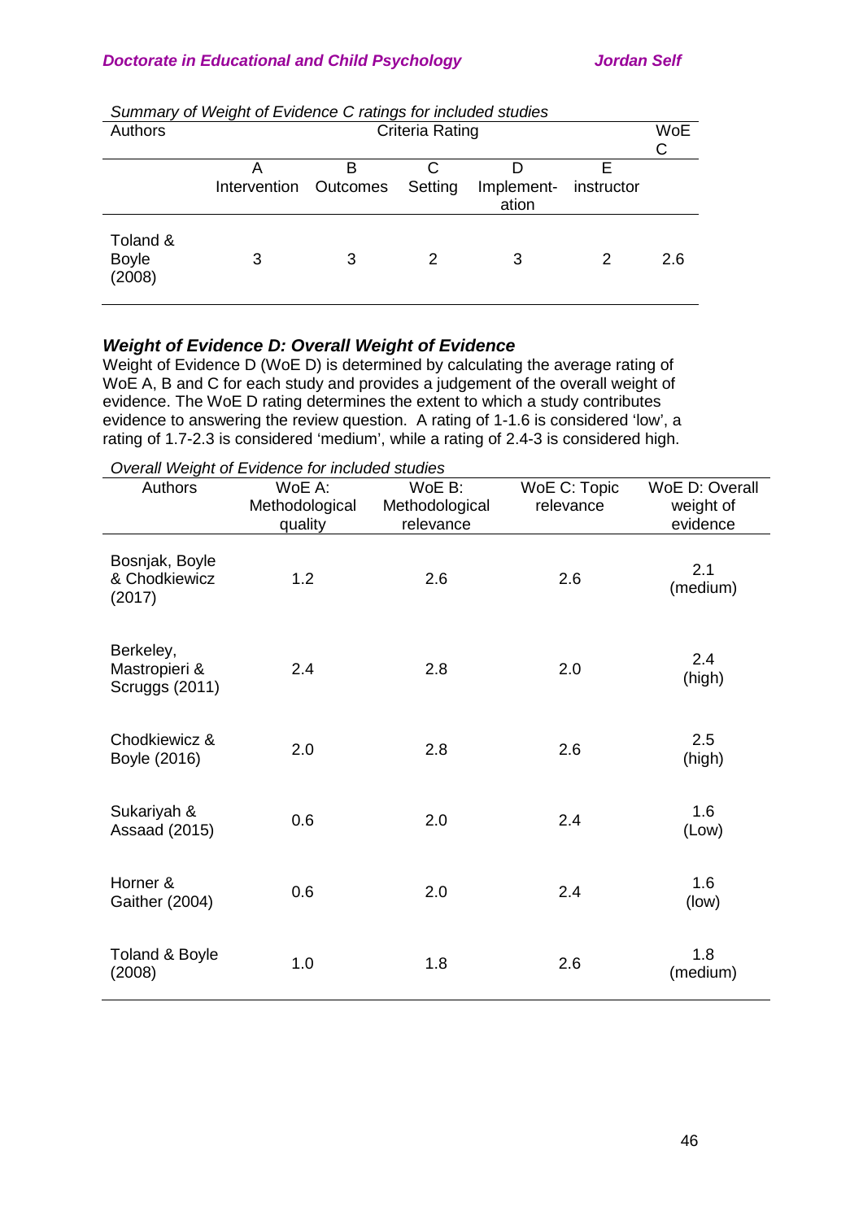*Summary of Weight of Evidence C ratings for included studies*

| Authors | Criteria Rating | | | | | WoE C |
|---|---|---|---|---|---|---|
| | A Intervention | B Outcomes | C Setting | D Implement-ation | E instructor | |
| Toland & Boyle (2008) | 3 | 3 | 2 | 3 | 2 | 2.6 |

### *Weight of Evidence D: Overall Weight of Evidence*

Weight of Evidence D (WoE D) is determined by calculating the average rating of WoE A, B and C for each study and provides a judgement of the overall weight of evidence. The WoE D rating determines the extent to which a study contributes evidence to answering the review question. A rating of 1-1.6 is considered 'low', a rating of 1.7-2.3 is considered 'medium', while a rating of 2.4-3 is considered high.

*Overall Weight of Evidence for included studies*

| Authors | WoE A: Methodological quality | WoE B: Methodological relevance | WoE C: Topic relevance | WoE D: Overall weight of evidence |
|---|---|---|---|---|
| Bosnjak, Boyle & Chodkiewicz (2017) | 1.2 | 2.6 | 2.6 | 2.1 (medium) |
| Berkeley, Mastropieri & Scruggs (2011) | 2.4 | 2.8 | 2.0 | 2.4 (high) |
| Chodkiewicz & Boyle (2016) | 2.0 | 2.8 | 2.6 | 2.5 (high) |
| Sukariyah & Assaad (2015) | 0.6 | 2.0 | 2.4 | 1.6 (Low) |
| Horner & Gaither (2004) | 0.6 | 2.0 | 2.4 | 1.6 (low) |
| Toland & Boyle (2008) | 1.0 | 1.8 | 2.6 | 1.8 (medium) |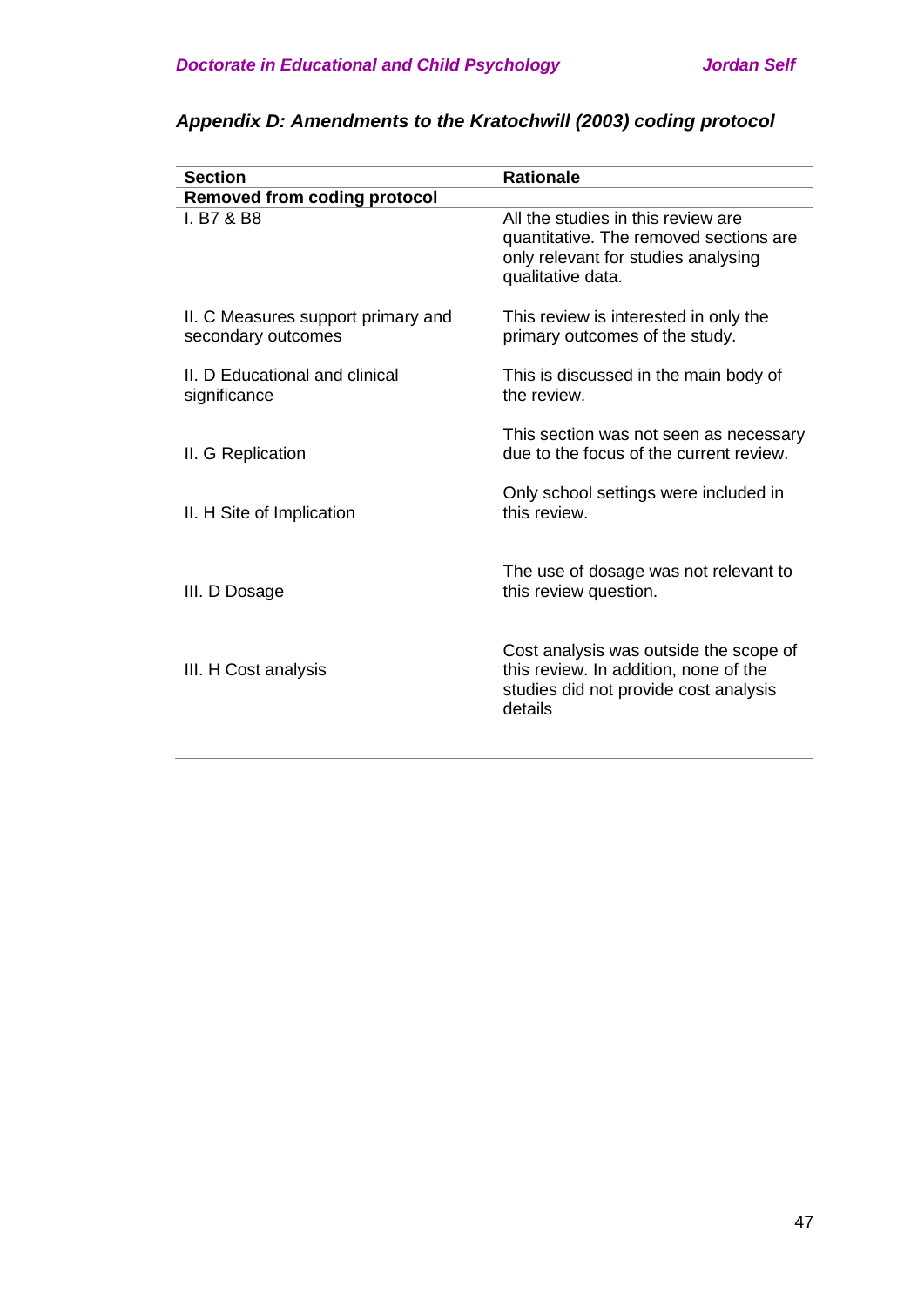### *Appendix D: Amendments to the Kratochwill (2003) coding protocol*

| Section | Rationale |
|---|---|
| **Removed from coding protocol** | |
| I. B7 & B8 | All the studies in this review are quantitative. The removed sections are only relevant for studies analysing qualitative data. |
| II. C Measures support primary and secondary outcomes | This review is interested in only the primary outcomes of the study. |
| II. D Educational and clinical significance | This is discussed in the main body of the review. |
| II. G Replication | This section was not seen as necessary due to the focus of the current review. |
| II. H Site of Implication | Only school settings were included in this review. |
| III. D Dosage | The use of dosage was not relevant to this review question. |
| III. H Cost analysis | Cost analysis was outside the scope of this review. In addition, none of the studies did not provide cost analysis details |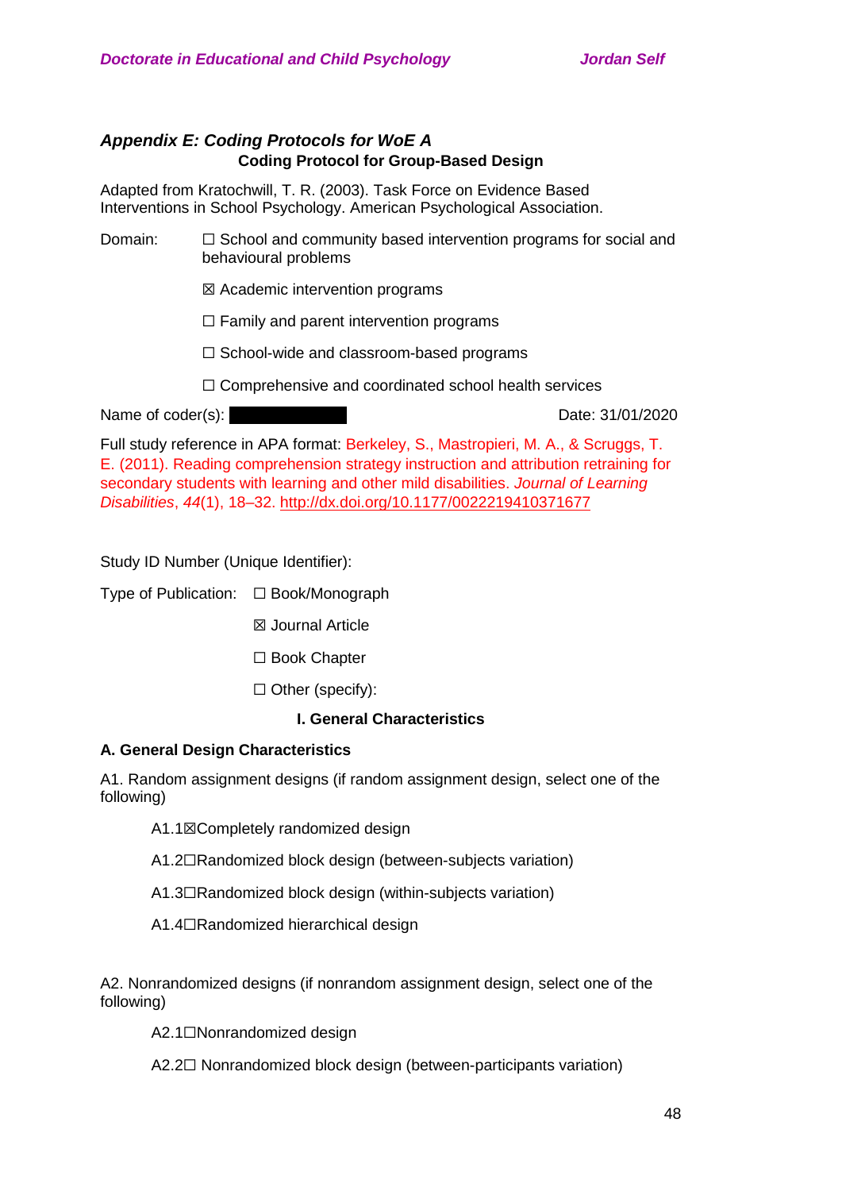### *Appendix E: Coding Protocols for WoE A*

**Coding Protocol for Group-Based Design**

Adapted from Kratochwill, T. R. (2003). Task Force on Evidence Based Interventions in School Psychology. American Psychological Association.

Domain:

☐ School and community based intervention programs for social and behavioural problems

☒ Academic intervention programs

☐ Family and parent intervention programs

☐ School-wide and classroom-based programs

☐ Comprehensive and coordinated school health services

Name of coder(s): ██████████ Date: 31/01/2020

Full study reference in APA format: Berkeley, S., Mastropieri, M. A., & Scruggs, T. E. (2011). Reading comprehension strategy instruction and attribution retraining for secondary students with learning and other mild disabilities. *Journal of Learning Disabilities*, *44*(1), 18–32. http://dx.doi.org/10.1177/0022219410371677

Study ID Number (Unique Identifier):

Type of Publication:

☐ Book/Monograph

☒ Journal Article

☐ Book Chapter

☐ Other (specify):

**I. General Characteristics**

**A. General Design Characteristics**

A1. Random assignment designs (if random assignment design, select one of the following)

A1.1☒Completely randomized design

A1.2☐Randomized block design (between-subjects variation)

A1.3☐Randomized block design (within-subjects variation)

A1.4☐Randomized hierarchical design

A2. Nonrandomized designs (if nonrandom assignment design, select one of the following)

A2.1☐Nonrandomized design

A2.2☐ Nonrandomized block design (between-participants variation)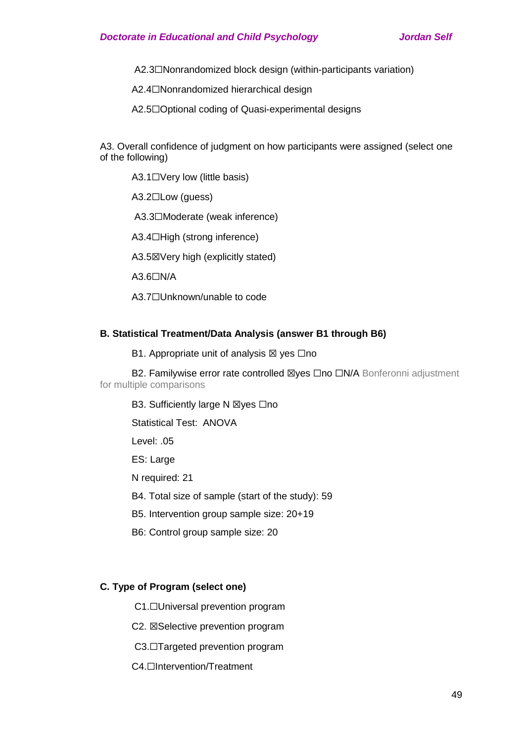A2.3☐Nonrandomized block design (within-participants variation)

A2.4☐Nonrandomized hierarchical design

A2.5☐Optional coding of Quasi-experimental designs

A3. Overall confidence of judgment on how participants were assigned (select one of the following)

A3.1☐Very low (little basis)

A3.2☐Low (guess)

A3.3☐Moderate (weak inference)

A3.4☐High (strong inference)

A3.5☒Very high (explicitly stated)

A3.6☐N/A

A3.7☐Unknown/unable to code

**B. Statistical Treatment/Data Analysis (answer B1 through B6)**

B1. Appropriate unit of analysis ☒ yes ☐no

B2. Familywise error rate controlled ☒yes ☐no ☐N/A Bonferonni adjustment for multiple comparisons

B3. Sufficiently large N ☒yes ☐no

Statistical Test: ANOVA

Level: .05

ES: Large

N required: 21

B4. Total size of sample (start of the study): 59

B5. Intervention group sample size: 20+19

B6: Control group sample size: 20

**C. Type of Program (select one)**

C1.☐Universal prevention program

C2. ☒Selective prevention program

C3.☐Targeted prevention program

C4.☐Intervention/Treatment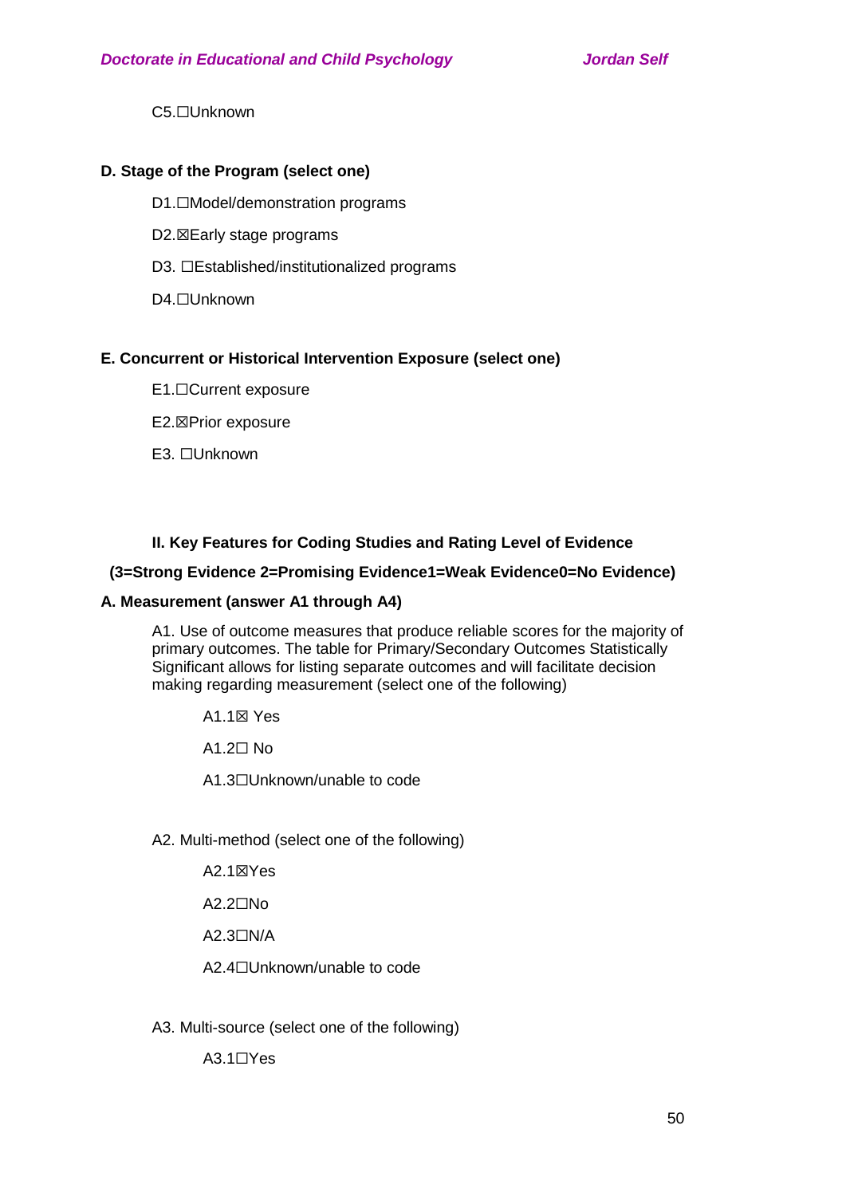C5.☐Unknown

**D. Stage of the Program (select one)**

D1.☐Model/demonstration programs

D2.☒Early stage programs

D3. ☐Established/institutionalized programs

D4.☐Unknown

**E. Concurrent or Historical Intervention Exposure (select one)**

E1.☐Current exposure

E2.☒Prior exposure

E3. ☐Unknown

**II. Key Features for Coding Studies and Rating Level of Evidence**

**(3=Strong Evidence 2=Promising Evidence1=Weak Evidence0=No Evidence)**

**A. Measurement (answer A1 through A4)**

A1. Use of outcome measures that produce reliable scores for the majority of primary outcomes. The table for Primary/Secondary Outcomes Statistically Significant allows for listing separate outcomes and will facilitate decision making regarding measurement (select one of the following)

A1.1☒ Yes

A1.2☐ No

A1.3☐Unknown/unable to code

A2. Multi-method (select one of the following)

A2.1☒Yes

A2.2☐No

A2.3☐N/A

A2.4☐Unknown/unable to code

A3. Multi-source (select one of the following)

A3.1☐Yes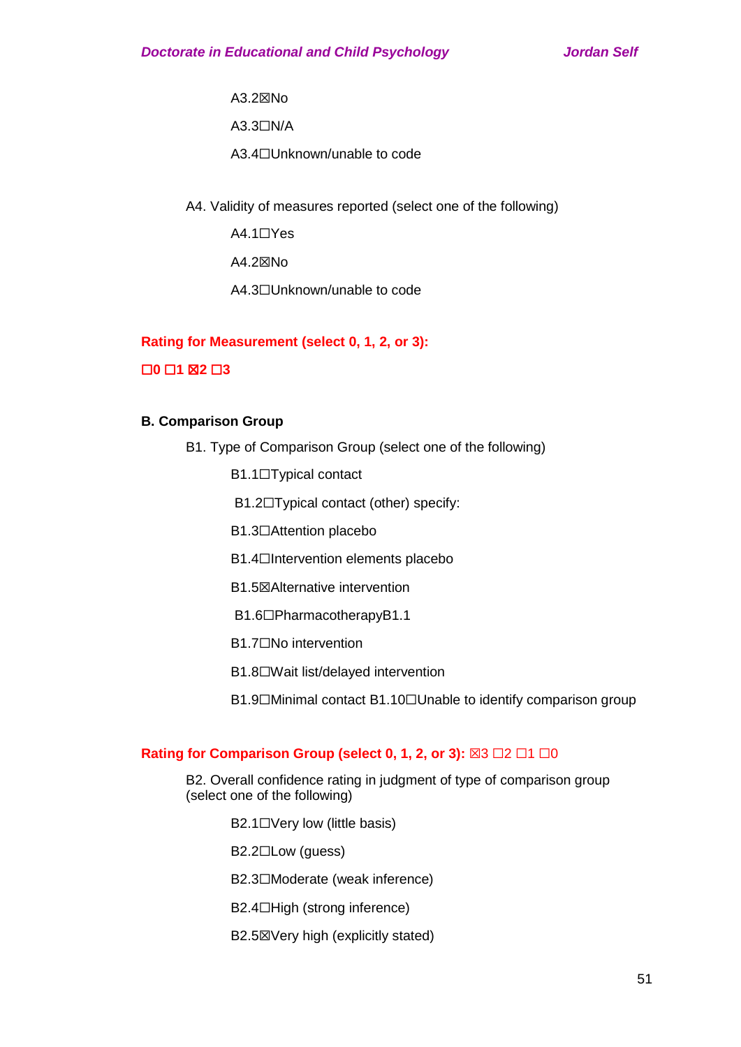A3.2☒No

A3.3☐N/A

A3.4☐Unknown/unable to code

A4. Validity of measures reported (select one of the following)

A4.1☐Yes

A4.2☒No

A4.3☐Unknown/unable to code

**Rating for Measurement (select 0, 1, 2, or 3):**

**☐0 ☐1 ☒2 ☐3**

**B. Comparison Group**

B1. Type of Comparison Group (select one of the following)

B1.1☐Typical contact

B1.2☐Typical contact (other) specify:

B1.3☐Attention placebo

B1.4☐Intervention elements placebo

B1.5☒Alternative intervention

B1.6☐PharmacotherapyB1.1

B1.7☐No intervention

B1.8☐Wait list/delayed intervention

B1.9☐Minimal contact B1.10☐Unable to identify comparison group

**Rating for Comparison Group (select 0, 1, 2, or 3):** ☒3 ☐2 ☐1 ☐0

B2. Overall confidence rating in judgment of type of comparison group (select one of the following)

B2.1☐Very low (little basis)

B2.2☐Low (guess)

B2.3☐Moderate (weak inference)

B2.4☐High (strong inference)

B2.5☒Very high (explicitly stated)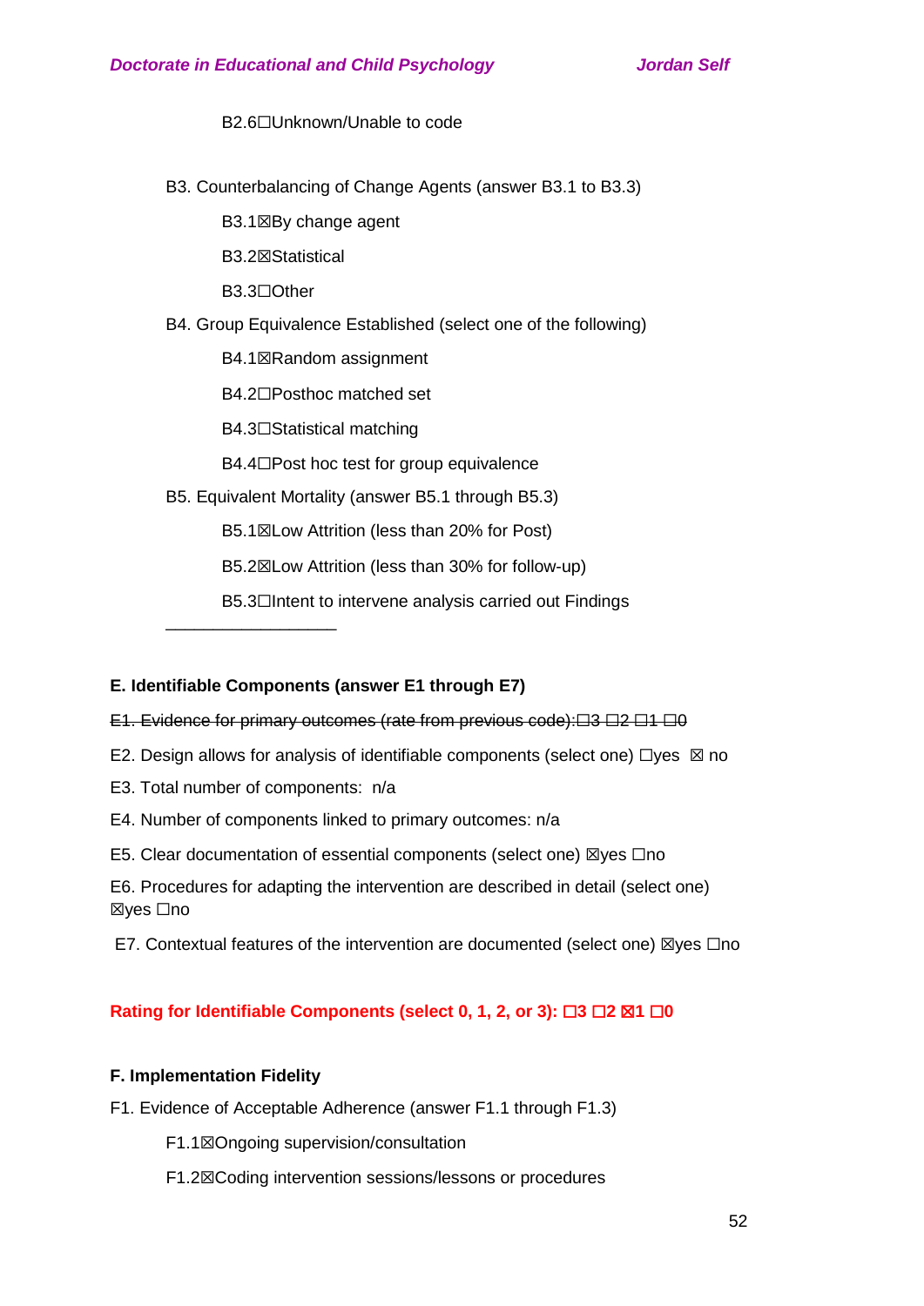B2.6☐Unknown/Unable to code

B3. Counterbalancing of Change Agents (answer B3.1 to B3.3)

B3.1☒By change agent

B3.2☒Statistical

B3.3☐Other

B4. Group Equivalence Established (select one of the following)

B4.1☒Random assignment

B4.2☐Posthoc matched set

B4.3☐Statistical matching

B4.4☐Post hoc test for group equivalence

B5. Equivalent Mortality (answer B5.1 through B5.3)

B5.1☒Low Attrition (less than 20% for Post)

B5.2☒Low Attrition (less than 30% for follow-up)

B5.3☐Intent to intervene analysis carried out Findings

\_\_\_\_\_\_\_\_\_\_\_\_\_\_\_\_\_\_\_\_

**E. Identifiable Components (answer E1 through E7)**

~~E1. Evidence for primary outcomes (rate from previous code):☐3 ☐2 ☐1 ☐0~~

E2. Design allows for analysis of identifiable components (select one) ☐yes ☒ no

E3. Total number of components: n/a

E4. Number of components linked to primary outcomes: n/a

E5. Clear documentation of essential components (select one) ☒yes ☐no

E6. Procedures for adapting the intervention are described in detail (select one) ☒yes ☐no

E7. Contextual features of the intervention are documented (select one) ☒yes ☐no

**Rating for Identifiable Components (select 0, 1, 2, or 3): ☐3 ☐2 ☒1 ☐0**

**F. Implementation Fidelity**

F1. Evidence of Acceptable Adherence (answer F1.1 through F1.3)

F1.1☒Ongoing supervision/consultation

F1.2☒Coding intervention sessions/lessons or procedures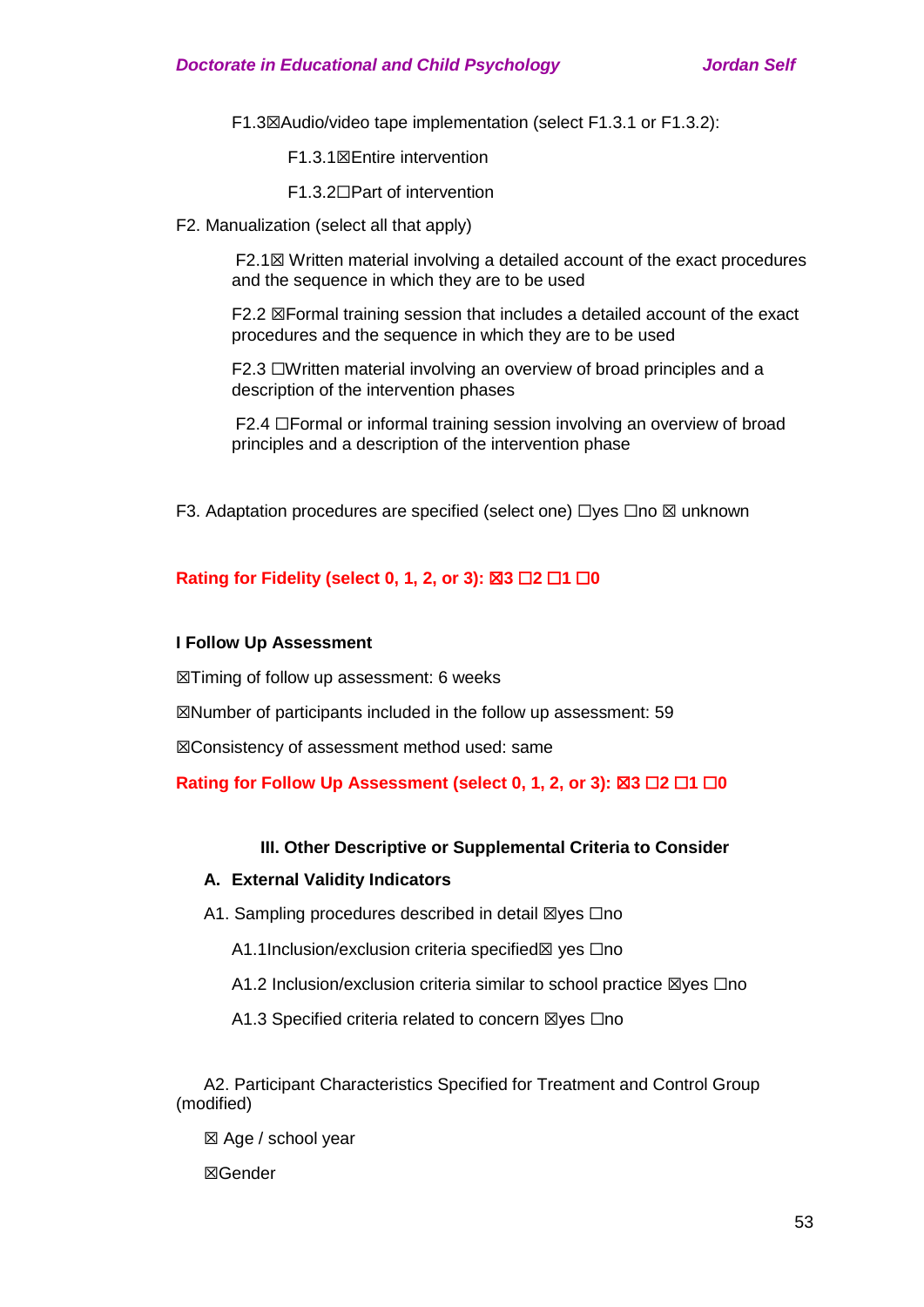F1.3☒Audio/video tape implementation (select F1.3.1 or F1.3.2):

F1.3.1☒Entire intervention

F1.3.2☐Part of intervention

F2. Manualization (select all that apply)

F2.1☒ Written material involving a detailed account of the exact procedures and the sequence in which they are to be used

F2.2 ☒Formal training session that includes a detailed account of the exact procedures and the sequence in which they are to be used

F2.3 ☐Written material involving an overview of broad principles and a description of the intervention phases

F2.4 ☐Formal or informal training session involving an overview of broad principles and a description of the intervention phase

F3. Adaptation procedures are specified (select one) ☐yes ☐no ☒ unknown

**Rating for Fidelity (select 0, 1, 2, or 3): ☒3 ☐2 ☐1 ☐0**

**I Follow Up Assessment**

☒Timing of follow up assessment: 6 weeks

☒Number of participants included in the follow up assessment: 59

☒Consistency of assessment method used: same

**Rating for Follow Up Assessment (select 0, 1, 2, or 3): ☒3 ☐2 ☐1 ☐0**

**III. Other Descriptive or Supplemental Criteria to Consider**

**A. External Validity Indicators**

A1. Sampling procedures described in detail ☒yes ☐no

A1.1Inclusion/exclusion criteria specified☒ yes ☐no

A1.2 Inclusion/exclusion criteria similar to school practice ☒yes ☐no

A1.3 Specified criteria related to concern ☒yes ☐no

A2. Participant Characteristics Specified for Treatment and Control Group (modified)

☒ Age / school year

☒Gender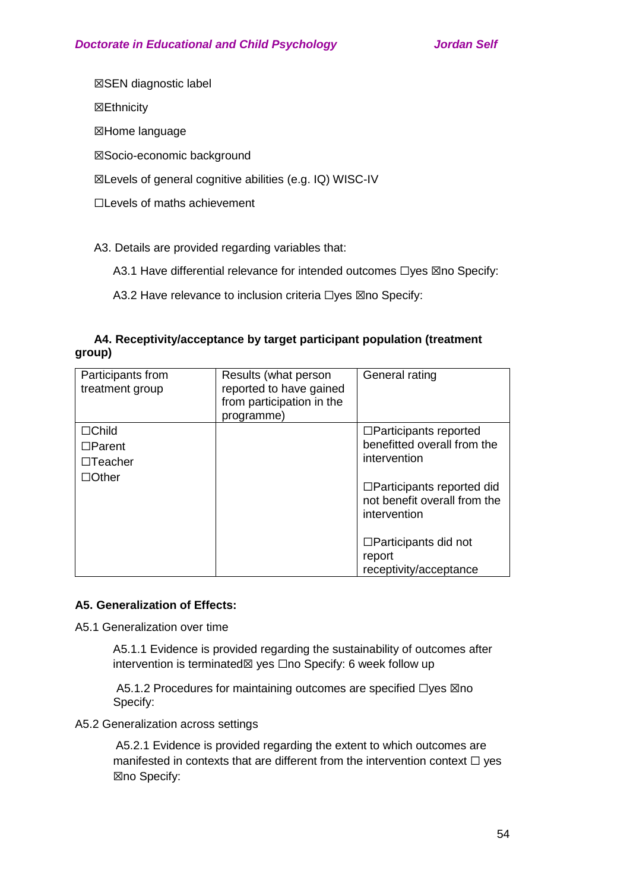☒SEN diagnostic label

☒Ethnicity

☒Home language

☒Socio-economic background

☒Levels of general cognitive abilities (e.g. IQ) WISC-IV

☐Levels of maths achievement

A3. Details are provided regarding variables that:

A3.1 Have differential relevance for intended outcomes ☐yes ☒no Specify:

A3.2 Have relevance to inclusion criteria ☐yes ☒no Specify:

**A4. Receptivity/acceptance by target participant population (treatment group)**

| Participants from treatment group | Results (what person reported to have gained from participation in the programme) | General rating |
|---|---|---|
| ☐Child<br>☐Parent<br>☐Teacher<br>☐Other | | ☐Participants reported benefitted overall from the intervention<br><br>☐Participants reported did not benefit overall from the intervention<br><br>☐Participants did not report receptivity/acceptance |

**A5. Generalization of Effects:**

A5.1 Generalization over time

A5.1.1 Evidence is provided regarding the sustainability of outcomes after intervention is terminated☒ yes ☐no Specify: 6 week follow up

A5.1.2 Procedures for maintaining outcomes are specified ☐yes ☒no Specify:

A5.2 Generalization across settings

A5.2.1 Evidence is provided regarding the extent to which outcomes are manifested in contexts that are different from the intervention context ☐ yes ☒no Specify: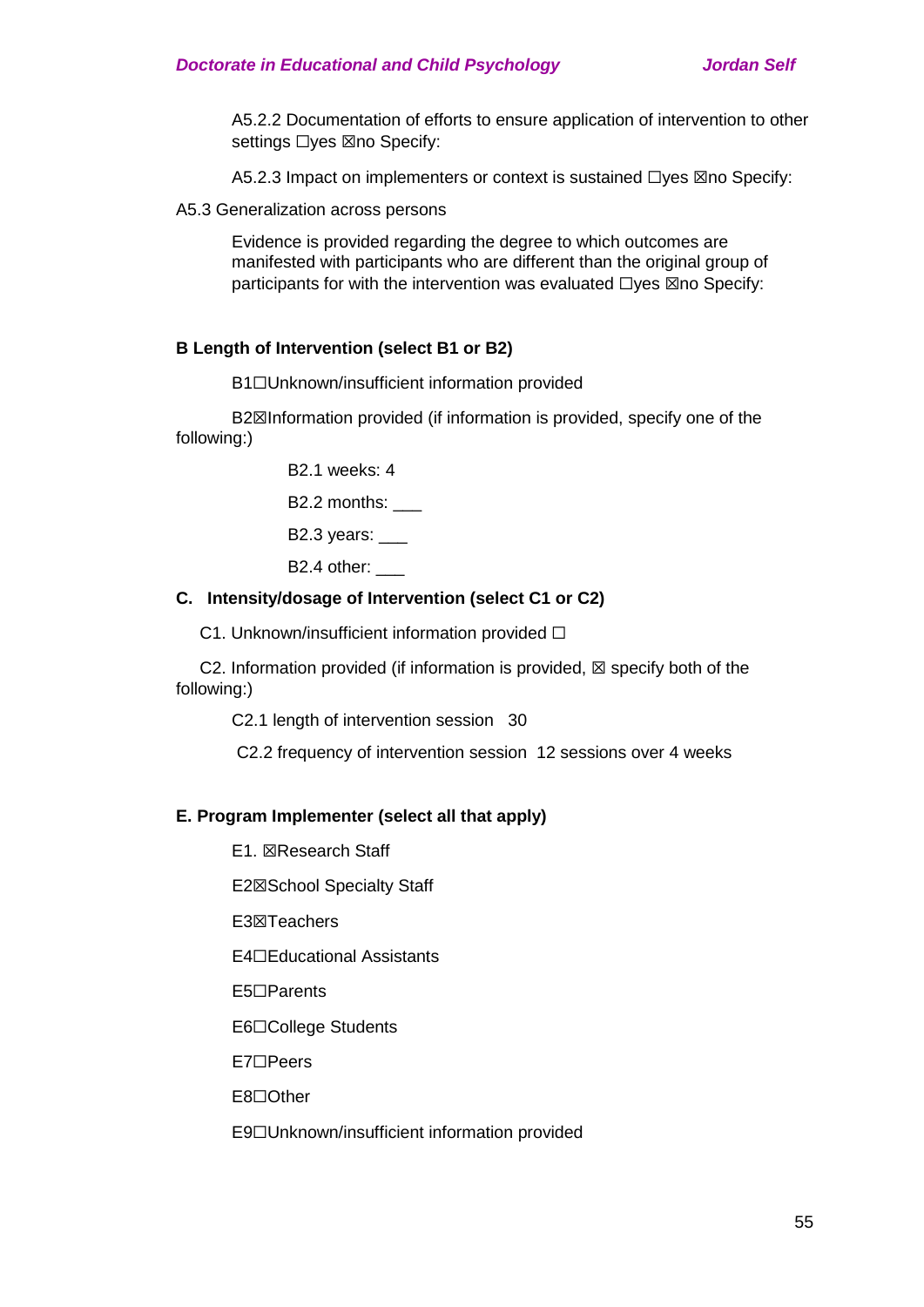A5.2.2 Documentation of efforts to ensure application of intervention to other settings ☐yes ☒no Specify:

A5.2.3 Impact on implementers or context is sustained ☐yes ☒no Specify:

A5.3 Generalization across persons

Evidence is provided regarding the degree to which outcomes are manifested with participants who are different than the original group of participants for with the intervention was evaluated ☐yes ☒no Specify:

**B Length of Intervention (select B1 or B2)**

B1☐Unknown/insufficient information provided

B2☒Information provided (if information is provided, specify one of the following:)

B2.1 weeks: 4

B2.2 months: ___

B2.3 years: ___

B2.4 other: ___

**C. Intensity/dosage of Intervention (select C1 or C2)**

C1. Unknown/insufficient information provided ☐

C2. Information provided (if information is provided, ☒ specify both of the following:)

C2.1 length of intervention session 30

C2.2 frequency of intervention session 12 sessions over 4 weeks

**E. Program Implementer (select all that apply)**

E1. ☒Research Staff

E2☒School Specialty Staff

E3☒Teachers

E4☐Educational Assistants

E5☐Parents

E6☐College Students

E7☐Peers

E8☐Other

E9☐Unknown/insufficient information provided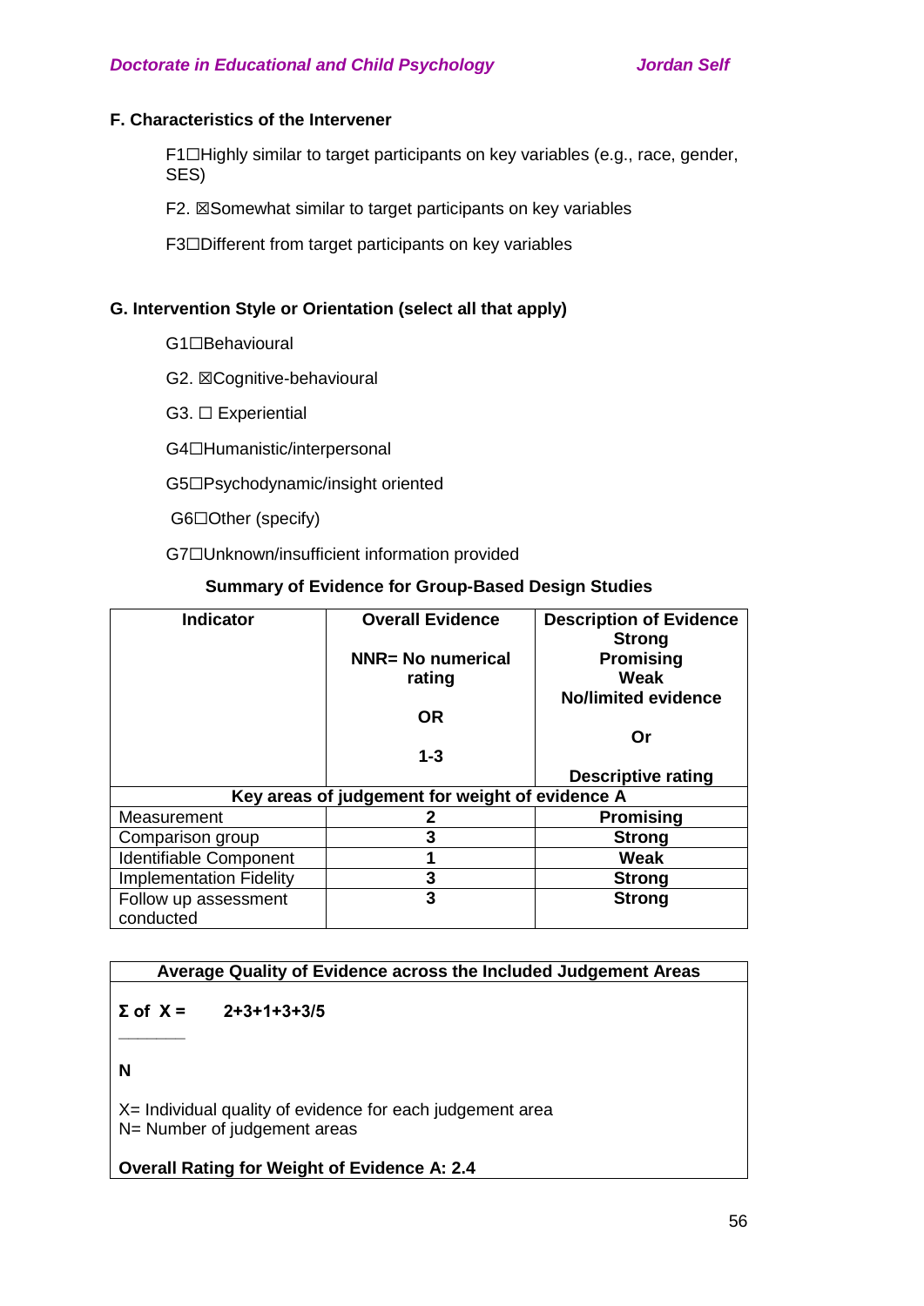### F. Characteristics of the Intervener

F1☐Highly similar to target participants on key variables (e.g., race, gender, SES)

F2. ☒Somewhat similar to target participants on key variables

F3☐Different from target participants on key variables

### G. Intervention Style or Orientation (select all that apply)

G1☐Behavioural

G2. ☒Cognitive-behavioural

G3. ☐ Experiential

G4☐Humanistic/interpersonal

G5☐Psychodynamic/insight oriented

G6☐Other (specify)

G7☐Unknown/insufficient information provided

**Summary of Evidence for Group-Based Design Studies**

| **Indicator** | **Overall Evidence**<br><br>**NNR= No numerical rating**<br><br>**OR**<br><br>**1-3** | **Description of Evidence**<br>**Strong**<br>**Promising**<br>**Weak**<br>**No/limited evidence**<br><br>**Or**<br><br>**Descriptive rating** |
|---|---|---|
| **Key areas of judgement for weight of evidence A** | | |
| Measurement | **2** | **Promising** |
| Comparison group | **3** | **Strong** |
| Identifiable Component | **1** | **Weak** |
| Implementation Fidelity | **3** | **Strong** |
| Follow up assessment conducted | **3** | **Strong** |

**Average Quality of Evidence across the Included Judgement Areas**

**Σ of X =** **2+3+1+3+3/5**

**N**

X= Individual quality of evidence for each judgement area
N= Number of judgement areas

**Overall Rating for Weight of Evidence A: 2.4**